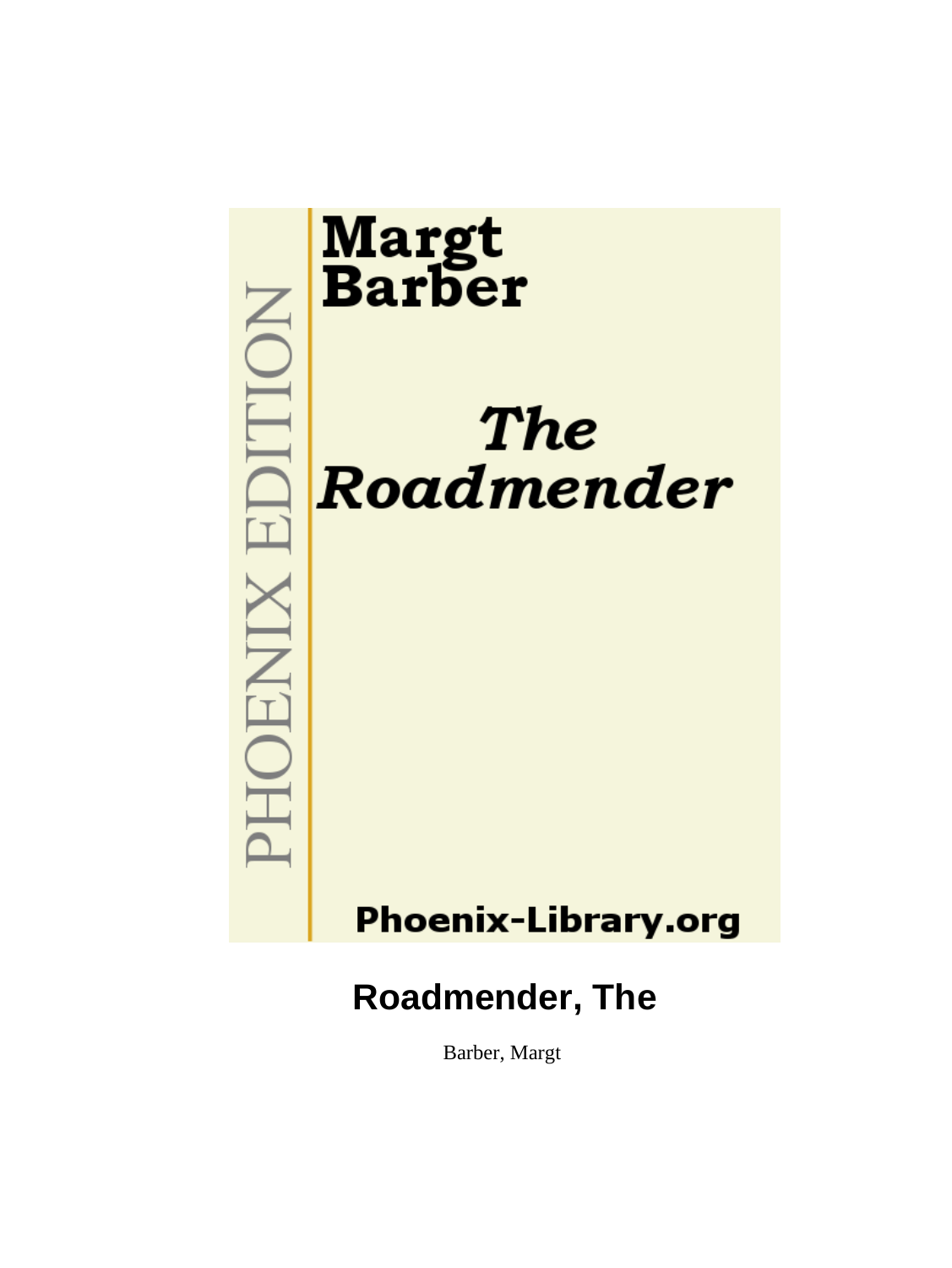PHOENIX EDITION

**Margt Barber**

***The Roadmender***

**Phoenix-Library.org**

# Roadmender, The

Barber, Margt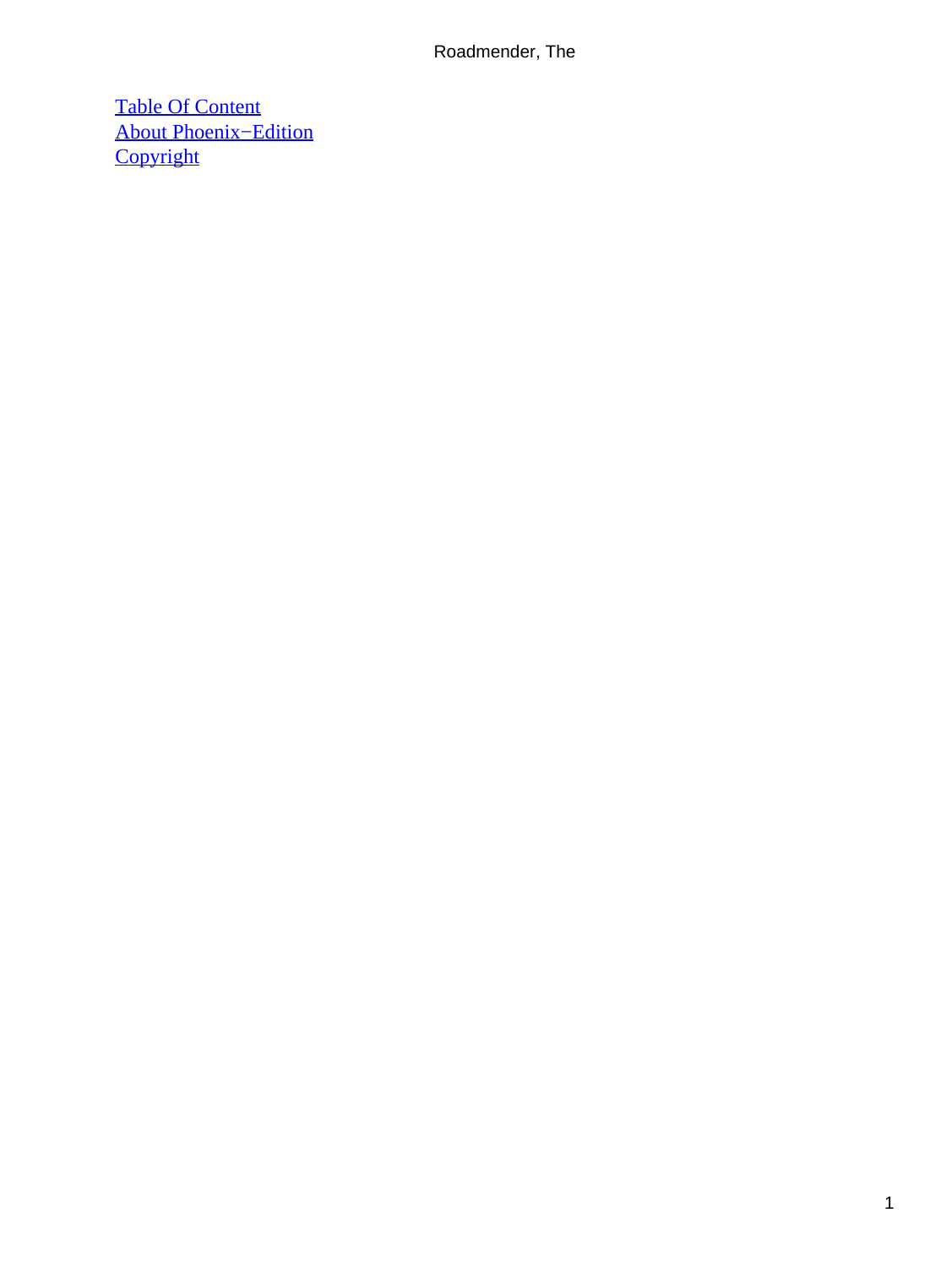Table Of Content
About Phoenix−Edition
Copyright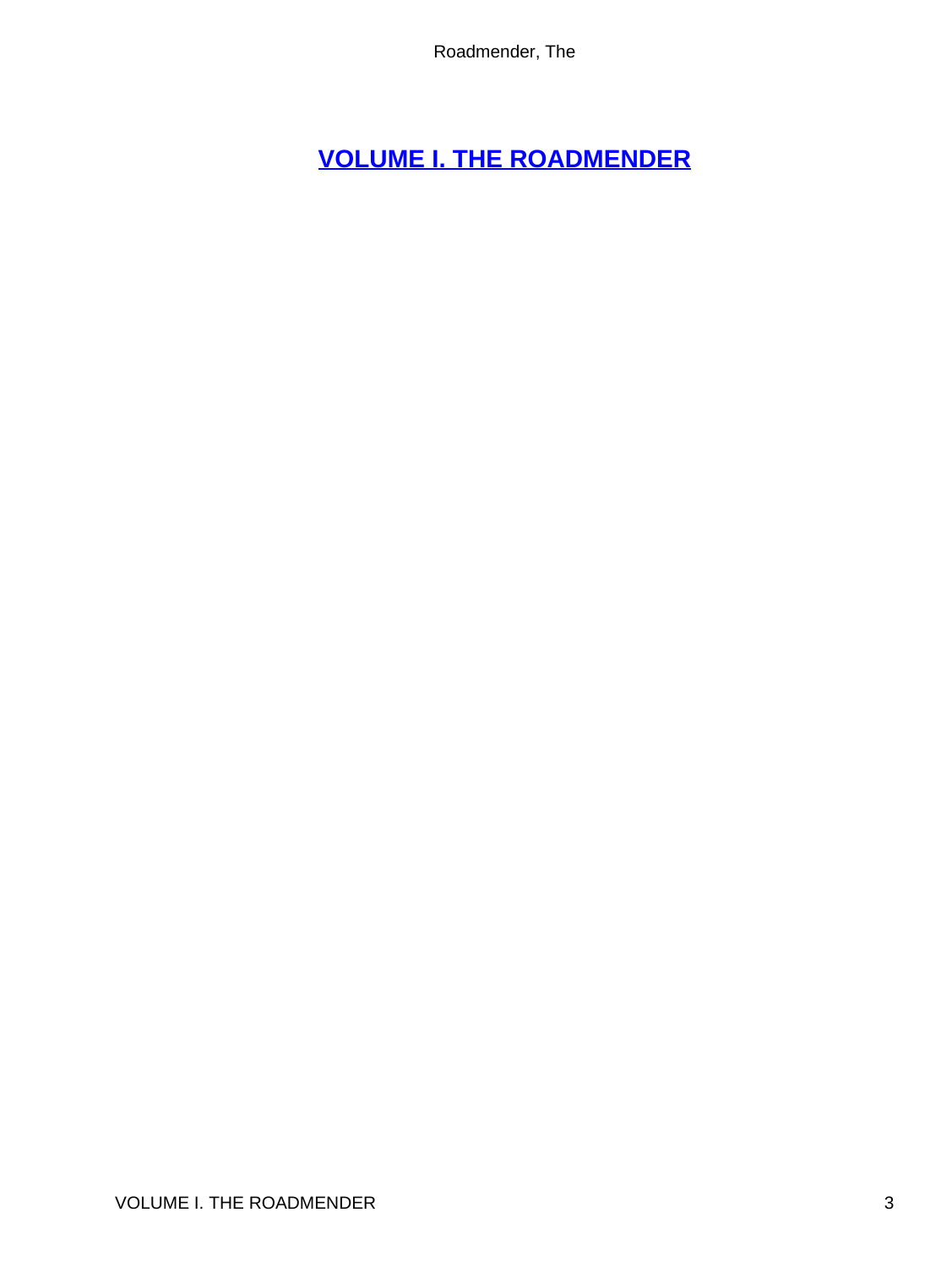# VOLUME I. THE ROADMENDER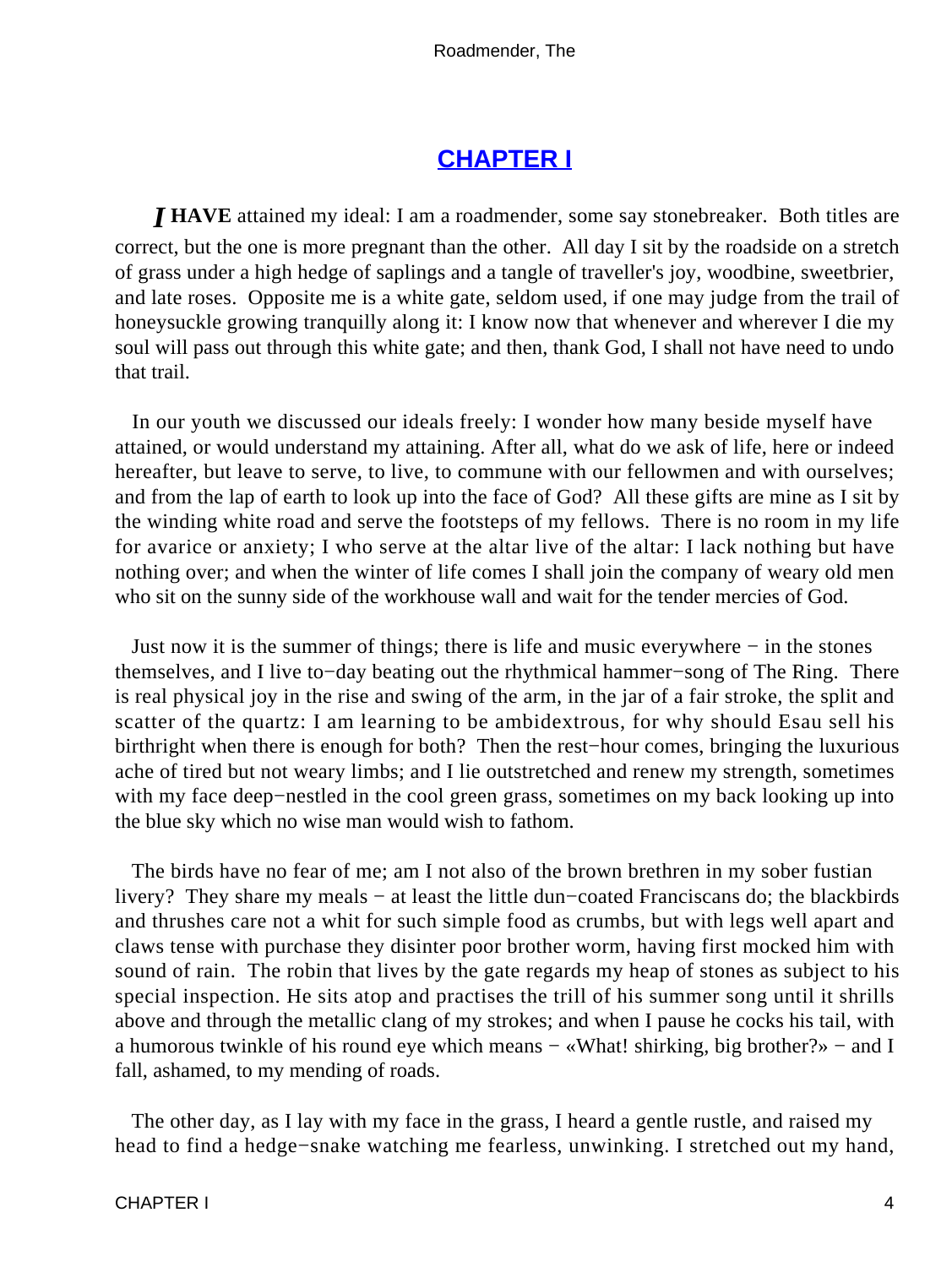## CHAPTER I

***I* HAVE** attained my ideal: I am a roadmender, some say stonebreaker. Both titles are correct, but the one is more pregnant than the other. All day I sit by the roadside on a stretch of grass under a high hedge of saplings and a tangle of traveller's joy, woodbine, sweetbrier, and late roses. Opposite me is a white gate, seldom used, if one may judge from the trail of honeysuckle growing tranquilly along it: I know now that whenever and wherever I die my soul will pass out through this white gate; and then, thank God, I shall not have need to undo that trail.

In our youth we discussed our ideals freely: I wonder how many beside myself have attained, or would understand my attaining. After all, what do we ask of life, here or indeed hereafter, but leave to serve, to live, to commune with our fellowmen and with ourselves; and from the lap of earth to look up into the face of God? All these gifts are mine as I sit by the winding white road and serve the footsteps of my fellows. There is no room in my life for avarice or anxiety; I who serve at the altar live of the altar: I lack nothing but have nothing over; and when the winter of life comes I shall join the company of weary old men who sit on the sunny side of the workhouse wall and wait for the tender mercies of God.

Just now it is the summer of things; there is life and music everywhere − in the stones themselves, and I live to−day beating out the rhythmical hammer−song of The Ring. There is real physical joy in the rise and swing of the arm, in the jar of a fair stroke, the split and scatter of the quartz: I am learning to be ambidextrous, for why should Esau sell his birthright when there is enough for both? Then the rest−hour comes, bringing the luxurious ache of tired but not weary limbs; and I lie outstretched and renew my strength, sometimes with my face deep−nestled in the cool green grass, sometimes on my back looking up into the blue sky which no wise man would wish to fathom.

The birds have no fear of me; am I not also of the brown brethren in my sober fustian livery? They share my meals − at least the little dun−coated Franciscans do; the blackbirds and thrushes care not a whit for such simple food as crumbs, but with legs well apart and claws tense with purchase they disinter poor brother worm, having first mocked him with sound of rain. The robin that lives by the gate regards my heap of stones as subject to his special inspection. He sits atop and practises the trill of his summer song until it shrills above and through the metallic clang of my strokes; and when I pause he cocks his tail, with a humorous twinkle of his round eye which means − «What! shirking, big brother?» − and I fall, ashamed, to my mending of roads.

The other day, as I lay with my face in the grass, I heard a gentle rustle, and raised my head to find a hedge−snake watching me fearless, unwinking. I stretched out my hand,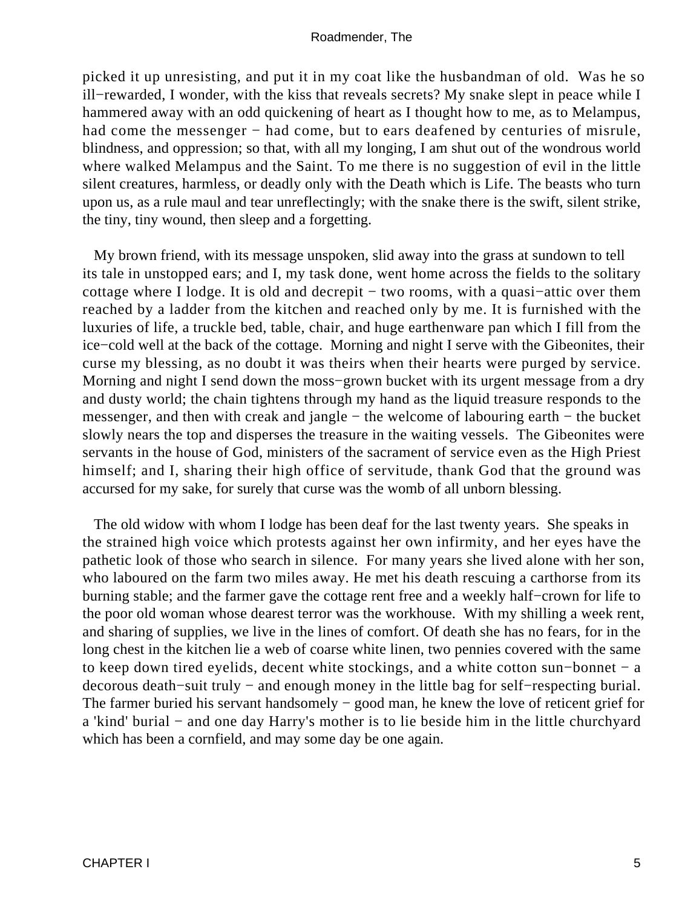picked it up unresisting, and put it in my coat like the husbandman of old. Was he so ill−rewarded, I wonder, with the kiss that reveals secrets? My snake slept in peace while I hammered away with an odd quickening of heart as I thought how to me, as to Melampus, had come the messenger − had come, but to ears deafened by centuries of misrule, blindness, and oppression; so that, with all my longing, I am shut out of the wondrous world where walked Melampus and the Saint. To me there is no suggestion of evil in the little silent creatures, harmless, or deadly only with the Death which is Life. The beasts who turn upon us, as a rule maul and tear unreflectingly; with the snake there is the swift, silent strike, the tiny, tiny wound, then sleep and a forgetting.

My brown friend, with its message unspoken, slid away into the grass at sundown to tell its tale in unstopped ears; and I, my task done, went home across the fields to the solitary cottage where I lodge. It is old and decrepit − two rooms, with a quasi−attic over them reached by a ladder from the kitchen and reached only by me. It is furnished with the luxuries of life, a truckle bed, table, chair, and huge earthenware pan which I fill from the ice−cold well at the back of the cottage. Morning and night I serve with the Gibeonites, their curse my blessing, as no doubt it was theirs when their hearts were purged by service. Morning and night I send down the moss−grown bucket with its urgent message from a dry and dusty world; the chain tightens through my hand as the liquid treasure responds to the messenger, and then with creak and jangle − the welcome of labouring earth − the bucket slowly nears the top and disperses the treasure in the waiting vessels. The Gibeonites were servants in the house of God, ministers of the sacrament of service even as the High Priest himself; and I, sharing their high office of servitude, thank God that the ground was accursed for my sake, for surely that curse was the womb of all unborn blessing.

The old widow with whom I lodge has been deaf for the last twenty years. She speaks in the strained high voice which protests against her own infirmity, and her eyes have the pathetic look of those who search in silence. For many years she lived alone with her son, who laboured on the farm two miles away. He met his death rescuing a carthorse from its burning stable; and the farmer gave the cottage rent free and a weekly half−crown for life to the poor old woman whose dearest terror was the workhouse. With my shilling a week rent, and sharing of supplies, we live in the lines of comfort. Of death she has no fears, for in the long chest in the kitchen lie a web of coarse white linen, two pennies covered with the same to keep down tired eyelids, decent white stockings, and a white cotton sun−bonnet − a decorous death−suit truly − and enough money in the little bag for self−respecting burial. The farmer buried his servant handsomely − good man, he knew the love of reticent grief for a 'kind' burial − and one day Harry's mother is to lie beside him in the little churchyard which has been a cornfield, and may some day be one again.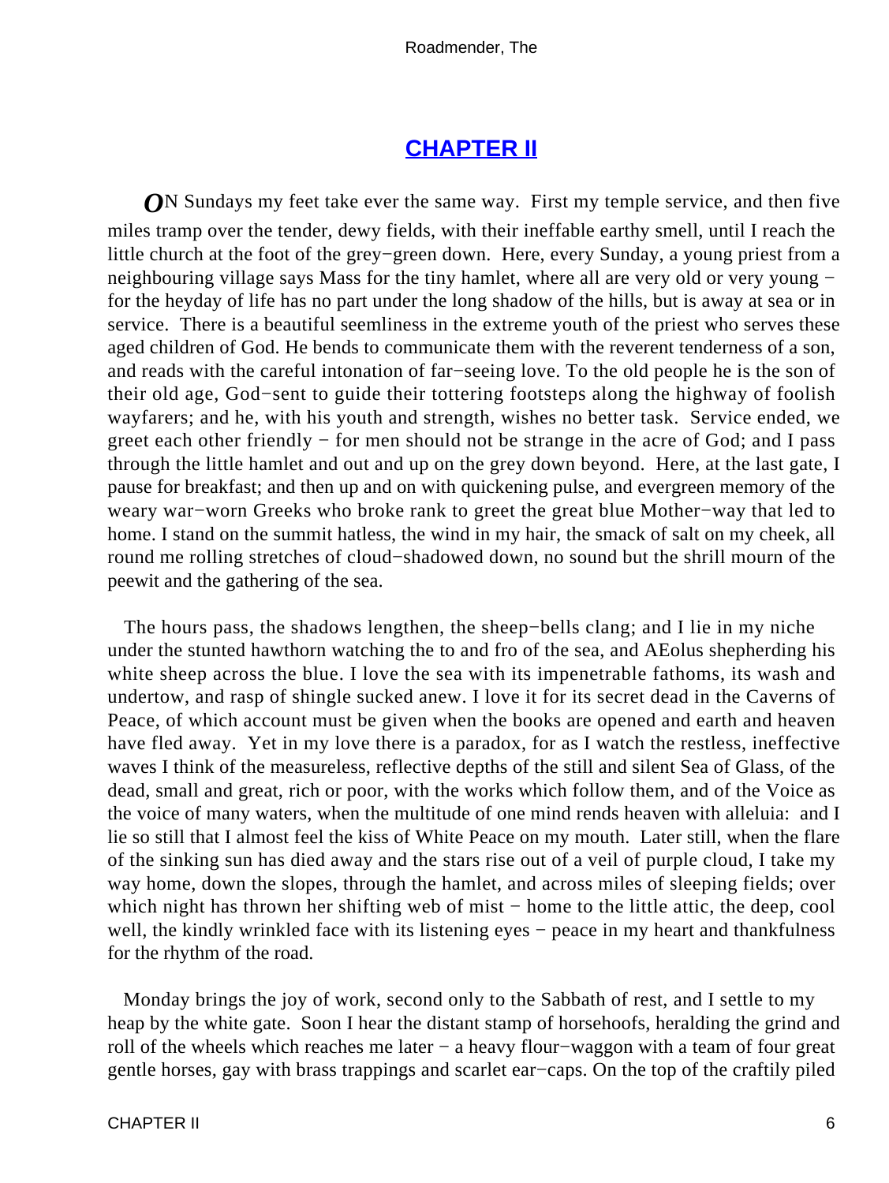## CHAPTER II

*O*N Sundays my feet take ever the same way. First my temple service, and then five miles tramp over the tender, dewy fields, with their ineffable earthy smell, until I reach the little church at the foot of the grey−green down. Here, every Sunday, a young priest from a neighbouring village says Mass for the tiny hamlet, where all are very old or very young − for the heyday of life has no part under the long shadow of the hills, but is away at sea or in service. There is a beautiful seemliness in the extreme youth of the priest who serves these aged children of God. He bends to communicate them with the reverent tenderness of a son, and reads with the careful intonation of far−seeing love. To the old people he is the son of their old age, God−sent to guide their tottering footsteps along the highway of foolish wayfarers; and he, with his youth and strength, wishes no better task. Service ended, we greet each other friendly − for men should not be strange in the acre of God; and I pass through the little hamlet and out and up on the grey down beyond. Here, at the last gate, I pause for breakfast; and then up and on with quickening pulse, and evergreen memory of the weary war−worn Greeks who broke rank to greet the great blue Mother−way that led to home. I stand on the summit hatless, the wind in my hair, the smack of salt on my cheek, all round me rolling stretches of cloud−shadowed down, no sound but the shrill mourn of the peewit and the gathering of the sea.

The hours pass, the shadows lengthen, the sheep−bells clang; and I lie in my niche under the stunted hawthorn watching the to and fro of the sea, and AEolus shepherding his white sheep across the blue. I love the sea with its impenetrable fathoms, its wash and undertow, and rasp of shingle sucked anew. I love it for its secret dead in the Caverns of Peace, of which account must be given when the books are opened and earth and heaven have fled away. Yet in my love there is a paradox, for as I watch the restless, ineffective waves I think of the measureless, reflective depths of the still and silent Sea of Glass, of the dead, small and great, rich or poor, with the works which follow them, and of the Voice as the voice of many waters, when the multitude of one mind rends heaven with alleluia: and I lie so still that I almost feel the kiss of White Peace on my mouth. Later still, when the flare of the sinking sun has died away and the stars rise out of a veil of purple cloud, I take my way home, down the slopes, through the hamlet, and across miles of sleeping fields; over which night has thrown her shifting web of mist − home to the little attic, the deep, cool well, the kindly wrinkled face with its listening eyes − peace in my heart and thankfulness for the rhythm of the road.

Monday brings the joy of work, second only to the Sabbath of rest, and I settle to my heap by the white gate. Soon I hear the distant stamp of horsehoofs, heralding the grind and roll of the wheels which reaches me later − a heavy flour−waggon with a team of four great gentle horses, gay with brass trappings and scarlet ear−caps. On the top of the craftily piled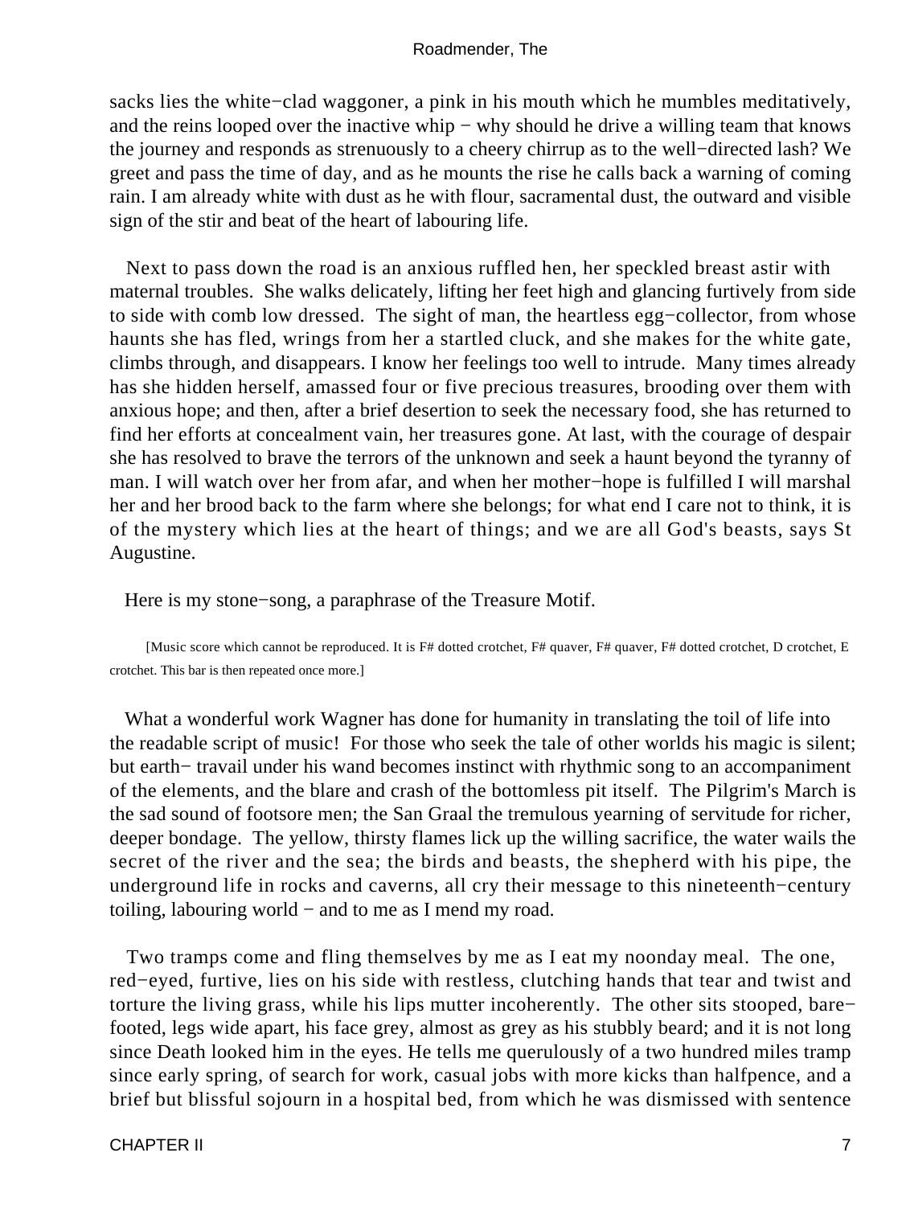sacks lies the white−clad waggoner, a pink in his mouth which he mumbles meditatively, and the reins looped over the inactive whip − why should he drive a willing team that knows the journey and responds as strenuously to a cheery chirrup as to the well−directed lash? We greet and pass the time of day, and as he mounts the rise he calls back a warning of coming rain. I am already white with dust as he with flour, sacramental dust, the outward and visible sign of the stir and beat of the heart of labouring life.

Next to pass down the road is an anxious ruffled hen, her speckled breast astir with maternal troubles. She walks delicately, lifting her feet high and glancing furtively from side to side with comb low dressed. The sight of man, the heartless egg−collector, from whose haunts she has fled, wrings from her a startled cluck, and she makes for the white gate, climbs through, and disappears. I know her feelings too well to intrude. Many times already has she hidden herself, amassed four or five precious treasures, brooding over them with anxious hope; and then, after a brief desertion to seek the necessary food, she has returned to find her efforts at concealment vain, her treasures gone. At last, with the courage of despair she has resolved to brave the terrors of the unknown and seek a haunt beyond the tyranny of man. I will watch over her from afar, and when her mother−hope is fulfilled I will marshal her and her brood back to the farm where she belongs; for what end I care not to think, it is of the mystery which lies at the heart of things; and we are all God's beasts, says St Augustine.

Here is my stone−song, a paraphrase of the Treasure Motif.

[Music score which cannot be reproduced. It is F# dotted crotchet, F# quaver, F# quaver, F# dotted crotchet, D crotchet, E crotchet. This bar is then repeated once more.]

What a wonderful work Wagner has done for humanity in translating the toil of life into the readable script of music! For those who seek the tale of other worlds his magic is silent; but earth− travail under his wand becomes instinct with rhythmic song to an accompaniment of the elements, and the blare and crash of the bottomless pit itself. The Pilgrim's March is the sad sound of footsore men; the San Graal the tremulous yearning of servitude for richer, deeper bondage. The yellow, thirsty flames lick up the willing sacrifice, the water wails the secret of the river and the sea; the birds and beasts, the shepherd with his pipe, the underground life in rocks and caverns, all cry their message to this nineteenth−century toiling, labouring world − and to me as I mend my road.

Two tramps come and fling themselves by me as I eat my noonday meal. The one, red−eyed, furtive, lies on his side with restless, clutching hands that tear and twist and torture the living grass, while his lips mutter incoherently. The other sits stooped, bare−footed, legs wide apart, his face grey, almost as grey as his stubbly beard; and it is not long since Death looked him in the eyes. He tells me querulously of a two hundred miles tramp since early spring, of search for work, casual jobs with more kicks than halfpence, and a brief but blissful sojourn in a hospital bed, from which he was dismissed with sentence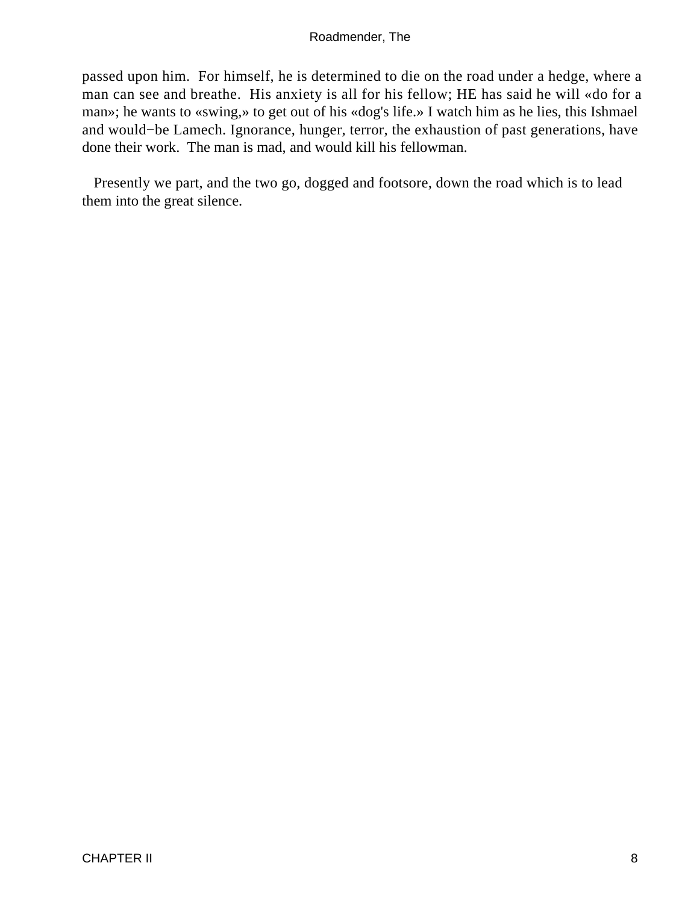passed upon him. For himself, he is determined to die on the road under a hedge, where a man can see and breathe. His anxiety is all for his fellow; HE has said he will «do for a man»; he wants to «swing,» to get out of his «dog's life.» I watch him as he lies, this Ishmael and would−be Lamech. Ignorance, hunger, terror, the exhaustion of past generations, have done their work. The man is mad, and would kill his fellowman.

Presently we part, and the two go, dogged and footsore, down the road which is to lead them into the great silence.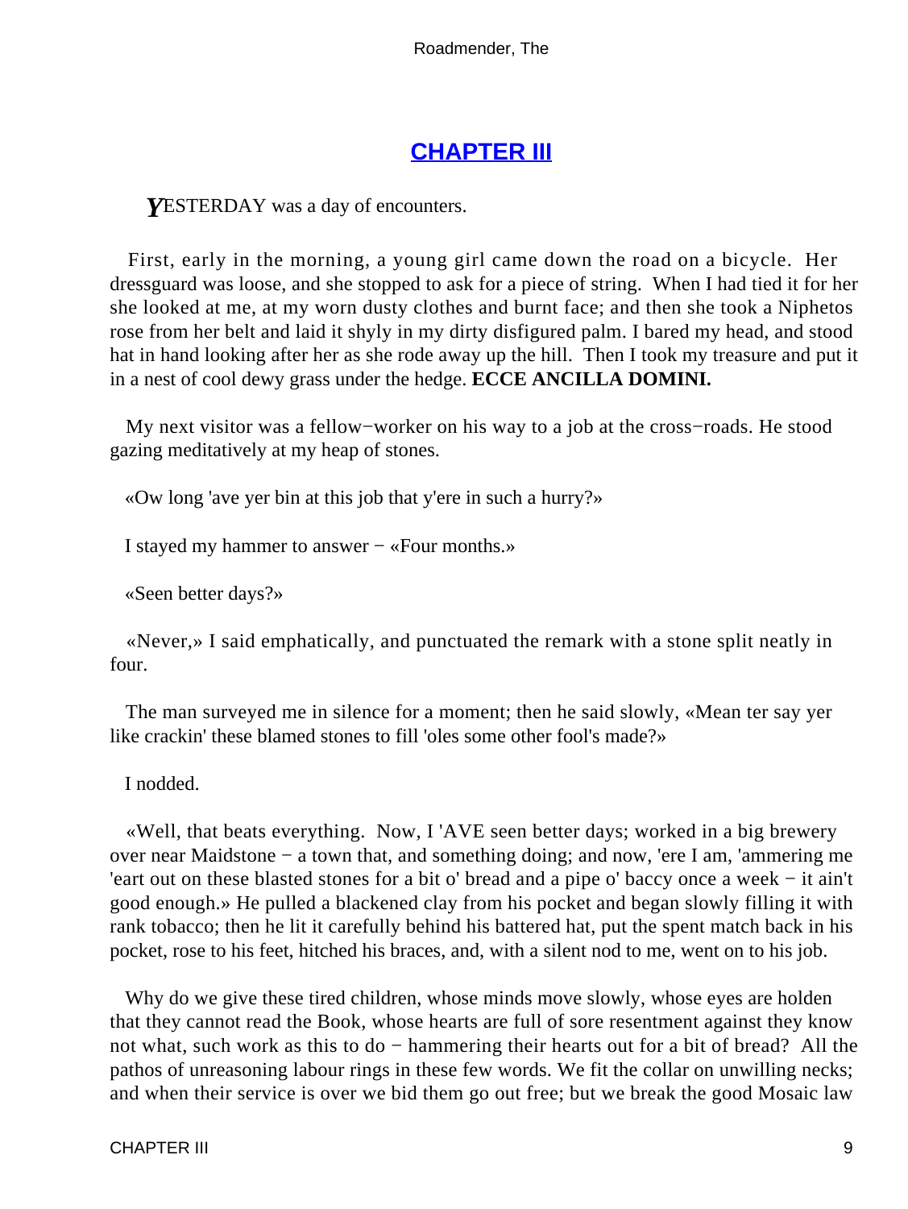# CHAPTER III

**Y**ESTERDAY was a day of encounters.

First, early in the morning, a young girl came down the road on a bicycle. Her dressguard was loose, and she stopped to ask for a piece of string. When I had tied it for her she looked at me, at my worn dusty clothes and burnt face; and then she took a Niphetos rose from her belt and laid it shyly in my dirty disfigured palm. I bared my head, and stood hat in hand looking after her as she rode away up the hill. Then I took my treasure and put it in a nest of cool dewy grass under the hedge. **ECCE ANCILLA DOMINI.**

My next visitor was a fellow−worker on his way to a job at the cross−roads. He stood gazing meditatively at my heap of stones.

«Ow long 'ave yer bin at this job that y'ere in such a hurry?»

I stayed my hammer to answer − «Four months.»

«Seen better days?»

«Never,» I said emphatically, and punctuated the remark with a stone split neatly in four.

The man surveyed me in silence for a moment; then he said slowly, «Mean ter say yer like crackin' these blamed stones to fill 'oles some other fool's made?»

I nodded.

«Well, that beats everything. Now, I 'AVE seen better days; worked in a big brewery over near Maidstone − a town that, and something doing; and now, 'ere I am, 'ammering me 'eart out on these blasted stones for a bit o' bread and a pipe o' baccy once a week − it ain't good enough.» He pulled a blackened clay from his pocket and began slowly filling it with rank tobacco; then he lit it carefully behind his battered hat, put the spent match back in his pocket, rose to his feet, hitched his braces, and, with a silent nod to me, went on to his job.

Why do we give these tired children, whose minds move slowly, whose eyes are holden that they cannot read the Book, whose hearts are full of sore resentment against they know not what, such work as this to do − hammering their hearts out for a bit of bread? All the pathos of unreasoning labour rings in these few words. We fit the collar on unwilling necks; and when their service is over we bid them go out free; but we break the good Mosaic law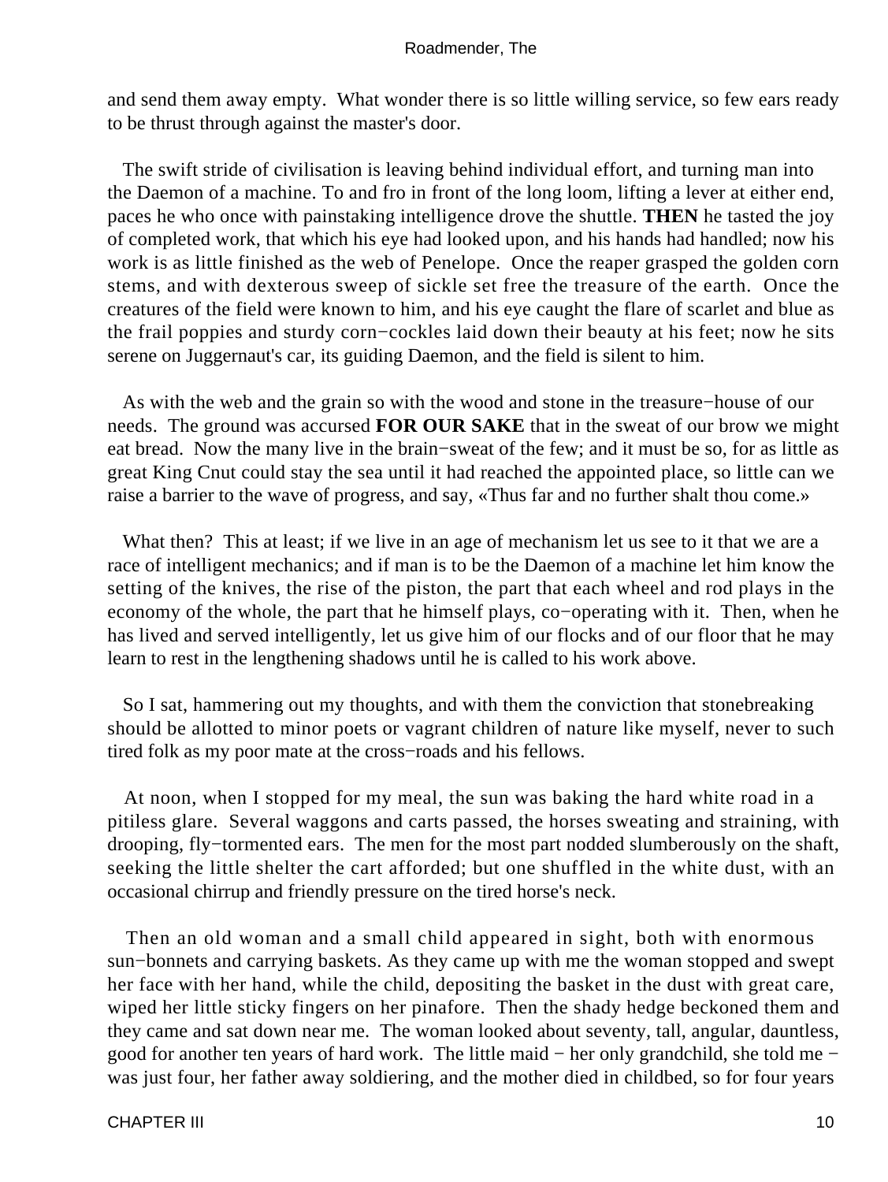and send them away empty. What wonder there is so little willing service, so few ears ready to be thrust through against the master's door.

The swift stride of civilisation is leaving behind individual effort, and turning man into the Daemon of a machine. To and fro in front of the long loom, lifting a lever at either end, paces he who once with painstaking intelligence drove the shuttle. **THEN** he tasted the joy of completed work, that which his eye had looked upon, and his hands had handled; now his work is as little finished as the web of Penelope. Once the reaper grasped the golden corn stems, and with dexterous sweep of sickle set free the treasure of the earth. Once the creatures of the field were known to him, and his eye caught the flare of scarlet and blue as the frail poppies and sturdy corn−cockles laid down their beauty at his feet; now he sits serene on Juggernaut's car, its guiding Daemon, and the field is silent to him.

As with the web and the grain so with the wood and stone in the treasure−house of our needs. The ground was accursed **FOR OUR SAKE** that in the sweat of our brow we might eat bread. Now the many live in the brain−sweat of the few; and it must be so, for as little as great King Cnut could stay the sea until it had reached the appointed place, so little can we raise a barrier to the wave of progress, and say, «Thus far and no further shalt thou come.»

What then? This at least; if we live in an age of mechanism let us see to it that we are a race of intelligent mechanics; and if man is to be the Daemon of a machine let him know the setting of the knives, the rise of the piston, the part that each wheel and rod plays in the economy of the whole, the part that he himself plays, co−operating with it. Then, when he has lived and served intelligently, let us give him of our flocks and of our floor that he may learn to rest in the lengthening shadows until he is called to his work above.

So I sat, hammering out my thoughts, and with them the conviction that stonebreaking should be allotted to minor poets or vagrant children of nature like myself, never to such tired folk as my poor mate at the cross−roads and his fellows.

At noon, when I stopped for my meal, the sun was baking the hard white road in a pitiless glare. Several waggons and carts passed, the horses sweating and straining, with drooping, fly−tormented ears. The men for the most part nodded slumberously on the shaft, seeking the little shelter the cart afforded; but one shuffled in the white dust, with an occasional chirrup and friendly pressure on the tired horse's neck.

Then an old woman and a small child appeared in sight, both with enormous sun−bonnets and carrying baskets. As they came up with me the woman stopped and swept her face with her hand, while the child, depositing the basket in the dust with great care, wiped her little sticky fingers on her pinafore. Then the shady hedge beckoned them and they came and sat down near me. The woman looked about seventy, tall, angular, dauntless, good for another ten years of hard work. The little maid − her only grandchild, she told me − was just four, her father away soldiering, and the mother died in childbed, so for four years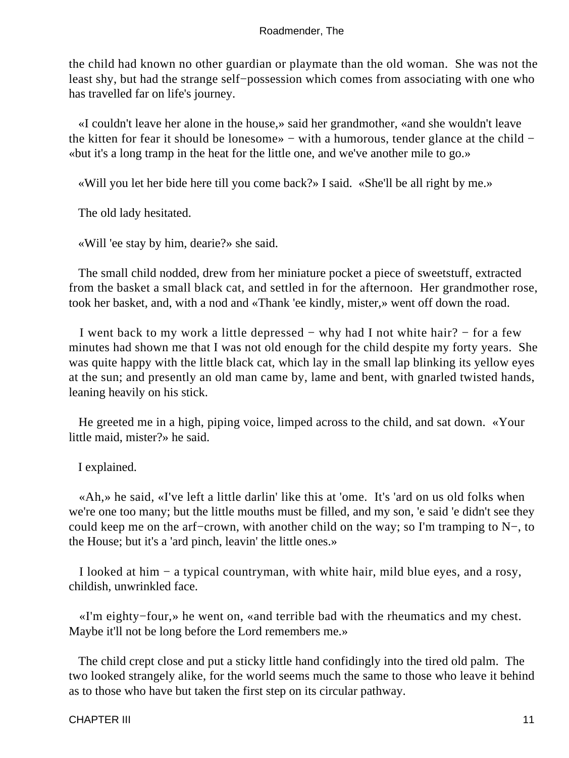the child had known no other guardian or playmate than the old woman. She was not the least shy, but had the strange self−possession which comes from associating with one who has travelled far on life's journey.

«I couldn't leave her alone in the house,» said her grandmother, «and she wouldn't leave the kitten for fear it should be lonesome» − with a humorous, tender glance at the child − «but it's a long tramp in the heat for the little one, and we've another mile to go.»

«Will you let her bide here till you come back?» I said. «She'll be all right by me.»

The old lady hesitated.

«Will 'ee stay by him, dearie?» she said.

The small child nodded, drew from her miniature pocket a piece of sweetstuff, extracted from the basket a small black cat, and settled in for the afternoon. Her grandmother rose, took her basket, and, with a nod and «Thank 'ee kindly, mister,» went off down the road.

I went back to my work a little depressed − why had I not white hair? − for a few minutes had shown me that I was not old enough for the child despite my forty years. She was quite happy with the little black cat, which lay in the small lap blinking its yellow eyes at the sun; and presently an old man came by, lame and bent, with gnarled twisted hands, leaning heavily on his stick.

He greeted me in a high, piping voice, limped across to the child, and sat down. «Your little maid, mister?» he said.

I explained.

«Ah,» he said, «I've left a little darlin' like this at 'ome. It's 'ard on us old folks when we're one too many; but the little mouths must be filled, and my son, 'e said 'e didn't see they could keep me on the arf−crown, with another child on the way; so I'm tramping to N−, to the House; but it's a 'ard pinch, leavin' the little ones.»

I looked at him − a typical countryman, with white hair, mild blue eyes, and a rosy, childish, unwrinkled face.

«I'm eighty−four,» he went on, «and terrible bad with the rheumatics and my chest. Maybe it'll not be long before the Lord remembers me.»

The child crept close and put a sticky little hand confidingly into the tired old palm. The two looked strangely alike, for the world seems much the same to those who leave it behind as to those who have but taken the first step on its circular pathway.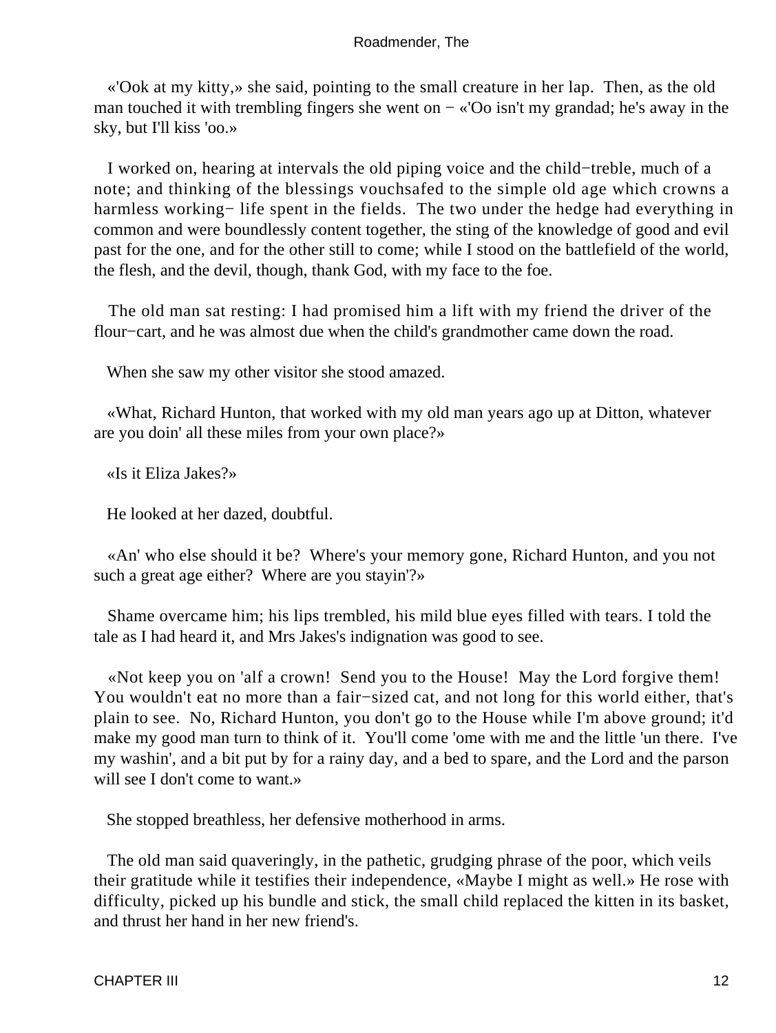«'Ook at my kitty,» she said, pointing to the small creature in her lap. Then, as the old man touched it with trembling fingers she went on − «'Oo isn't my grandad; he's away in the sky, but I'll kiss 'oo.»

I worked on, hearing at intervals the old piping voice and the child−treble, much of a note; and thinking of the blessings vouchsafed to the simple old age which crowns a harmless working− life spent in the fields. The two under the hedge had everything in common and were boundlessly content together, the sting of the knowledge of good and evil past for the one, and for the other still to come; while I stood on the battlefield of the world, the flesh, and the devil, though, thank God, with my face to the foe.

The old man sat resting: I had promised him a lift with my friend the driver of the flour−cart, and he was almost due when the child's grandmother came down the road.

When she saw my other visitor she stood amazed.

«What, Richard Hunton, that worked with my old man years ago up at Ditton, whatever are you doin' all these miles from your own place?»

«Is it Eliza Jakes?»

He looked at her dazed, doubtful.

«An' who else should it be? Where's your memory gone, Richard Hunton, and you not such a great age either? Where are you stayin'?»

Shame overcame him; his lips trembled, his mild blue eyes filled with tears. I told the tale as I had heard it, and Mrs Jakes's indignation was good to see.

«Not keep you on 'alf a crown! Send you to the House! May the Lord forgive them! You wouldn't eat no more than a fair−sized cat, and not long for this world either, that's plain to see. No, Richard Hunton, you don't go to the House while I'm above ground; it'd make my good man turn to think of it. You'll come 'ome with me and the little 'un there. I've my washin', and a bit put by for a rainy day, and a bed to spare, and the Lord and the parson will see I don't come to want.»

She stopped breathless, her defensive motherhood in arms.

The old man said quaveringly, in the pathetic, grudging phrase of the poor, which veils their gratitude while it testifies their independence, «Maybe I might as well.» He rose with difficulty, picked up his bundle and stick, the small child replaced the kitten in its basket, and thrust her hand in her new friend's.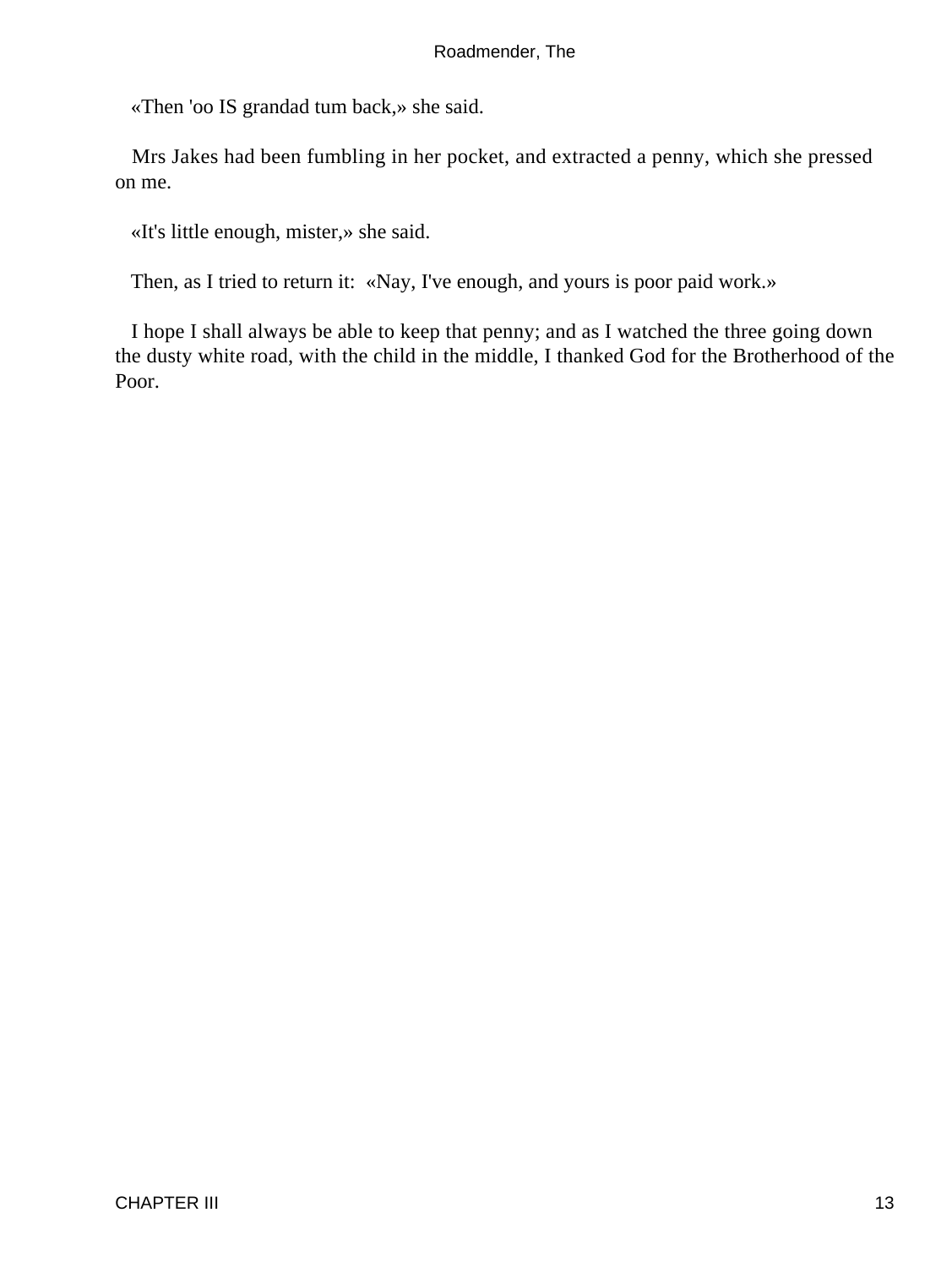«Then 'oo IS grandad tum back,» she said.

Mrs Jakes had been fumbling in her pocket, and extracted a penny, which she pressed on me.

«It's little enough, mister,» she said.

Then, as I tried to return it: «Nay, I've enough, and yours is poor paid work.»

I hope I shall always be able to keep that penny; and as I watched the three going down the dusty white road, with the child in the middle, I thanked God for the Brotherhood of the Poor.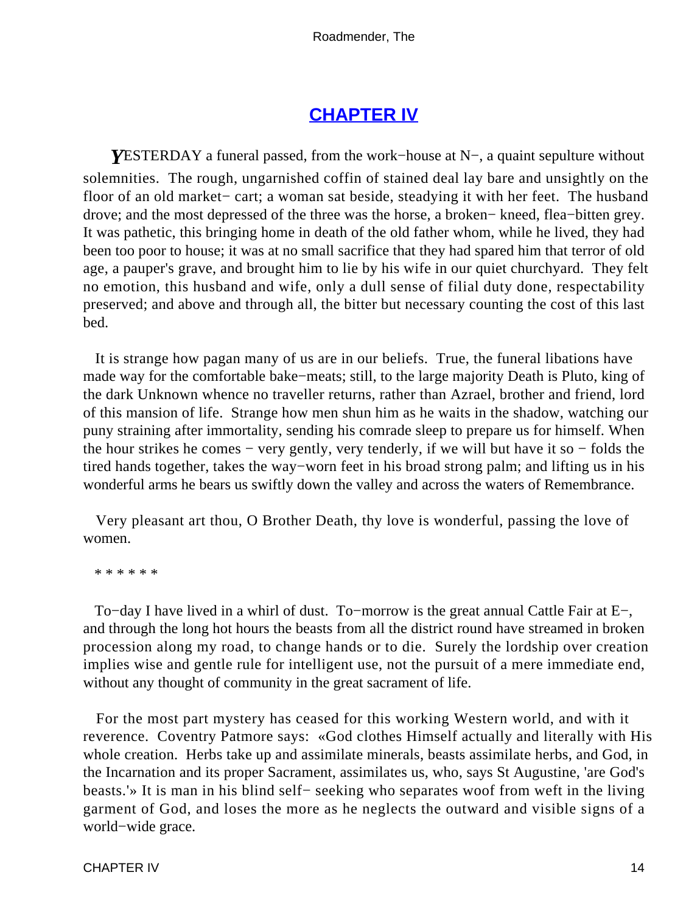## CHAPTER IV

YESTERDAY a funeral passed, from the work−house at N−, a quaint sepulture without solemnities. The rough, ungarnished coffin of stained deal lay bare and unsightly on the floor of an old market− cart; a woman sat beside, steadying it with her feet. The husband drove; and the most depressed of the three was the horse, a broken− kneed, flea−bitten grey. It was pathetic, this bringing home in death of the old father whom, while he lived, they had been too poor to house; it was at no small sacrifice that they had spared him that terror of old age, a pauper's grave, and brought him to lie by his wife in our quiet churchyard. They felt no emotion, this husband and wife, only a dull sense of filial duty done, respectability preserved; and above and through all, the bitter but necessary counting the cost of this last bed.

It is strange how pagan many of us are in our beliefs. True, the funeral libations have made way for the comfortable bake−meats; still, to the large majority Death is Pluto, king of the dark Unknown whence no traveller returns, rather than Azrael, brother and friend, lord of this mansion of life. Strange how men shun him as he waits in the shadow, watching our puny straining after immortality, sending his comrade sleep to prepare us for himself. When the hour strikes he comes − very gently, very tenderly, if we will but have it so − folds the tired hands together, takes the way−worn feet in his broad strong palm; and lifting us in his wonderful arms he bears us swiftly down the valley and across the waters of Remembrance.

Very pleasant art thou, O Brother Death, thy love is wonderful, passing the love of women.

* * * * * *

To−day I have lived in a whirl of dust. To−morrow is the great annual Cattle Fair at E−, and through the long hot hours the beasts from all the district round have streamed in broken procession along my road, to change hands or to die. Surely the lordship over creation implies wise and gentle rule for intelligent use, not the pursuit of a mere immediate end, without any thought of community in the great sacrament of life.

For the most part mystery has ceased for this working Western world, and with it reverence. Coventry Patmore says: «God clothes Himself actually and literally with His whole creation. Herbs take up and assimilate minerals, beasts assimilate herbs, and God, in the Incarnation and its proper Sacrament, assimilates us, who, says St Augustine, 'are God's beasts.'» It is man in his blind self− seeking who separates woof from weft in the living garment of God, and loses the more as he neglects the outward and visible signs of a world−wide grace.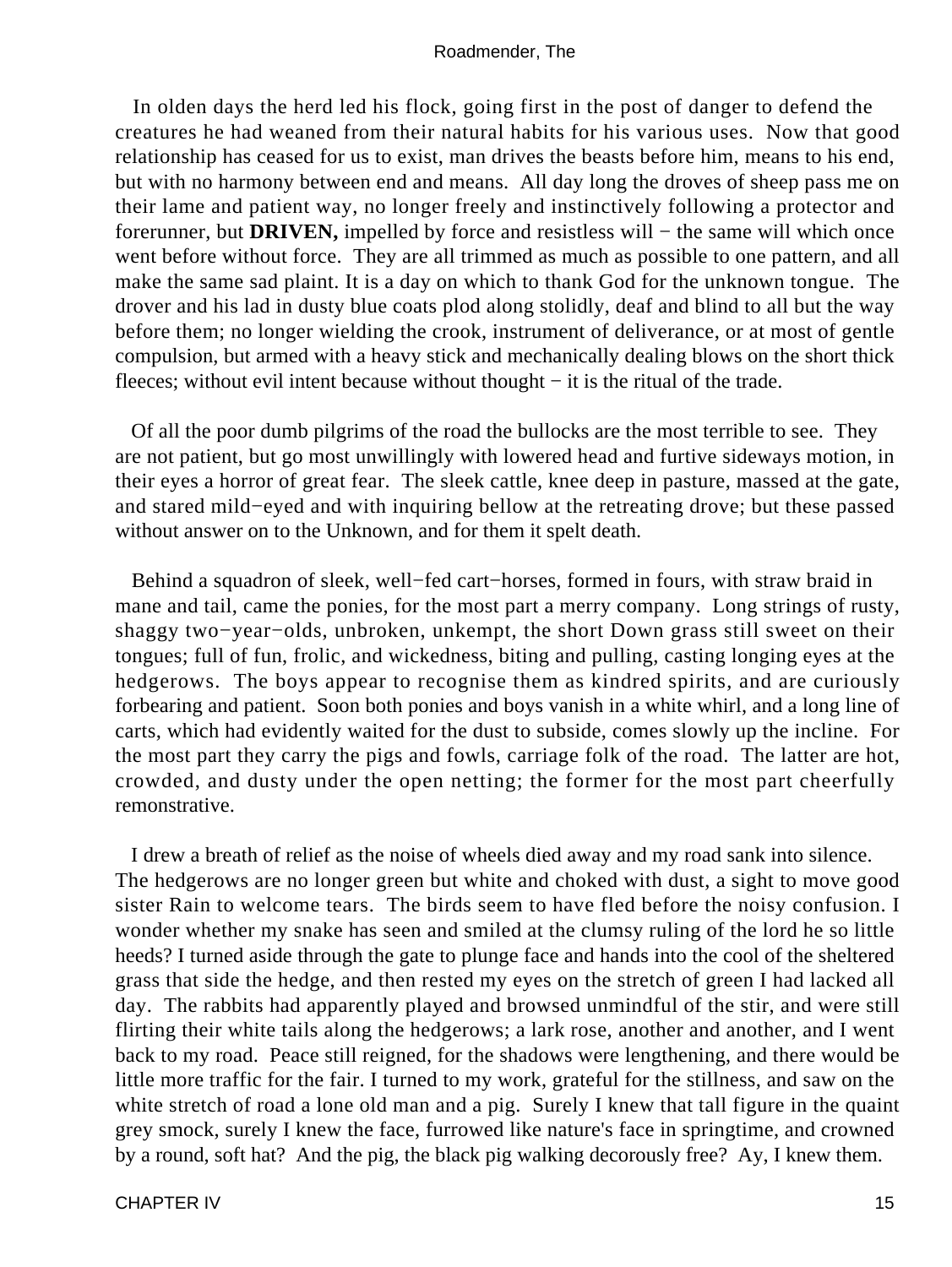In olden days the herd led his flock, going first in the post of danger to defend the creatures he had weaned from their natural habits for his various uses. Now that good relationship has ceased for us to exist, man drives the beasts before him, means to his end, but with no harmony between end and means. All day long the droves of sheep pass me on their lame and patient way, no longer freely and instinctively following a protector and forerunner, but **DRIVEN,** impelled by force and resistless will − the same will which once went before without force. They are all trimmed as much as possible to one pattern, and all make the same sad plaint. It is a day on which to thank God for the unknown tongue. The drover and his lad in dusty blue coats plod along stolidly, deaf and blind to all but the way before them; no longer wielding the crook, instrument of deliverance, or at most of gentle compulsion, but armed with a heavy stick and mechanically dealing blows on the short thick fleeces; without evil intent because without thought − it is the ritual of the trade.

Of all the poor dumb pilgrims of the road the bullocks are the most terrible to see. They are not patient, but go most unwillingly with lowered head and furtive sideways motion, in their eyes a horror of great fear. The sleek cattle, knee deep in pasture, massed at the gate, and stared mild−eyed and with inquiring bellow at the retreating drove; but these passed without answer on to the Unknown, and for them it spelt death.

Behind a squadron of sleek, well−fed cart−horses, formed in fours, with straw braid in mane and tail, came the ponies, for the most part a merry company. Long strings of rusty, shaggy two−year−olds, unbroken, unkempt, the short Down grass still sweet on their tongues; full of fun, frolic, and wickedness, biting and pulling, casting longing eyes at the hedgerows. The boys appear to recognise them as kindred spirits, and are curiously forbearing and patient. Soon both ponies and boys vanish in a white whirl, and a long line of carts, which had evidently waited for the dust to subside, comes slowly up the incline. For the most part they carry the pigs and fowls, carriage folk of the road. The latter are hot, crowded, and dusty under the open netting; the former for the most part cheerfully remonstrative.

I drew a breath of relief as the noise of wheels died away and my road sank into silence. The hedgerows are no longer green but white and choked with dust, a sight to move good sister Rain to welcome tears. The birds seem to have fled before the noisy confusion. I wonder whether my snake has seen and smiled at the clumsy ruling of the lord he so little heeds? I turned aside through the gate to plunge face and hands into the cool of the sheltered grass that side the hedge, and then rested my eyes on the stretch of green I had lacked all day. The rabbits had apparently played and browsed unmindful of the stir, and were still flirting their white tails along the hedgerows; a lark rose, another and another, and I went back to my road. Peace still reigned, for the shadows were lengthening, and there would be little more traffic for the fair. I turned to my work, grateful for the stillness, and saw on the white stretch of road a lone old man and a pig. Surely I knew that tall figure in the quaint grey smock, surely I knew the face, furrowed like nature's face in springtime, and crowned by a round, soft hat? And the pig, the black pig walking decorously free? Ay, I knew them.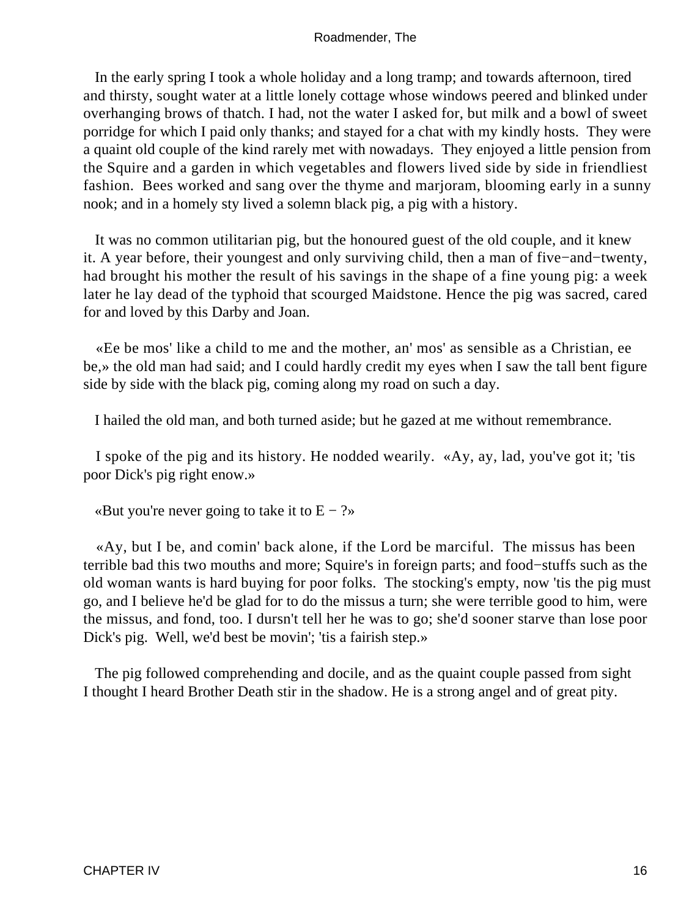In the early spring I took a whole holiday and a long tramp; and towards afternoon, tired and thirsty, sought water at a little lonely cottage whose windows peered and blinked under overhanging brows of thatch. I had, not the water I asked for, but milk and a bowl of sweet porridge for which I paid only thanks; and stayed for a chat with my kindly hosts. They were a quaint old couple of the kind rarely met with nowadays. They enjoyed a little pension from the Squire and a garden in which vegetables and flowers lived side by side in friendliest fashion. Bees worked and sang over the thyme and marjoram, blooming early in a sunny nook; and in a homely sty lived a solemn black pig, a pig with a history.

It was no common utilitarian pig, but the honoured guest of the old couple, and it knew it. A year before, their youngest and only surviving child, then a man of five−and−twenty, had brought his mother the result of his savings in the shape of a fine young pig: a week later he lay dead of the typhoid that scourged Maidstone. Hence the pig was sacred, cared for and loved by this Darby and Joan.

«Ee be mos' like a child to me and the mother, an' mos' as sensible as a Christian, ee be,» the old man had said; and I could hardly credit my eyes when I saw the tall bent figure side by side with the black pig, coming along my road on such a day.

I hailed the old man, and both turned aside; but he gazed at me without remembrance.

I spoke of the pig and its history. He nodded wearily. «Ay, ay, lad, you've got it; 'tis poor Dick's pig right enow.»

«But you're never going to take it to E − ?»

«Ay, but I be, and comin' back alone, if the Lord be marciful. The missus has been terrible bad this two mouths and more; Squire's in foreign parts; and food−stuffs such as the old woman wants is hard buying for poor folks. The stocking's empty, now 'tis the pig must go, and I believe he'd be glad for to do the missus a turn; she were terrible good to him, were the missus, and fond, too. I dursn't tell her he was to go; she'd sooner starve than lose poor Dick's pig. Well, we'd best be movin'; 'tis a fairish step.»

The pig followed comprehending and docile, and as the quaint couple passed from sight I thought I heard Brother Death stir in the shadow. He is a strong angel and of great pity.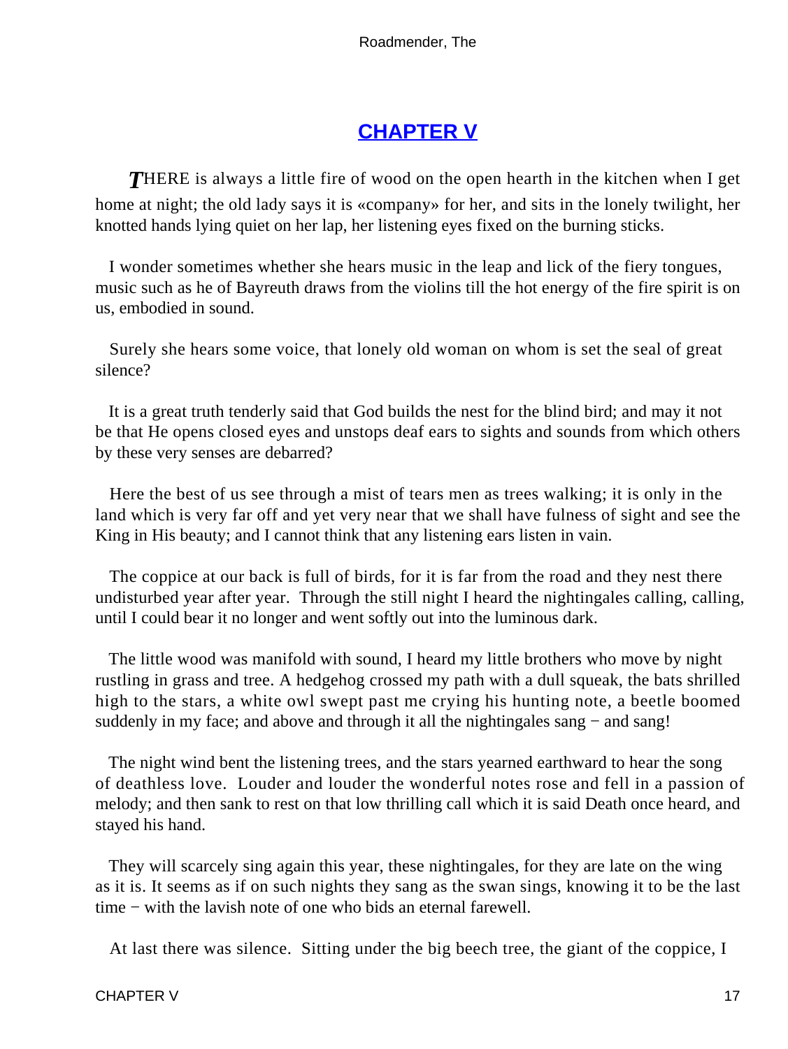## CHAPTER V

*T*HERE is always a little fire of wood on the open hearth in the kitchen when I get home at night; the old lady says it is «company» for her, and sits in the lonely twilight, her knotted hands lying quiet on her lap, her listening eyes fixed on the burning sticks.

I wonder sometimes whether she hears music in the leap and lick of the fiery tongues, music such as he of Bayreuth draws from the violins till the hot energy of the fire spirit is on us, embodied in sound.

Surely she hears some voice, that lonely old woman on whom is set the seal of great silence?

It is a great truth tenderly said that God builds the nest for the blind bird; and may it not be that He opens closed eyes and unstops deaf ears to sights and sounds from which others by these very senses are debarred?

Here the best of us see through a mist of tears men as trees walking; it is only in the land which is very far off and yet very near that we shall have fulness of sight and see the King in His beauty; and I cannot think that any listening ears listen in vain.

The coppice at our back is full of birds, for it is far from the road and they nest there undisturbed year after year. Through the still night I heard the nightingales calling, calling, until I could bear it no longer and went softly out into the luminous dark.

The little wood was manifold with sound, I heard my little brothers who move by night rustling in grass and tree. A hedgehog crossed my path with a dull squeak, the bats shrilled high to the stars, a white owl swept past me crying his hunting note, a beetle boomed suddenly in my face; and above and through it all the nightingales sang − and sang!

The night wind bent the listening trees, and the stars yearned earthward to hear the song of deathless love. Louder and louder the wonderful notes rose and fell in a passion of melody; and then sank to rest on that low thrilling call which it is said Death once heard, and stayed his hand.

They will scarcely sing again this year, these nightingales, for they are late on the wing as it is. It seems as if on such nights they sang as the swan sings, knowing it to be the last time − with the lavish note of one who bids an eternal farewell.

At last there was silence. Sitting under the big beech tree, the giant of the coppice, I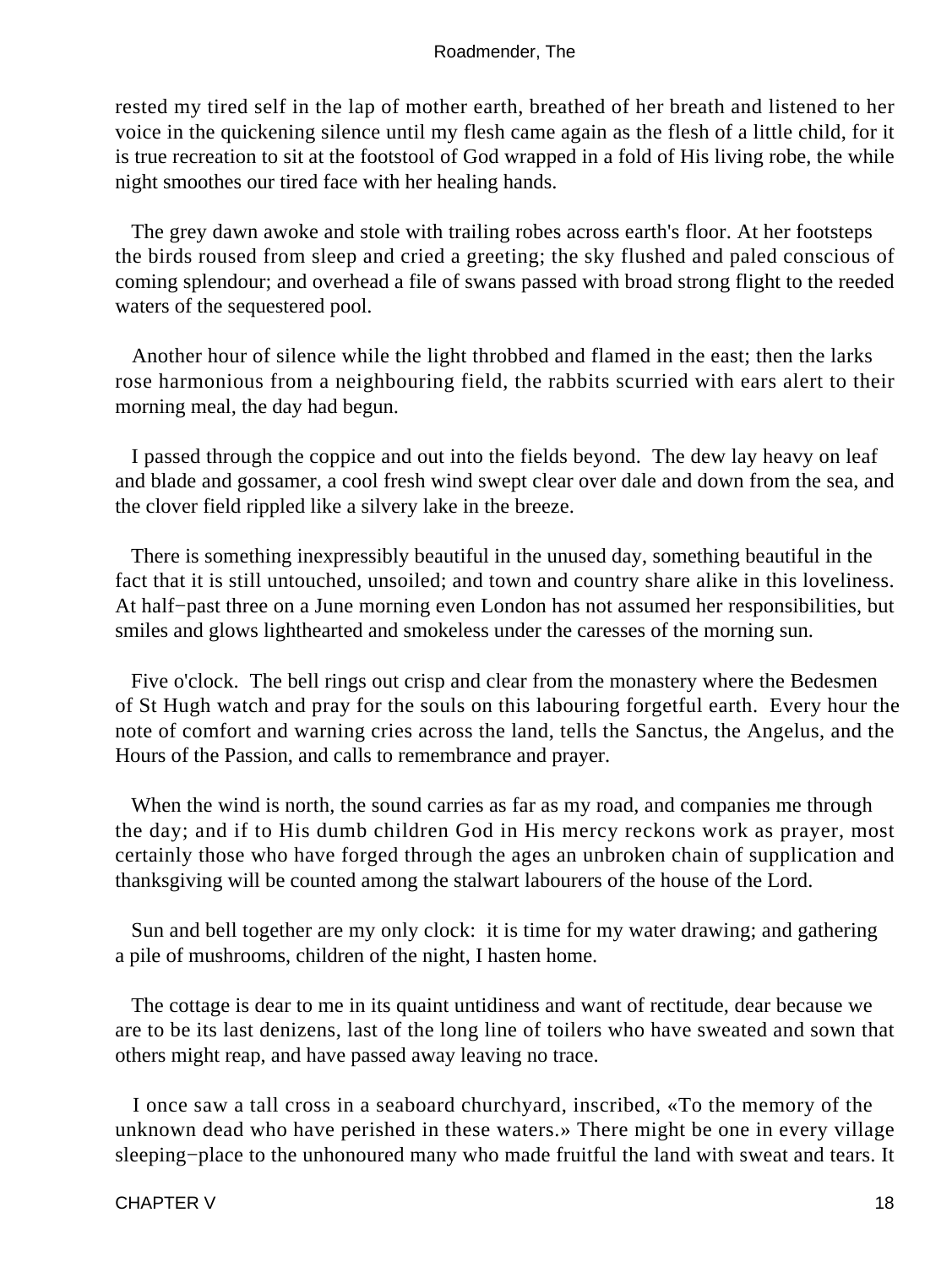rested my tired self in the lap of mother earth, breathed of her breath and listened to her voice in the quickening silence until my flesh came again as the flesh of a little child, for it is true recreation to sit at the footstool of God wrapped in a fold of His living robe, the while night smoothes our tired face with her healing hands.

The grey dawn awoke and stole with trailing robes across earth's floor. At her footsteps the birds roused from sleep and cried a greeting; the sky flushed and paled conscious of coming splendour; and overhead a file of swans passed with broad strong flight to the reeded waters of the sequestered pool.

Another hour of silence while the light throbbed and flamed in the east; then the larks rose harmonious from a neighbouring field, the rabbits scurried with ears alert to their morning meal, the day had begun.

I passed through the coppice and out into the fields beyond. The dew lay heavy on leaf and blade and gossamer, a cool fresh wind swept clear over dale and down from the sea, and the clover field rippled like a silvery lake in the breeze.

There is something inexpressibly beautiful in the unused day, something beautiful in the fact that it is still untouched, unsoiled; and town and country share alike in this loveliness. At half−past three on a June morning even London has not assumed her responsibilities, but smiles and glows lighthearted and smokeless under the caresses of the morning sun.

Five o'clock. The bell rings out crisp and clear from the monastery where the Bedesmen of St Hugh watch and pray for the souls on this labouring forgetful earth. Every hour the note of comfort and warning cries across the land, tells the Sanctus, the Angelus, and the Hours of the Passion, and calls to remembrance and prayer.

When the wind is north, the sound carries as far as my road, and companies me through the day; and if to His dumb children God in His mercy reckons work as prayer, most certainly those who have forged through the ages an unbroken chain of supplication and thanksgiving will be counted among the stalwart labourers of the house of the Lord.

Sun and bell together are my only clock: it is time for my water drawing; and gathering a pile of mushrooms, children of the night, I hasten home.

The cottage is dear to me in its quaint untidiness and want of rectitude, dear because we are to be its last denizens, last of the long line of toilers who have sweated and sown that others might reap, and have passed away leaving no trace.

I once saw a tall cross in a seaboard churchyard, inscribed, «To the memory of the unknown dead who have perished in these waters.» There might be one in every village sleeping−place to the unhonoured many who made fruitful the land with sweat and tears. It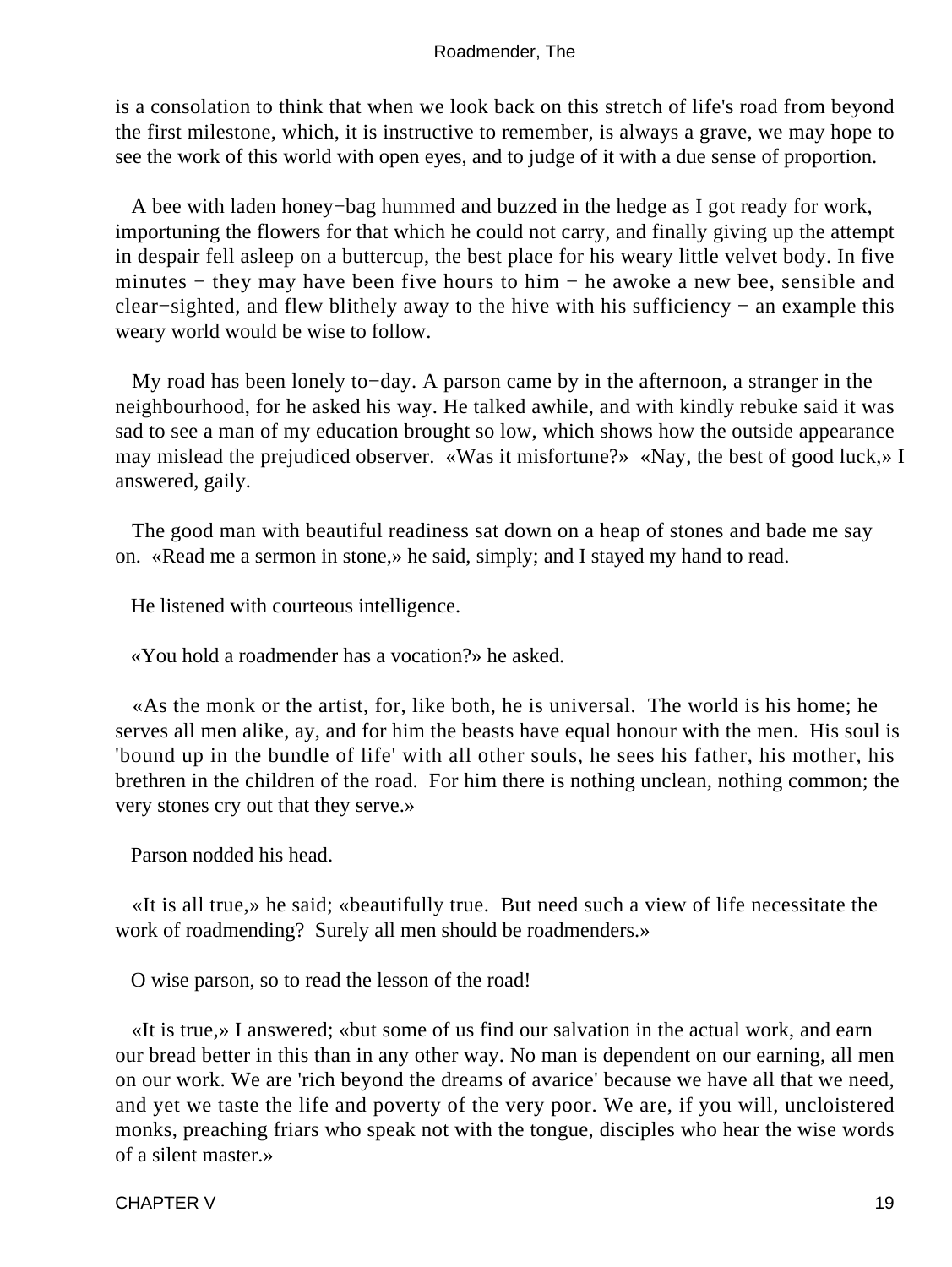is a consolation to think that when we look back on this stretch of life's road from beyond the first milestone, which, it is instructive to remember, is always a grave, we may hope to see the work of this world with open eyes, and to judge of it with a due sense of proportion.

A bee with laden honey−bag hummed and buzzed in the hedge as I got ready for work, importuning the flowers for that which he could not carry, and finally giving up the attempt in despair fell asleep on a buttercup, the best place for his weary little velvet body. In five minutes − they may have been five hours to him − he awoke a new bee, sensible and clear−sighted, and flew blithely away to the hive with his sufficiency − an example this weary world would be wise to follow.

My road has been lonely to−day. A parson came by in the afternoon, a stranger in the neighbourhood, for he asked his way. He talked awhile, and with kindly rebuke said it was sad to see a man of my education brought so low, which shows how the outside appearance may mislead the prejudiced observer. «Was it misfortune?» «Nay, the best of good luck,» I answered, gaily.

The good man with beautiful readiness sat down on a heap of stones and bade me say on. «Read me a sermon in stone,» he said, simply; and I stayed my hand to read.

He listened with courteous intelligence.

«You hold a roadmender has a vocation?» he asked.

«As the monk or the artist, for, like both, he is universal. The world is his home; he serves all men alike, ay, and for him the beasts have equal honour with the men. His soul is 'bound up in the bundle of life' with all other souls, he sees his father, his mother, his brethren in the children of the road. For him there is nothing unclean, nothing common; the very stones cry out that they serve.»

Parson nodded his head.

«It is all true,» he said; «beautifully true. But need such a view of life necessitate the work of roadmending? Surely all men should be roadmenders.»

O wise parson, so to read the lesson of the road!

«It is true,» I answered; «but some of us find our salvation in the actual work, and earn our bread better in this than in any other way. No man is dependent on our earning, all men on our work. We are 'rich beyond the dreams of avarice' because we have all that we need, and yet we taste the life and poverty of the very poor. We are, if you will, uncloistered monks, preaching friars who speak not with the tongue, disciples who hear the wise words of a silent master.»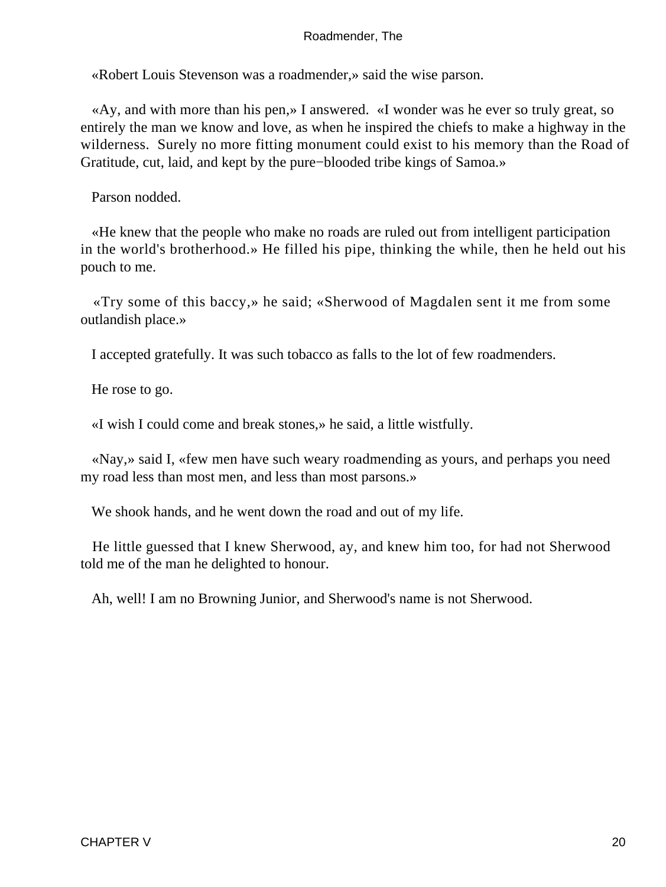«Robert Louis Stevenson was a roadmender,» said the wise parson.

«Ay, and with more than his pen,» I answered. «I wonder was he ever so truly great, so entirely the man we know and love, as when he inspired the chiefs to make a highway in the wilderness. Surely no more fitting monument could exist to his memory than the Road of Gratitude, cut, laid, and kept by the pure−blooded tribe kings of Samoa.»

Parson nodded.

«He knew that the people who make no roads are ruled out from intelligent participation in the world's brotherhood.» He filled his pipe, thinking the while, then he held out his pouch to me.

«Try some of this baccy,» he said; «Sherwood of Magdalen sent it me from some outlandish place.»

I accepted gratefully. It was such tobacco as falls to the lot of few roadmenders.

He rose to go.

«I wish I could come and break stones,» he said, a little wistfully.

«Nay,» said I, «few men have such weary roadmending as yours, and perhaps you need my road less than most men, and less than most parsons.»

We shook hands, and he went down the road and out of my life.

He little guessed that I knew Sherwood, ay, and knew him too, for had not Sherwood told me of the man he delighted to honour.

Ah, well! I am no Browning Junior, and Sherwood's name is not Sherwood.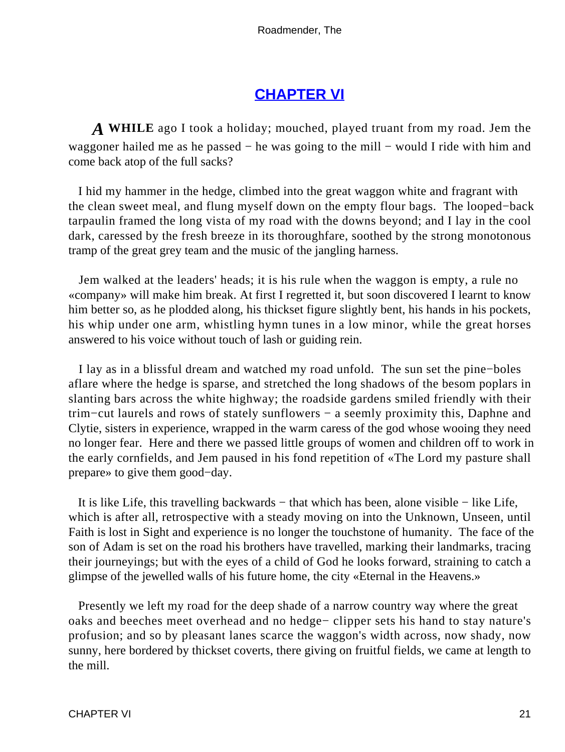## CHAPTER VI

*A* **WHILE** ago I took a holiday; mouched, played truant from my road. Jem the waggoner hailed me as he passed − he was going to the mill − would I ride with him and come back atop of the full sacks?

I hid my hammer in the hedge, climbed into the great waggon white and fragrant with the clean sweet meal, and flung myself down on the empty flour bags. The looped−back tarpaulin framed the long vista of my road with the downs beyond; and I lay in the cool dark, caressed by the fresh breeze in its thoroughfare, soothed by the strong monotonous tramp of the great grey team and the music of the jangling harness.

Jem walked at the leaders' heads; it is his rule when the waggon is empty, a rule no «company» will make him break. At first I regretted it, but soon discovered I learnt to know him better so, as he plodded along, his thickset figure slightly bent, his hands in his pockets, his whip under one arm, whistling hymn tunes in a low minor, while the great horses answered to his voice without touch of lash or guiding rein.

I lay as in a blissful dream and watched my road unfold. The sun set the pine−boles aflare where the hedge is sparse, and stretched the long shadows of the besom poplars in slanting bars across the white highway; the roadside gardens smiled friendly with their trim−cut laurels and rows of stately sunflowers − a seemly proximity this, Daphne and Clytie, sisters in experience, wrapped in the warm caress of the god whose wooing they need no longer fear. Here and there we passed little groups of women and children off to work in the early cornfields, and Jem paused in his fond repetition of «The Lord my pasture shall prepare» to give them good−day.

It is like Life, this travelling backwards − that which has been, alone visible − like Life, which is after all, retrospective with a steady moving on into the Unknown, Unseen, until Faith is lost in Sight and experience is no longer the touchstone of humanity. The face of the son of Adam is set on the road his brothers have travelled, marking their landmarks, tracing their journeyings; but with the eyes of a child of God he looks forward, straining to catch a glimpse of the jewelled walls of his future home, the city «Eternal in the Heavens.»

Presently we left my road for the deep shade of a narrow country way where the great oaks and beeches meet overhead and no hedge− clipper sets his hand to stay nature's profusion; and so by pleasant lanes scarce the waggon's width across, now shady, now sunny, here bordered by thickset coverts, there giving on fruitful fields, we came at length to the mill.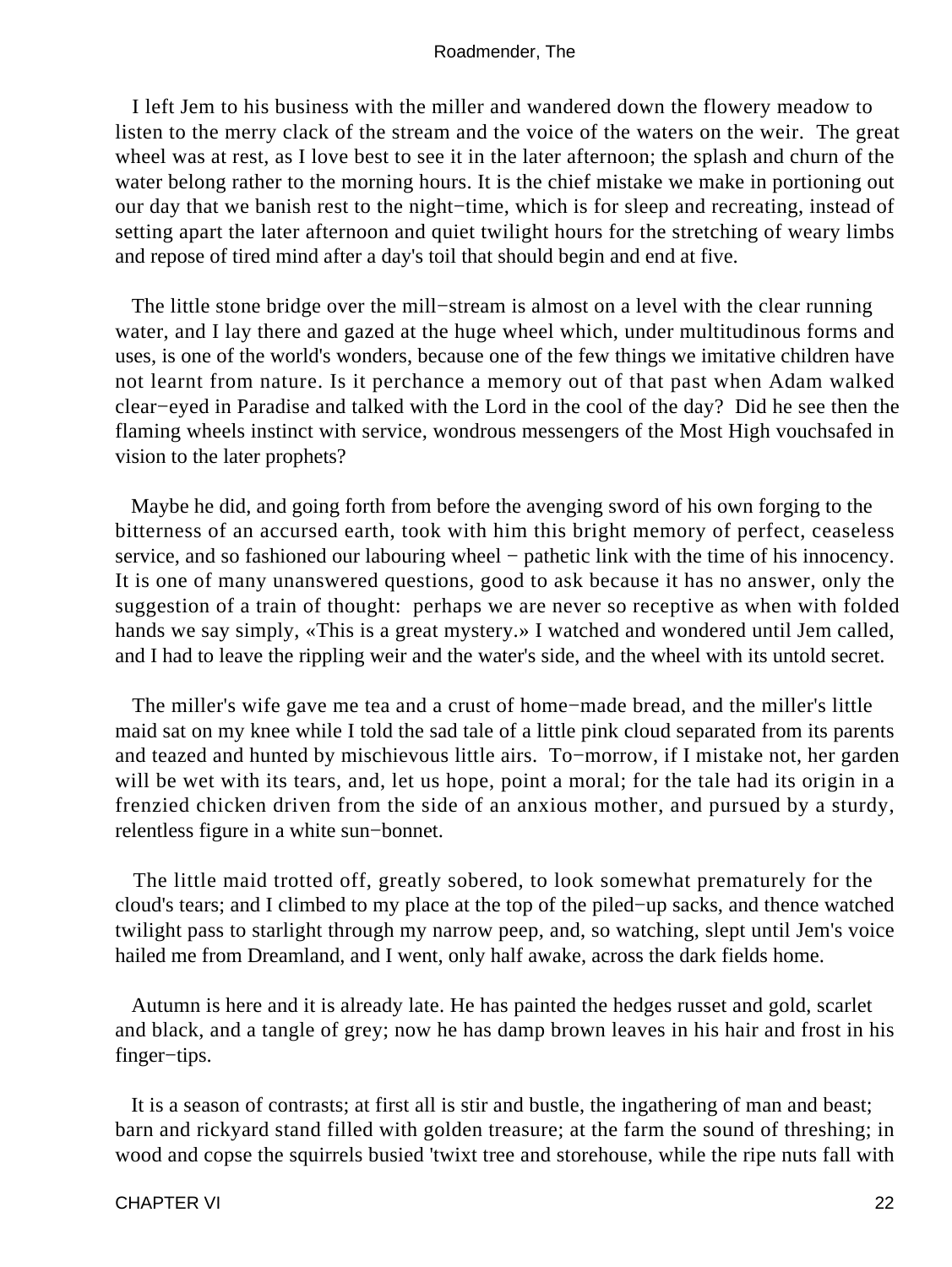I left Jem to his business with the miller and wandered down the flowery meadow to listen to the merry clack of the stream and the voice of the waters on the weir. The great wheel was at rest, as I love best to see it in the later afternoon; the splash and churn of the water belong rather to the morning hours. It is the chief mistake we make in portioning out our day that we banish rest to the night−time, which is for sleep and recreating, instead of setting apart the later afternoon and quiet twilight hours for the stretching of weary limbs and repose of tired mind after a day's toil that should begin and end at five.

The little stone bridge over the mill−stream is almost on a level with the clear running water, and I lay there and gazed at the huge wheel which, under multitudinous forms and uses, is one of the world's wonders, because one of the few things we imitative children have not learnt from nature. Is it perchance a memory out of that past when Adam walked clear−eyed in Paradise and talked with the Lord in the cool of the day? Did he see then the flaming wheels instinct with service, wondrous messengers of the Most High vouchsafed in vision to the later prophets?

Maybe he did, and going forth from before the avenging sword of his own forging to the bitterness of an accursed earth, took with him this bright memory of perfect, ceaseless service, and so fashioned our labouring wheel − pathetic link with the time of his innocency. It is one of many unanswered questions, good to ask because it has no answer, only the suggestion of a train of thought: perhaps we are never so receptive as when with folded hands we say simply, «This is a great mystery.» I watched and wondered until Jem called, and I had to leave the rippling weir and the water's side, and the wheel with its untold secret.

The miller's wife gave me tea and a crust of home−made bread, and the miller's little maid sat on my knee while I told the sad tale of a little pink cloud separated from its parents and teazed and hunted by mischievous little airs. To−morrow, if I mistake not, her garden will be wet with its tears, and, let us hope, point a moral; for the tale had its origin in a frenzied chicken driven from the side of an anxious mother, and pursued by a sturdy, relentless figure in a white sun−bonnet.

The little maid trotted off, greatly sobered, to look somewhat prematurely for the cloud's tears; and I climbed to my place at the top of the piled−up sacks, and thence watched twilight pass to starlight through my narrow peep, and, so watching, slept until Jem's voice hailed me from Dreamland, and I went, only half awake, across the dark fields home.

Autumn is here and it is already late. He has painted the hedges russet and gold, scarlet and black, and a tangle of grey; now he has damp brown leaves in his hair and frost in his finger−tips.

It is a season of contrasts; at first all is stir and bustle, the ingathering of man and beast; barn and rickyard stand filled with golden treasure; at the farm the sound of threshing; in wood and copse the squirrels busied 'twixt tree and storehouse, while the ripe nuts fall with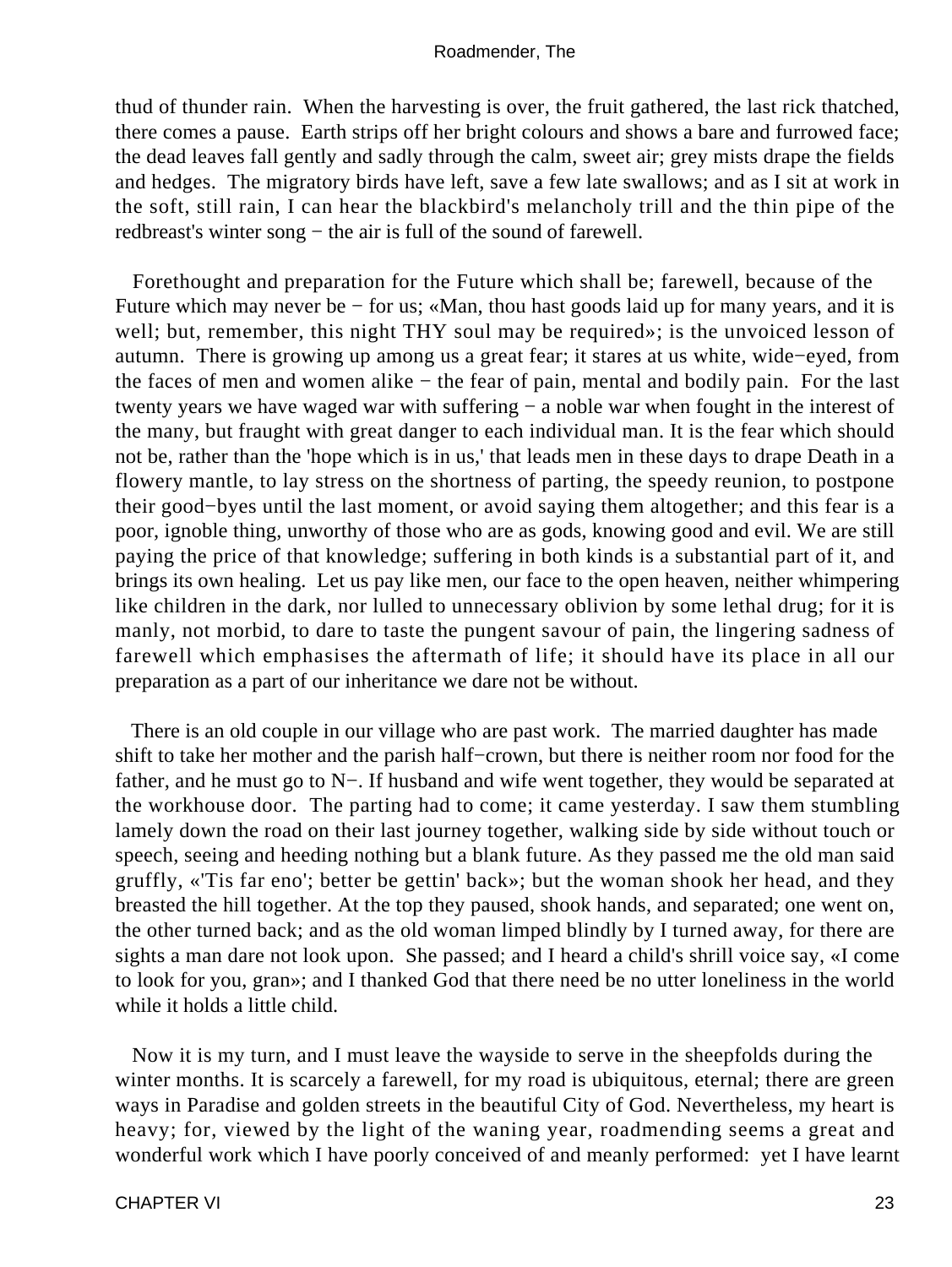thud of thunder rain. When the harvesting is over, the fruit gathered, the last rick thatched, there comes a pause. Earth strips off her bright colours and shows a bare and furrowed face; the dead leaves fall gently and sadly through the calm, sweet air; grey mists drape the fields and hedges. The migratory birds have left, save a few late swallows; and as I sit at work in the soft, still rain, I can hear the blackbird's melancholy trill and the thin pipe of the redbreast's winter song − the air is full of the sound of farewell.

Forethought and preparation for the Future which shall be; farewell, because of the Future which may never be − for us; «Man, thou hast goods laid up for many years, and it is well; but, remember, this night THY soul may be required»; is the unvoiced lesson of autumn. There is growing up among us a great fear; it stares at us white, wide−eyed, from the faces of men and women alike − the fear of pain, mental and bodily pain. For the last twenty years we have waged war with suffering − a noble war when fought in the interest of the many, but fraught with great danger to each individual man. It is the fear which should not be, rather than the 'hope which is in us,' that leads men in these days to drape Death in a flowery mantle, to lay stress on the shortness of parting, the speedy reunion, to postpone their good−byes until the last moment, or avoid saying them altogether; and this fear is a poor, ignoble thing, unworthy of those who are as gods, knowing good and evil. We are still paying the price of that knowledge; suffering in both kinds is a substantial part of it, and brings its own healing. Let us pay like men, our face to the open heaven, neither whimpering like children in the dark, nor lulled to unnecessary oblivion by some lethal drug; for it is manly, not morbid, to dare to taste the pungent savour of pain, the lingering sadness of farewell which emphasises the aftermath of life; it should have its place in all our preparation as a part of our inheritance we dare not be without.

There is an old couple in our village who are past work. The married daughter has made shift to take her mother and the parish half−crown, but there is neither room nor food for the father, and he must go to N−. If husband and wife went together, they would be separated at the workhouse door. The parting had to come; it came yesterday. I saw them stumbling lamely down the road on their last journey together, walking side by side without touch or speech, seeing and heeding nothing but a blank future. As they passed me the old man said gruffly, «'Tis far eno'; better be gettin' back»; but the woman shook her head, and they breasted the hill together. At the top they paused, shook hands, and separated; one went on, the other turned back; and as the old woman limped blindly by I turned away, for there are sights a man dare not look upon. She passed; and I heard a child's shrill voice say, «I come to look for you, gran»; and I thanked God that there need be no utter loneliness in the world while it holds a little child.

Now it is my turn, and I must leave the wayside to serve in the sheepfolds during the winter months. It is scarcely a farewell, for my road is ubiquitous, eternal; there are green ways in Paradise and golden streets in the beautiful City of God. Nevertheless, my heart is heavy; for, viewed by the light of the waning year, roadmending seems a great and wonderful work which I have poorly conceived of and meanly performed: yet I have learnt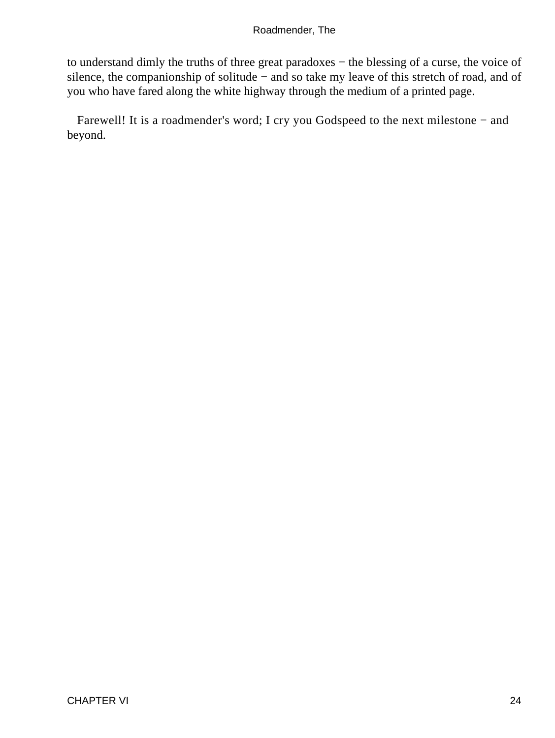to understand dimly the truths of three great paradoxes − the blessing of a curse, the voice of silence, the companionship of solitude − and so take my leave of this stretch of road, and of you who have fared along the white highway through the medium of a printed page.

Farewell! It is a roadmender's word; I cry you Godspeed to the next milestone − and beyond.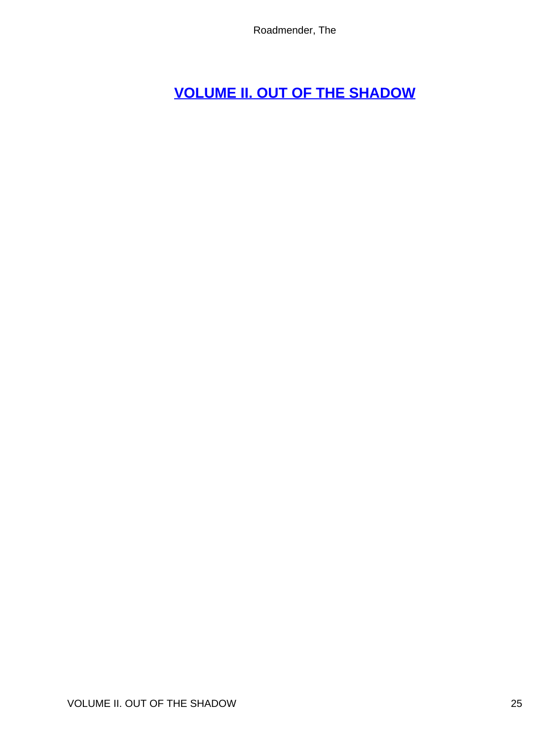# VOLUME II. OUT OF THE SHADOW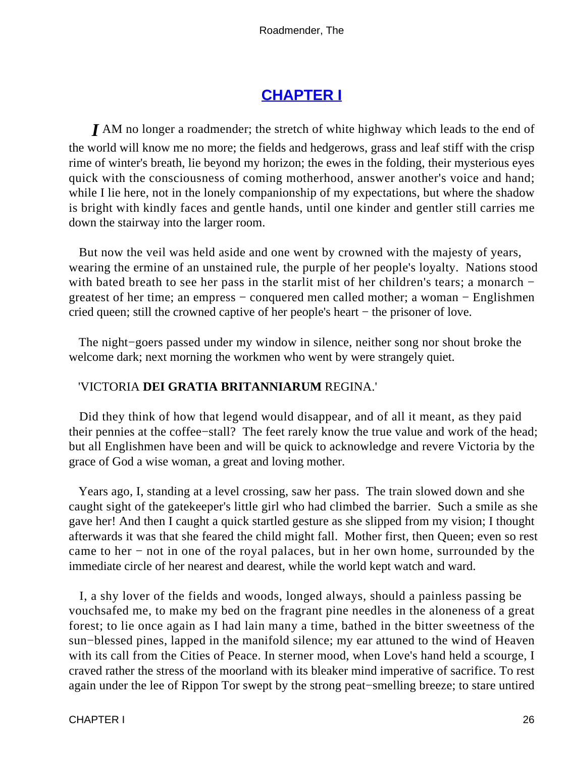# CHAPTER I

*I* AM no longer a roadmender; the stretch of white highway which leads to the end of the world will know me no more; the fields and hedgerows, grass and leaf stiff with the crisp rime of winter's breath, lie beyond my horizon; the ewes in the folding, their mysterious eyes quick with the consciousness of coming motherhood, answer another's voice and hand; while I lie here, not in the lonely companionship of my expectations, but where the shadow is bright with kindly faces and gentle hands, until one kinder and gentler still carries me down the stairway into the larger room.

But now the veil was held aside and one went by crowned with the majesty of years, wearing the ermine of an unstained rule, the purple of her people's loyalty. Nations stood with bated breath to see her pass in the starlit mist of her children's tears; a monarch − greatest of her time; an empress − conquered men called mother; a woman − Englishmen cried queen; still the crowned captive of her people's heart − the prisoner of love.

The night−goers passed under my window in silence, neither song nor shout broke the welcome dark; next morning the workmen who went by were strangely quiet.

'VICTORIA **DEI GRATIA BRITANNIARUM** REGINA.'

Did they think of how that legend would disappear, and of all it meant, as they paid their pennies at the coffee−stall? The feet rarely know the true value and work of the head; but all Englishmen have been and will be quick to acknowledge and revere Victoria by the grace of God a wise woman, a great and loving mother.

Years ago, I, standing at a level crossing, saw her pass. The train slowed down and she caught sight of the gatekeeper's little girl who had climbed the barrier. Such a smile as she gave her! And then I caught a quick startled gesture as she slipped from my vision; I thought afterwards it was that she feared the child might fall. Mother first, then Queen; even so rest came to her − not in one of the royal palaces, but in her own home, surrounded by the immediate circle of her nearest and dearest, while the world kept watch and ward.

I, a shy lover of the fields and woods, longed always, should a painless passing be vouchsafed me, to make my bed on the fragrant pine needles in the aloneness of a great forest; to lie once again as I had lain many a time, bathed in the bitter sweetness of the sun−blessed pines, lapped in the manifold silence; my ear attuned to the wind of Heaven with its call from the Cities of Peace. In sterner mood, when Love's hand held a scourge, I craved rather the stress of the moorland with its bleaker mind imperative of sacrifice. To rest again under the lee of Rippon Tor swept by the strong peat−smelling breeze; to stare untired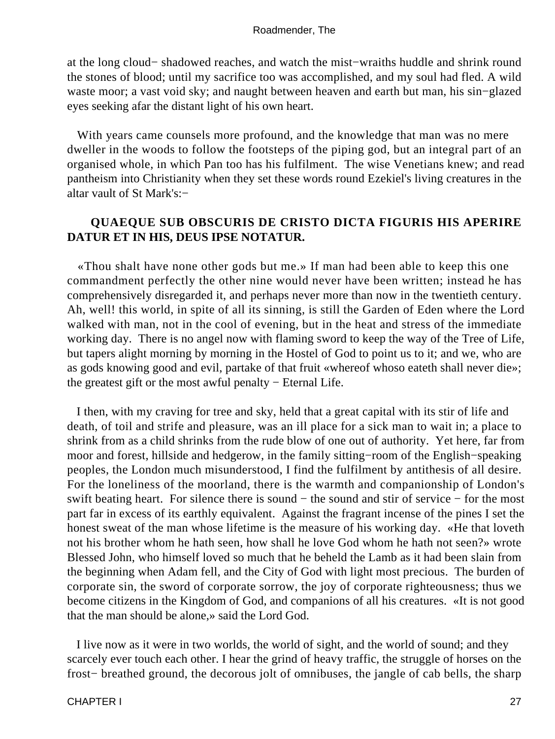at the long cloud− shadowed reaches, and watch the mist−wraiths huddle and shrink round the stones of blood; until my sacrifice too was accomplished, and my soul had fled. A wild waste moor; a vast void sky; and naught between heaven and earth but man, his sin−glazed eyes seeking afar the distant light of his own heart.

With years came counsels more profound, and the knowledge that man was no mere dweller in the woods to follow the footsteps of the piping god, but an integral part of an organised whole, in which Pan too has his fulfilment. The wise Venetians knew; and read pantheism into Christianity when they set these words round Ezekiel's living creatures in the altar vault of St Mark's:−

**QUAEQUE SUB OBSCURIS DE CRISTO DICTA FIGURIS HIS APERIRE DATUR ET IN HIS, DEUS IPSE NOTATUR.**

«Thou shalt have none other gods but me.» If man had been able to keep this one commandment perfectly the other nine would never have been written; instead he has comprehensively disregarded it, and perhaps never more than now in the twentieth century. Ah, well! this world, in spite of all its sinning, is still the Garden of Eden where the Lord walked with man, not in the cool of evening, but in the heat and stress of the immediate working day. There is no angel now with flaming sword to keep the way of the Tree of Life, but tapers alight morning by morning in the Hostel of God to point us to it; and we, who are as gods knowing good and evil, partake of that fruit «whereof whoso eateth shall never die»; the greatest gift or the most awful penalty − Eternal Life.

I then, with my craving for tree and sky, held that a great capital with its stir of life and death, of toil and strife and pleasure, was an ill place for a sick man to wait in; a place to shrink from as a child shrinks from the rude blow of one out of authority. Yet here, far from moor and forest, hillside and hedgerow, in the family sitting−room of the English−speaking peoples, the London much misunderstood, I find the fulfilment by antithesis of all desire. For the loneliness of the moorland, there is the warmth and companionship of London's swift beating heart. For silence there is sound − the sound and stir of service − for the most part far in excess of its earthly equivalent. Against the fragrant incense of the pines I set the honest sweat of the man whose lifetime is the measure of his working day. «He that loveth not his brother whom he hath seen, how shall he love God whom he hath not seen?» wrote Blessed John, who himself loved so much that he beheld the Lamb as it had been slain from the beginning when Adam fell, and the City of God with light most precious. The burden of corporate sin, the sword of corporate sorrow, the joy of corporate righteousness; thus we become citizens in the Kingdom of God, and companions of all his creatures. «It is not good that the man should be alone,» said the Lord God.

I live now as it were in two worlds, the world of sight, and the world of sound; and they scarcely ever touch each other. I hear the grind of heavy traffic, the struggle of horses on the frost− breathed ground, the decorous jolt of omnibuses, the jangle of cab bells, the sharp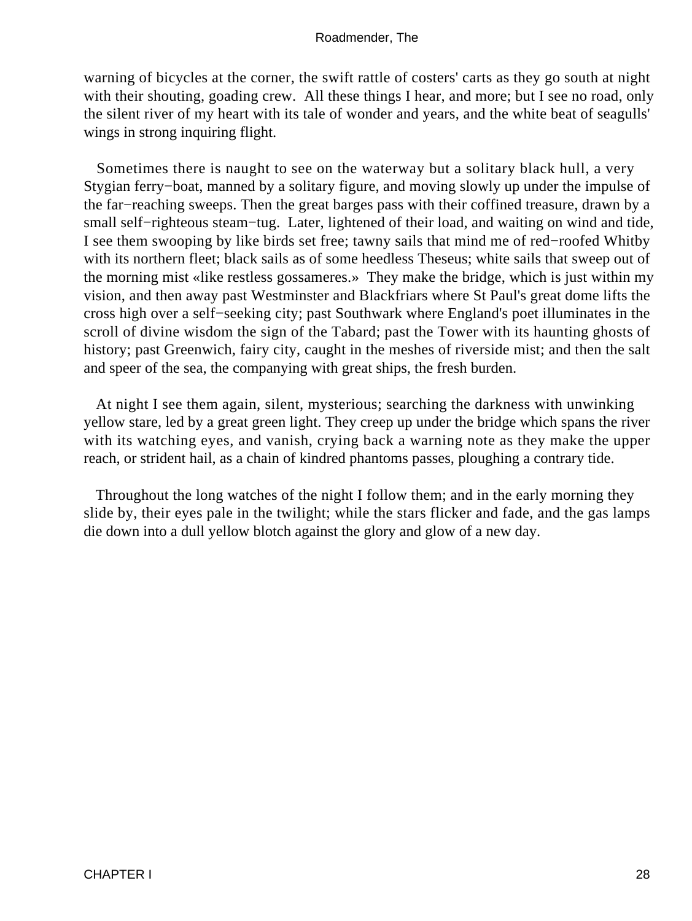warning of bicycles at the corner, the swift rattle of costers' carts as they go south at night with their shouting, goading crew. All these things I hear, and more; but I see no road, only the silent river of my heart with its tale of wonder and years, and the white beat of seagulls' wings in strong inquiring flight.

Sometimes there is naught to see on the waterway but a solitary black hull, a very Stygian ferry−boat, manned by a solitary figure, and moving slowly up under the impulse of the far−reaching sweeps. Then the great barges pass with their coffined treasure, drawn by a small self−righteous steam−tug. Later, lightened of their load, and waiting on wind and tide, I see them swooping by like birds set free; tawny sails that mind me of red−roofed Whitby with its northern fleet; black sails as of some heedless Theseus; white sails that sweep out of the morning mist «like restless gossameres.» They make the bridge, which is just within my vision, and then away past Westminster and Blackfriars where St Paul's great dome lifts the cross high over a self−seeking city; past Southwark where England's poet illuminates in the scroll of divine wisdom the sign of the Tabard; past the Tower with its haunting ghosts of history; past Greenwich, fairy city, caught in the meshes of riverside mist; and then the salt and speer of the sea, the companying with great ships, the fresh burden.

At night I see them again, silent, mysterious; searching the darkness with unwinking yellow stare, led by a great green light. They creep up under the bridge which spans the river with its watching eyes, and vanish, crying back a warning note as they make the upper reach, or strident hail, as a chain of kindred phantoms passes, ploughing a contrary tide.

Throughout the long watches of the night I follow them; and in the early morning they slide by, their eyes pale in the twilight; while the stars flicker and fade, and the gas lamps die down into a dull yellow blotch against the glory and glow of a new day.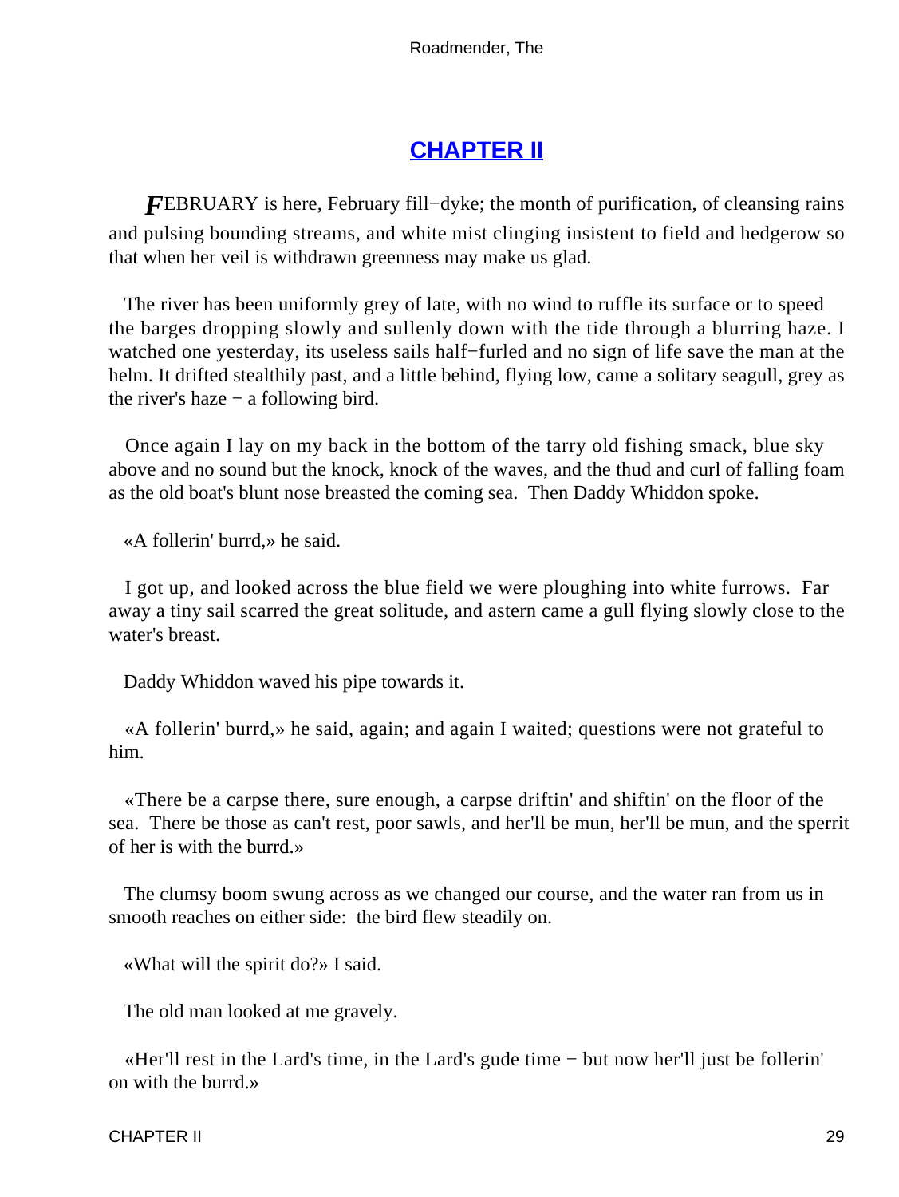## CHAPTER II

*F*EBRUARY is here, February fill−dyke; the month of purification, of cleansing rains and pulsing bounding streams, and white mist clinging insistent to field and hedgerow so that when her veil is withdrawn greenness may make us glad.

The river has been uniformly grey of late, with no wind to ruffle its surface or to speed the barges dropping slowly and sullenly down with the tide through a blurring haze. I watched one yesterday, its useless sails half−furled and no sign of life save the man at the helm. It drifted stealthily past, and a little behind, flying low, came a solitary seagull, grey as the river's haze − a following bird.

Once again I lay on my back in the bottom of the tarry old fishing smack, blue sky above and no sound but the knock, knock of the waves, and the thud and curl of falling foam as the old boat's blunt nose breasted the coming sea. Then Daddy Whiddon spoke.

«A follerin' burrd,» he said.

I got up, and looked across the blue field we were ploughing into white furrows. Far away a tiny sail scarred the great solitude, and astern came a gull flying slowly close to the water's breast.

Daddy Whiddon waved his pipe towards it.

«A follerin' burrd,» he said, again; and again I waited; questions were not grateful to him.

«There be a carpse there, sure enough, a carpse driftin' and shiftin' on the floor of the sea. There be those as can't rest, poor sawls, and her'll be mun, her'll be mun, and the sperrit of her is with the burrd.»

The clumsy boom swung across as we changed our course, and the water ran from us in smooth reaches on either side: the bird flew steadily on.

«What will the spirit do?» I said.

The old man looked at me gravely.

«Her'll rest in the Lard's time, in the Lard's gude time − but now her'll just be follerin' on with the burrd.»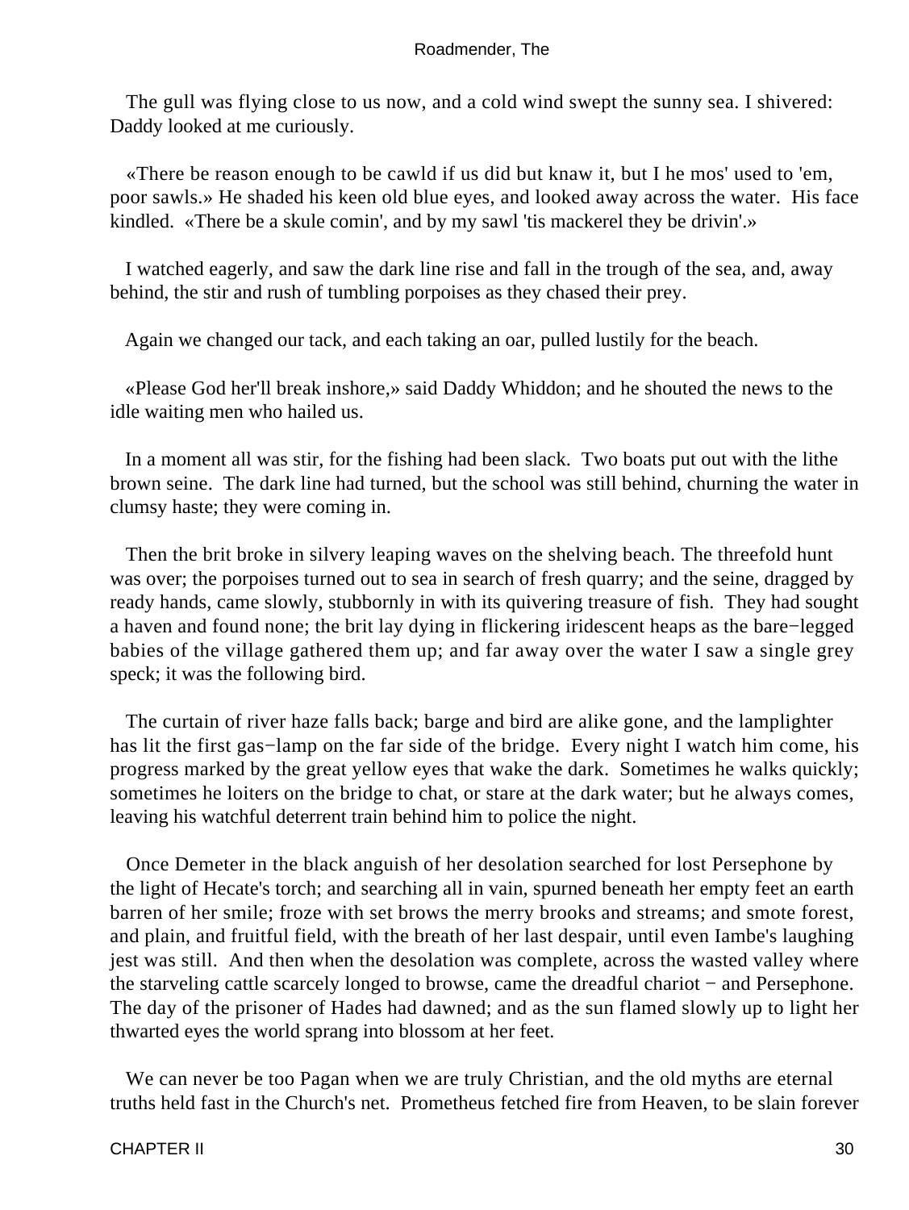The gull was flying close to us now, and a cold wind swept the sunny sea. I shivered: Daddy looked at me curiously.

«There be reason enough to be cawld if us did but knaw it, but I he mos' used to 'em, poor sawls.» He shaded his keen old blue eyes, and looked away across the water. His face kindled. «There be a skule comin', and by my sawl 'tis mackerel they be drivin'.»

I watched eagerly, and saw the dark line rise and fall in the trough of the sea, and, away behind, the stir and rush of tumbling porpoises as they chased their prey.

Again we changed our tack, and each taking an oar, pulled lustily for the beach.

«Please God her'll break inshore,» said Daddy Whiddon; and he shouted the news to the idle waiting men who hailed us.

In a moment all was stir, for the fishing had been slack. Two boats put out with the lithe brown seine. The dark line had turned, but the school was still behind, churning the water in clumsy haste; they were coming in.

Then the brit broke in silvery leaping waves on the shelving beach. The threefold hunt was over; the porpoises turned out to sea in search of fresh quarry; and the seine, dragged by ready hands, came slowly, stubbornly in with its quivering treasure of fish. They had sought a haven and found none; the brit lay dying in flickering iridescent heaps as the bare−legged babies of the village gathered them up; and far away over the water I saw a single grey speck; it was the following bird.

The curtain of river haze falls back; barge and bird are alike gone, and the lamplighter has lit the first gas−lamp on the far side of the bridge. Every night I watch him come, his progress marked by the great yellow eyes that wake the dark. Sometimes he walks quickly; sometimes he loiters on the bridge to chat, or stare at the dark water; but he always comes, leaving his watchful deterrent train behind him to police the night.

Once Demeter in the black anguish of her desolation searched for lost Persephone by the light of Hecate's torch; and searching all in vain, spurned beneath her empty feet an earth barren of her smile; froze with set brows the merry brooks and streams; and smote forest, and plain, and fruitful field, with the breath of her last despair, until even Iambe's laughing jest was still. And then when the desolation was complete, across the wasted valley where the starveling cattle scarcely longed to browse, came the dreadful chariot − and Persephone. The day of the prisoner of Hades had dawned; and as the sun flamed slowly up to light her thwarted eyes the world sprang into blossom at her feet.

We can never be too Pagan when we are truly Christian, and the old myths are eternal truths held fast in the Church's net. Prometheus fetched fire from Heaven, to be slain forever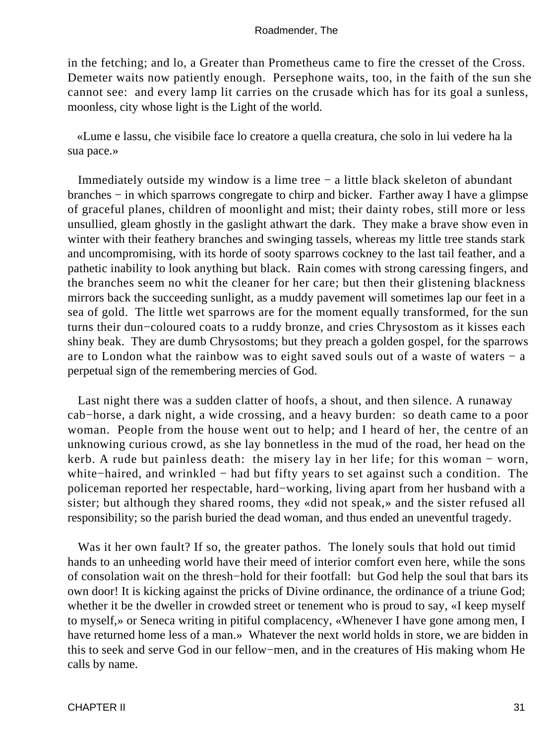in the fetching; and lo, a Greater than Prometheus came to fire the cresset of the Cross. Demeter waits now patiently enough. Persephone waits, too, in the faith of the sun she cannot see: and every lamp lit carries on the crusade which has for its goal a sunless, moonless, city whose light is the Light of the world.

«Lume e lassu, che visibile face lo creatore a quella creatura, che solo in lui vedere ha la sua pace.»

Immediately outside my window is a lime tree − a little black skeleton of abundant branches − in which sparrows congregate to chirp and bicker. Farther away I have a glimpse of graceful planes, children of moonlight and mist; their dainty robes, still more or less unsullied, gleam ghostly in the gaslight athwart the dark. They make a brave show even in winter with their feathery branches and swinging tassels, whereas my little tree stands stark and uncompromising, with its horde of sooty sparrows cockney to the last tail feather, and a pathetic inability to look anything but black. Rain comes with strong caressing fingers, and the branches seem no whit the cleaner for her care; but then their glistening blackness mirrors back the succeeding sunlight, as a muddy pavement will sometimes lap our feet in a sea of gold. The little wet sparrows are for the moment equally transformed, for the sun turns their dun−coloured coats to a ruddy bronze, and cries Chrysostom as it kisses each shiny beak. They are dumb Chrysostoms; but they preach a golden gospel, for the sparrows are to London what the rainbow was to eight saved souls out of a waste of waters − a perpetual sign of the remembering mercies of God.

Last night there was a sudden clatter of hoofs, a shout, and then silence. A runaway cab−horse, a dark night, a wide crossing, and a heavy burden: so death came to a poor woman. People from the house went out to help; and I heard of her, the centre of an unknowing curious crowd, as she lay bonnetless in the mud of the road, her head on the kerb. A rude but painless death: the misery lay in her life; for this woman − worn, white−haired, and wrinkled − had but fifty years to set against such a condition. The policeman reported her respectable, hard−working, living apart from her husband with a sister; but although they shared rooms, they «did not speak,» and the sister refused all responsibility; so the parish buried the dead woman, and thus ended an uneventful tragedy.

Was it her own fault? If so, the greater pathos. The lonely souls that hold out timid hands to an unheeding world have their meed of interior comfort even here, while the sons of consolation wait on the thresh−hold for their footfall: but God help the soul that bars its own door! It is kicking against the pricks of Divine ordinance, the ordinance of a triune God; whether it be the dweller in crowded street or tenement who is proud to say, «I keep myself to myself,» or Seneca writing in pitiful complacency, «Whenever I have gone among men, I have returned home less of a man.» Whatever the next world holds in store, we are bidden in this to seek and serve God in our fellow−men, and in the creatures of His making whom He calls by name.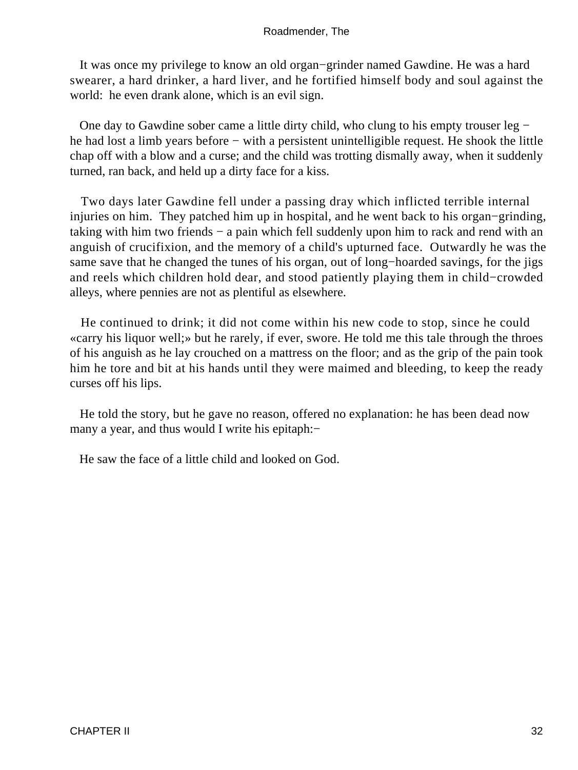It was once my privilege to know an old organ−grinder named Gawdine. He was a hard swearer, a hard drinker, a hard liver, and he fortified himself body and soul against the world: he even drank alone, which is an evil sign.

One day to Gawdine sober came a little dirty child, who clung to his empty trouser leg − he had lost a limb years before − with a persistent unintelligible request. He shook the little chap off with a blow and a curse; and the child was trotting dismally away, when it suddenly turned, ran back, and held up a dirty face for a kiss.

Two days later Gawdine fell under a passing dray which inflicted terrible internal injuries on him. They patched him up in hospital, and he went back to his organ−grinding, taking with him two friends − a pain which fell suddenly upon him to rack and rend with an anguish of crucifixion, and the memory of a child's upturned face. Outwardly he was the same save that he changed the tunes of his organ, out of long−hoarded savings, for the jigs and reels which children hold dear, and stood patiently playing them in child−crowded alleys, where pennies are not as plentiful as elsewhere.

He continued to drink; it did not come within his new code to stop, since he could «carry his liquor well;» but he rarely, if ever, swore. He told me this tale through the throes of his anguish as he lay crouched on a mattress on the floor; and as the grip of the pain took him he tore and bit at his hands until they were maimed and bleeding, to keep the ready curses off his lips.

He told the story, but he gave no reason, offered no explanation: he has been dead now many a year, and thus would I write his epitaph:−

He saw the face of a little child and looked on God.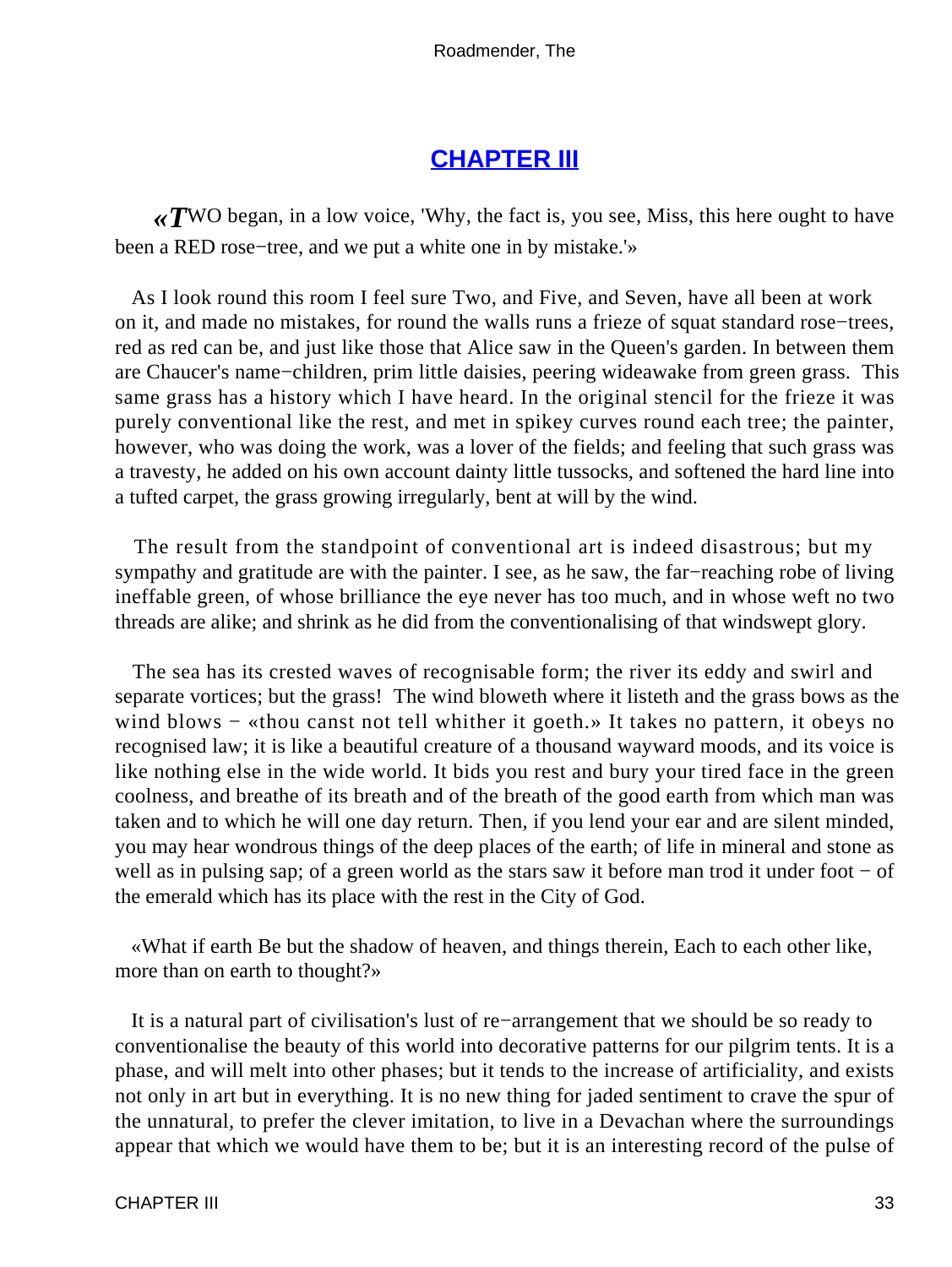## CHAPTER III

*«T*WO began, in a low voice, 'Why, the fact is, you see, Miss, this here ought to have been a RED rose−tree, and we put a white one in by mistake.'»

As I look round this room I feel sure Two, and Five, and Seven, have all been at work on it, and made no mistakes, for round the walls runs a frieze of squat standard rose−trees, red as red can be, and just like those that Alice saw in the Queen's garden. In between them are Chaucer's name−children, prim little daisies, peering wideawake from green grass. This same grass has a history which I have heard. In the original stencil for the frieze it was purely conventional like the rest, and met in spikey curves round each tree; the painter, however, who was doing the work, was a lover of the fields; and feeling that such grass was a travesty, he added on his own account dainty little tussocks, and softened the hard line into a tufted carpet, the grass growing irregularly, bent at will by the wind.

The result from the standpoint of conventional art is indeed disastrous; but my sympathy and gratitude are with the painter. I see, as he saw, the far−reaching robe of living ineffable green, of whose brilliance the eye never has too much, and in whose weft no two threads are alike; and shrink as he did from the conventionalising of that windswept glory.

The sea has its crested waves of recognisable form; the river its eddy and swirl and separate vortices; but the grass! The wind bloweth where it listeth and the grass bows as the wind blows − «thou canst not tell whither it goeth.» It takes no pattern, it obeys no recognised law; it is like a beautiful creature of a thousand wayward moods, and its voice is like nothing else in the wide world. It bids you rest and bury your tired face in the green coolness, and breathe of its breath and of the breath of the good earth from which man was taken and to which he will one day return. Then, if you lend your ear and are silent minded, you may hear wondrous things of the deep places of the earth; of life in mineral and stone as well as in pulsing sap; of a green world as the stars saw it before man trod it under foot − of the emerald which has its place with the rest in the City of God.

«What if earth Be but the shadow of heaven, and things therein, Each to each other like, more than on earth to thought?»

It is a natural part of civilisation's lust of re−arrangement that we should be so ready to conventionalise the beauty of this world into decorative patterns for our pilgrim tents. It is a phase, and will melt into other phases; but it tends to the increase of artificiality, and exists not only in art but in everything. It is no new thing for jaded sentiment to crave the spur of the unnatural, to prefer the clever imitation, to live in a Devachan where the surroundings appear that which we would have them to be; but it is an interesting record of the pulse of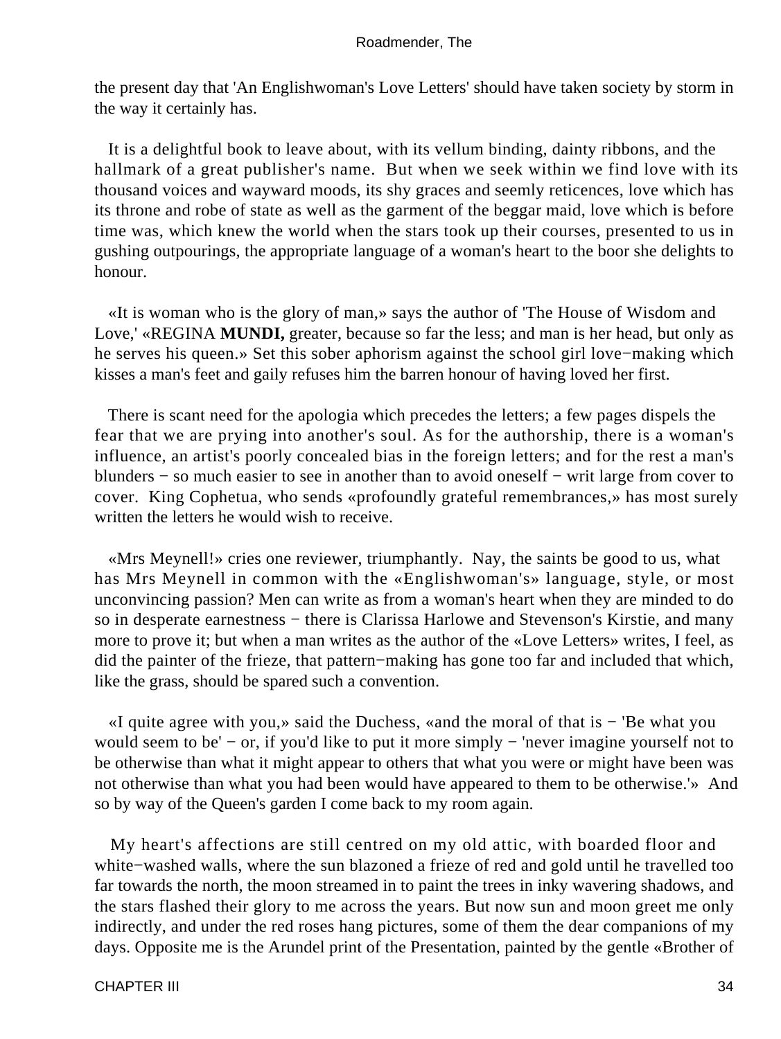the present day that 'An Englishwoman's Love Letters' should have taken society by storm in the way it certainly has.

It is a delightful book to leave about, with its vellum binding, dainty ribbons, and the hallmark of a great publisher's name. But when we seek within we find love with its thousand voices and wayward moods, its shy graces and seemly reticences, love which has its throne and robe of state as well as the garment of the beggar maid, love which is before time was, which knew the world when the stars took up their courses, presented to us in gushing outpourings, the appropriate language of a woman's heart to the boor she delights to honour.

«It is woman who is the glory of man,» says the author of 'The House of Wisdom and Love,' «REGINA **MUNDI,** greater, because so far the less; and man is her head, but only as he serves his queen.» Set this sober aphorism against the school girl love−making which kisses a man's feet and gaily refuses him the barren honour of having loved her first.

There is scant need for the apologia which precedes the letters; a few pages dispels the fear that we are prying into another's soul. As for the authorship, there is a woman's influence, an artist's poorly concealed bias in the foreign letters; and for the rest a man's blunders − so much easier to see in another than to avoid oneself − writ large from cover to cover. King Cophetua, who sends «profoundly grateful remembrances,» has most surely written the letters he would wish to receive.

«Mrs Meynell!» cries one reviewer, triumphantly. Nay, the saints be good to us, what has Mrs Meynell in common with the «Englishwoman's» language, style, or most unconvincing passion? Men can write as from a woman's heart when they are minded to do so in desperate earnestness − there is Clarissa Harlowe and Stevenson's Kirstie, and many more to prove it; but when a man writes as the author of the «Love Letters» writes, I feel, as did the painter of the frieze, that pattern−making has gone too far and included that which, like the grass, should be spared such a convention.

«I quite agree with you,» said the Duchess, «and the moral of that is − 'Be what you would seem to be' − or, if you'd like to put it more simply − 'never imagine yourself not to be otherwise than what it might appear to others that what you were or might have been was not otherwise than what you had been would have appeared to them to be otherwise.'» And so by way of the Queen's garden I come back to my room again.

My heart's affections are still centred on my old attic, with boarded floor and white−washed walls, where the sun blazoned a frieze of red and gold until he travelled too far towards the north, the moon streamed in to paint the trees in inky wavering shadows, and the stars flashed their glory to me across the years. But now sun and moon greet me only indirectly, and under the red roses hang pictures, some of them the dear companions of my days. Opposite me is the Arundel print of the Presentation, painted by the gentle «Brother of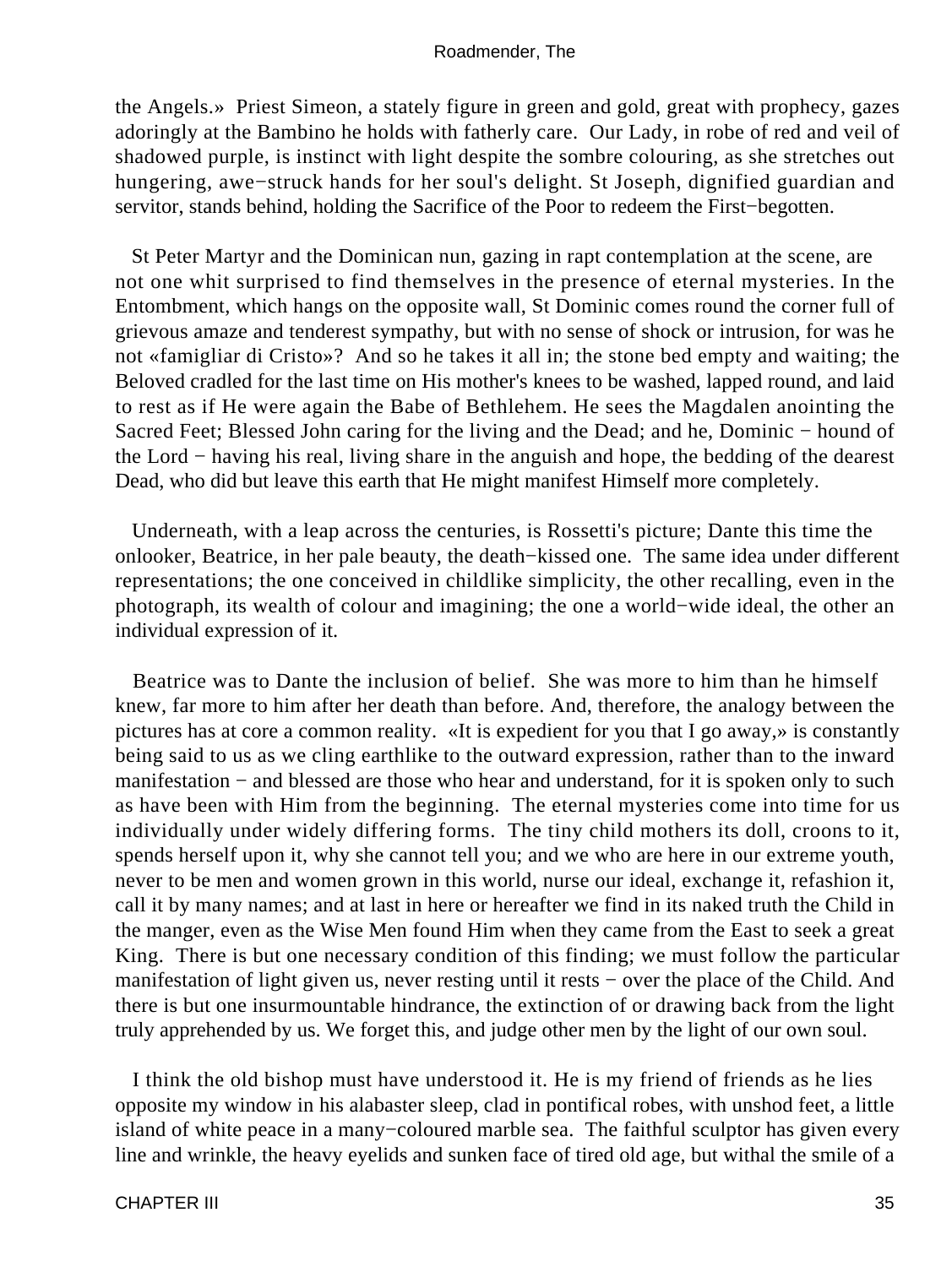the Angels.» Priest Simeon, a stately figure in green and gold, great with prophecy, gazes adoringly at the Bambino he holds with fatherly care. Our Lady, in robe of red and veil of shadowed purple, is instinct with light despite the sombre colouring, as she stretches out hungering, awe−struck hands for her soul's delight. St Joseph, dignified guardian and servitor, stands behind, holding the Sacrifice of the Poor to redeem the First−begotten.

St Peter Martyr and the Dominican nun, gazing in rapt contemplation at the scene, are not one whit surprised to find themselves in the presence of eternal mysteries. In the Entombment, which hangs on the opposite wall, St Dominic comes round the corner full of grievous amaze and tenderest sympathy, but with no sense of shock or intrusion, for was he not «famigliar di Cristo»? And so he takes it all in; the stone bed empty and waiting; the Beloved cradled for the last time on His mother's knees to be washed, lapped round, and laid to rest as if He were again the Babe of Bethlehem. He sees the Magdalen anointing the Sacred Feet; Blessed John caring for the living and the Dead; and he, Dominic − hound of the Lord − having his real, living share in the anguish and hope, the bedding of the dearest Dead, who did but leave this earth that He might manifest Himself more completely.

Underneath, with a leap across the centuries, is Rossetti's picture; Dante this time the onlooker, Beatrice, in her pale beauty, the death−kissed one. The same idea under different representations; the one conceived in childlike simplicity, the other recalling, even in the photograph, its wealth of colour and imagining; the one a world−wide ideal, the other an individual expression of it.

Beatrice was to Dante the inclusion of belief. She was more to him than he himself knew, far more to him after her death than before. And, therefore, the analogy between the pictures has at core a common reality. «It is expedient for you that I go away,» is constantly being said to us as we cling earthlike to the outward expression, rather than to the inward manifestation − and blessed are those who hear and understand, for it is spoken only to such as have been with Him from the beginning. The eternal mysteries come into time for us individually under widely differing forms. The tiny child mothers its doll, croons to it, spends herself upon it, why she cannot tell you; and we who are here in our extreme youth, never to be men and women grown in this world, nurse our ideal, exchange it, refashion it, call it by many names; and at last in here or hereafter we find in its naked truth the Child in the manger, even as the Wise Men found Him when they came from the East to seek a great King. There is but one necessary condition of this finding; we must follow the particular manifestation of light given us, never resting until it rests − over the place of the Child. And there is but one insurmountable hindrance, the extinction of or drawing back from the light truly apprehended by us. We forget this, and judge other men by the light of our own soul.

I think the old bishop must have understood it. He is my friend of friends as he lies opposite my window in his alabaster sleep, clad in pontifical robes, with unshod feet, a little island of white peace in a many−coloured marble sea. The faithful sculptor has given every line and wrinkle, the heavy eyelids and sunken face of tired old age, but withal the smile of a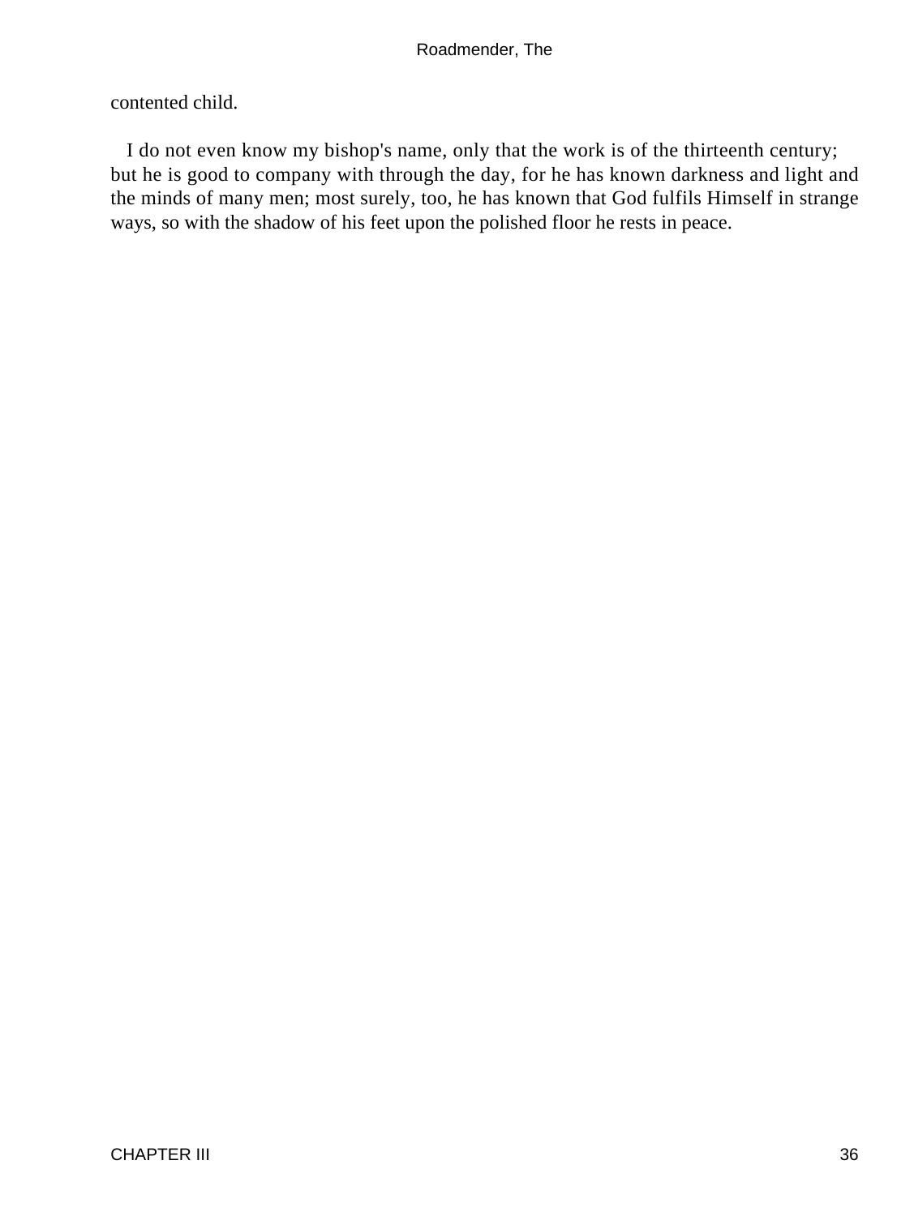contented child.

I do not even know my bishop's name, only that the work is of the thirteenth century; but he is good to company with through the day, for he has known darkness and light and the minds of many men; most surely, too, he has known that God fulfils Himself in strange ways, so with the shadow of his feet upon the polished floor he rests in peace.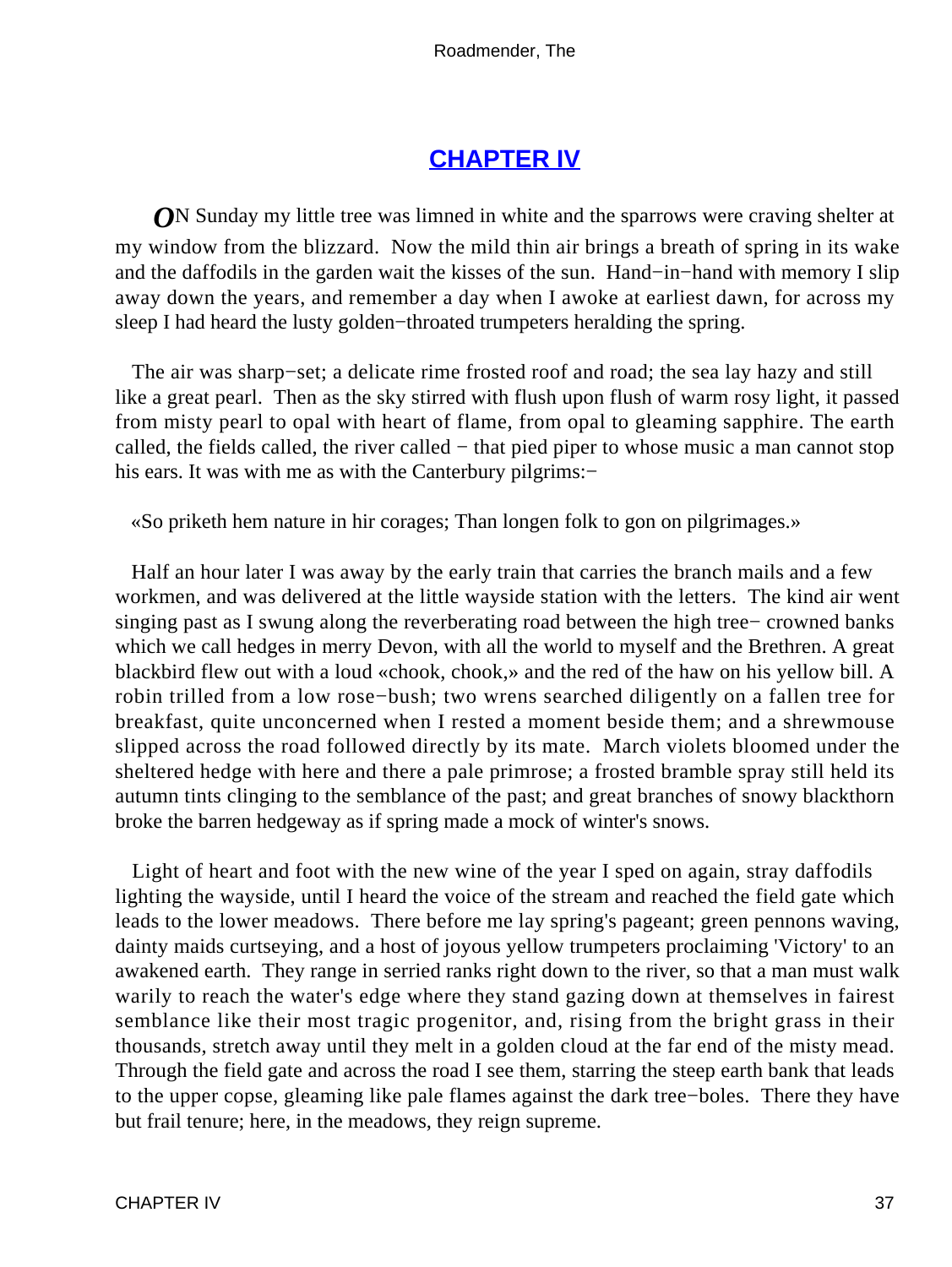## CHAPTER IV

*O*N Sunday my little tree was limned in white and the sparrows were craving shelter at my window from the blizzard. Now the mild thin air brings a breath of spring in its wake and the daffodils in the garden wait the kisses of the sun. Hand−in−hand with memory I slip away down the years, and remember a day when I awoke at earliest dawn, for across my sleep I had heard the lusty golden−throated trumpeters heralding the spring.

The air was sharp−set; a delicate rime frosted roof and road; the sea lay hazy and still like a great pearl. Then as the sky stirred with flush upon flush of warm rosy light, it passed from misty pearl to opal with heart of flame, from opal to gleaming sapphire. The earth called, the fields called, the river called − that pied piper to whose music a man cannot stop his ears. It was with me as with the Canterbury pilgrims:−

«So priketh hem nature in hir corages; Than longen folk to gon on pilgrimages.»

Half an hour later I was away by the early train that carries the branch mails and a few workmen, and was delivered at the little wayside station with the letters. The kind air went singing past as I swung along the reverberating road between the high tree− crowned banks which we call hedges in merry Devon, with all the world to myself and the Brethren. A great blackbird flew out with a loud «chook, chook,» and the red of the haw on his yellow bill. A robin trilled from a low rose−bush; two wrens searched diligently on a fallen tree for breakfast, quite unconcerned when I rested a moment beside them; and a shrewmouse slipped across the road followed directly by its mate. March violets bloomed under the sheltered hedge with here and there a pale primrose; a frosted bramble spray still held its autumn tints clinging to the semblance of the past; and great branches of snowy blackthorn broke the barren hedgeway as if spring made a mock of winter's snows.

Light of heart and foot with the new wine of the year I sped on again, stray daffodils lighting the wayside, until I heard the voice of the stream and reached the field gate which leads to the lower meadows. There before me lay spring's pageant; green pennons waving, dainty maids curtseying, and a host of joyous yellow trumpeters proclaiming 'Victory' to an awakened earth. They range in serried ranks right down to the river, so that a man must walk warily to reach the water's edge where they stand gazing down at themselves in fairest semblance like their most tragic progenitor, and, rising from the bright grass in their thousands, stretch away until they melt in a golden cloud at the far end of the misty mead. Through the field gate and across the road I see them, starring the steep earth bank that leads to the upper copse, gleaming like pale flames against the dark tree−boles. There they have but frail tenure; here, in the meadows, they reign supreme.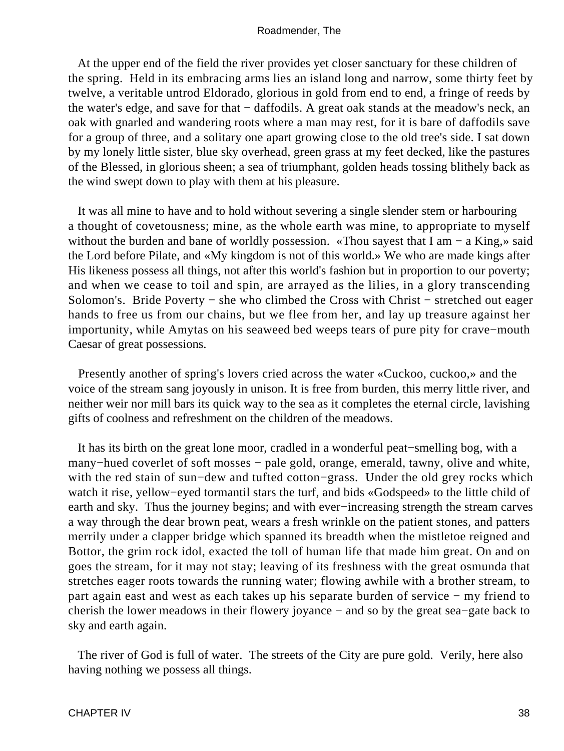At the upper end of the field the river provides yet closer sanctuary for these children of the spring. Held in its embracing arms lies an island long and narrow, some thirty feet by twelve, a veritable untrod Eldorado, glorious in gold from end to end, a fringe of reeds by the water's edge, and save for that − daffodils. A great oak stands at the meadow's neck, an oak with gnarled and wandering roots where a man may rest, for it is bare of daffodils save for a group of three, and a solitary one apart growing close to the old tree's side. I sat down by my lonely little sister, blue sky overhead, green grass at my feet decked, like the pastures of the Blessed, in glorious sheen; a sea of triumphant, golden heads tossing blithely back as the wind swept down to play with them at his pleasure.

It was all mine to have and to hold without severing a single slender stem or harbouring a thought of covetousness; mine, as the whole earth was mine, to appropriate to myself without the burden and bane of worldly possession. «Thou sayest that I am − a King,» said the Lord before Pilate, and «My kingdom is not of this world.» We who are made kings after His likeness possess all things, not after this world's fashion but in proportion to our poverty; and when we cease to toil and spin, are arrayed as the lilies, in a glory transcending Solomon's. Bride Poverty − she who climbed the Cross with Christ − stretched out eager hands to free us from our chains, but we flee from her, and lay up treasure against her importunity, while Amytas on his seaweed bed weeps tears of pure pity for crave−mouth Caesar of great possessions.

Presently another of spring's lovers cried across the water «Cuckoo, cuckoo,» and the voice of the stream sang joyously in unison. It is free from burden, this merry little river, and neither weir nor mill bars its quick way to the sea as it completes the eternal circle, lavishing gifts of coolness and refreshment on the children of the meadows.

It has its birth on the great lone moor, cradled in a wonderful peat−smelling bog, with a many−hued coverlet of soft mosses − pale gold, orange, emerald, tawny, olive and white, with the red stain of sun−dew and tufted cotton−grass. Under the old grey rocks which watch it rise, yellow−eyed tormantil stars the turf, and bids «Godspeed» to the little child of earth and sky. Thus the journey begins; and with ever−increasing strength the stream carves a way through the dear brown peat, wears a fresh wrinkle on the patient stones, and patters merrily under a clapper bridge which spanned its breadth when the mistletoe reigned and Bottor, the grim rock idol, exacted the toll of human life that made him great. On and on goes the stream, for it may not stay; leaving of its freshness with the great osmunda that stretches eager roots towards the running water; flowing awhile with a brother stream, to part again east and west as each takes up his separate burden of service − my friend to cherish the lower meadows in their flowery joyance − and so by the great sea−gate back to sky and earth again.

The river of God is full of water. The streets of the City are pure gold. Verily, here also having nothing we possess all things.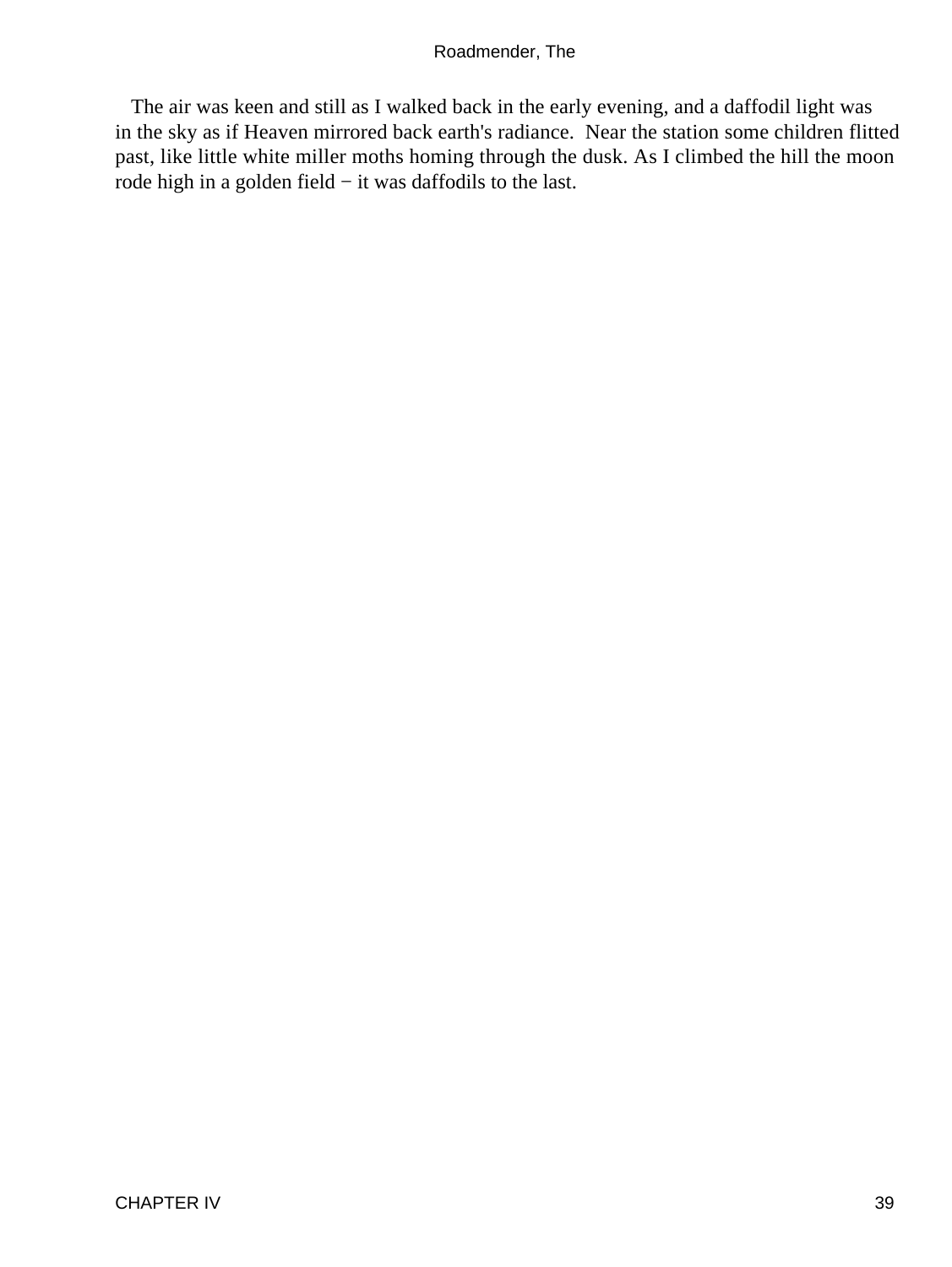The air was keen and still as I walked back in the early evening, and a daffodil light was in the sky as if Heaven mirrored back earth's radiance.  Near the station some children flitted past, like little white miller moths homing through the dusk. As I climbed the hill the moon rode high in a golden field − it was daffodils to the last.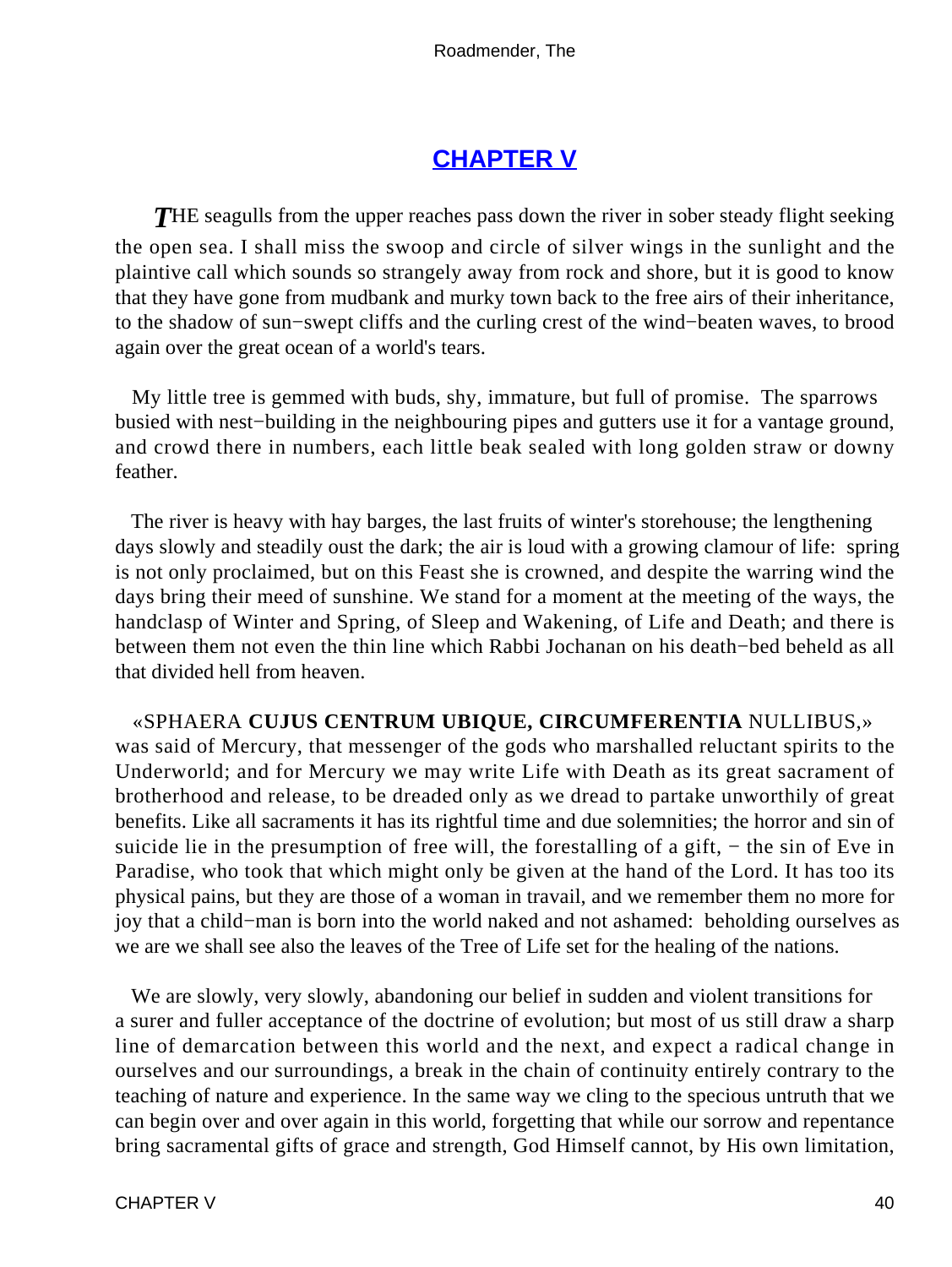## CHAPTER V

**T**HE seagulls from the upper reaches pass down the river in sober steady flight seeking the open sea. I shall miss the swoop and circle of silver wings in the sunlight and the plaintive call which sounds so strangely away from rock and shore, but it is good to know that they have gone from mudbank and murky town back to the free airs of their inheritance, to the shadow of sun−swept cliffs and the curling crest of the wind−beaten waves, to brood again over the great ocean of a world's tears.

My little tree is gemmed with buds, shy, immature, but full of promise. The sparrows busied with nest−building in the neighbouring pipes and gutters use it for a vantage ground, and crowd there in numbers, each little beak sealed with long golden straw or downy feather.

The river is heavy with hay barges, the last fruits of winter's storehouse; the lengthening days slowly and steadily oust the dark; the air is loud with a growing clamour of life: spring is not only proclaimed, but on this Feast she is crowned, and despite the warring wind the days bring their meed of sunshine. We stand for a moment at the meeting of the ways, the handclasp of Winter and Spring, of Sleep and Wakening, of Life and Death; and there is between them not even the thin line which Rabbi Jochanan on his death−bed beheld as all that divided hell from heaven.

«SPHAERA **CUJUS CENTRUM UBIQUE, CIRCUMFERENTIA** NULLIBUS,» was said of Mercury, that messenger of the gods who marshalled reluctant spirits to the Underworld; and for Mercury we may write Life with Death as its great sacrament of brotherhood and release, to be dreaded only as we dread to partake unworthily of great benefits. Like all sacraments it has its rightful time and due solemnities; the horror and sin of suicide lie in the presumption of free will, the forestalling of a gift, − the sin of Eve in Paradise, who took that which might only be given at the hand of the Lord. It has too its physical pains, but they are those of a woman in travail, and we remember them no more for joy that a child−man is born into the world naked and not ashamed: beholding ourselves as we are we shall see also the leaves of the Tree of Life set for the healing of the nations.

We are slowly, very slowly, abandoning our belief in sudden and violent transitions for a surer and fuller acceptance of the doctrine of evolution; but most of us still draw a sharp line of demarcation between this world and the next, and expect a radical change in ourselves and our surroundings, a break in the chain of continuity entirely contrary to the teaching of nature and experience. In the same way we cling to the specious untruth that we can begin over and over again in this world, forgetting that while our sorrow and repentance bring sacramental gifts of grace and strength, God Himself cannot, by His own limitation,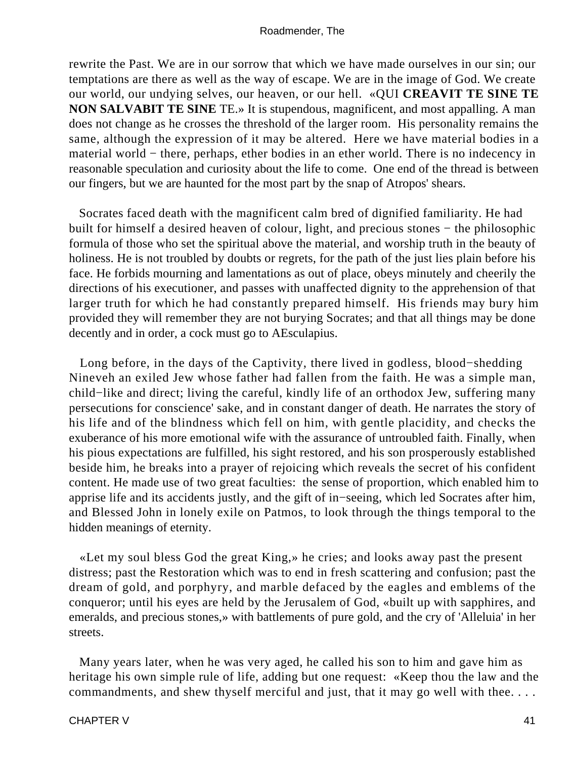rewrite the Past. We are in our sorrow that which we have made ourselves in our sin; our temptations are there as well as the way of escape. We are in the image of God. We create our world, our undying selves, our heaven, or our hell. «QUI **CREAVIT TE SINE TE NON SALVABIT TE SINE** TE.» It is stupendous, magnificent, and most appalling. A man does not change as he crosses the threshold of the larger room. His personality remains the same, although the expression of it may be altered. Here we have material bodies in a material world − there, perhaps, ether bodies in an ether world. There is no indecency in reasonable speculation and curiosity about the life to come. One end of the thread is between our fingers, but we are haunted for the most part by the snap of Atropos' shears.

Socrates faced death with the magnificent calm bred of dignified familiarity. He had built for himself a desired heaven of colour, light, and precious stones − the philosophic formula of those who set the spiritual above the material, and worship truth in the beauty of holiness. He is not troubled by doubts or regrets, for the path of the just lies plain before his face. He forbids mourning and lamentations as out of place, obeys minutely and cheerily the directions of his executioner, and passes with unaffected dignity to the apprehension of that larger truth for which he had constantly prepared himself. His friends may bury him provided they will remember they are not burying Socrates; and that all things may be done decently and in order, a cock must go to AEsculapius.

Long before, in the days of the Captivity, there lived in godless, blood−shedding Nineveh an exiled Jew whose father had fallen from the faith. He was a simple man, child−like and direct; living the careful, kindly life of an orthodox Jew, suffering many persecutions for conscience' sake, and in constant danger of death. He narrates the story of his life and of the blindness which fell on him, with gentle placidity, and checks the exuberance of his more emotional wife with the assurance of untroubled faith. Finally, when his pious expectations are fulfilled, his sight restored, and his son prosperously established beside him, he breaks into a prayer of rejoicing which reveals the secret of his confident content. He made use of two great faculties: the sense of proportion, which enabled him to apprise life and its accidents justly, and the gift of in−seeing, which led Socrates after him, and Blessed John in lonely exile on Patmos, to look through the things temporal to the hidden meanings of eternity.

«Let my soul bless God the great King,» he cries; and looks away past the present distress; past the Restoration which was to end in fresh scattering and confusion; past the dream of gold, and porphyry, and marble defaced by the eagles and emblems of the conqueror; until his eyes are held by the Jerusalem of God, «built up with sapphires, and emeralds, and precious stones,» with battlements of pure gold, and the cry of 'Alleluia' in her streets.

Many years later, when he was very aged, he called his son to him and gave him as heritage his own simple rule of life, adding but one request: «Keep thou the law and the commandments, and shew thyself merciful and just, that it may go well with thee. . . .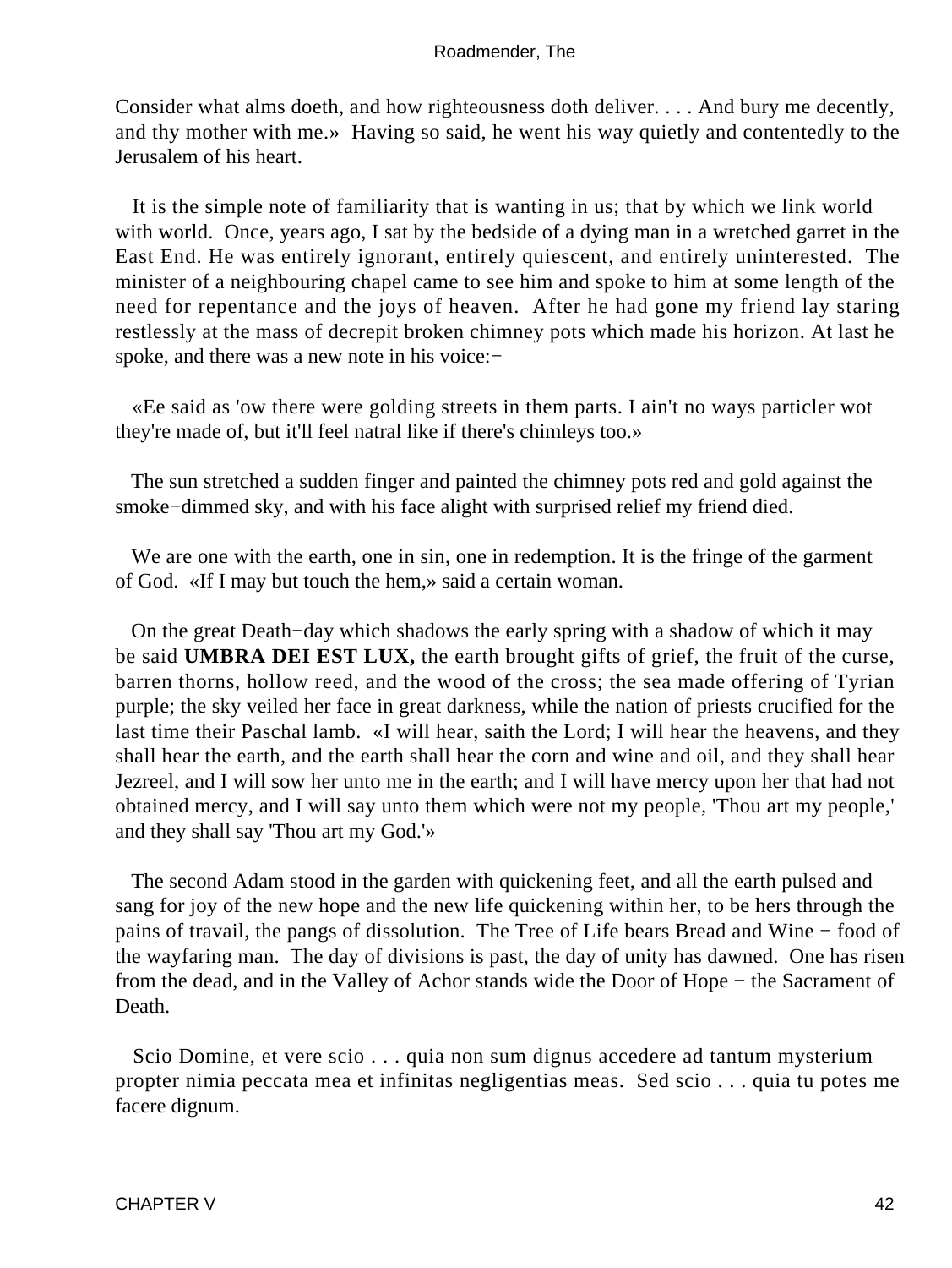Consider what alms doeth, and how righteousness doth deliver. . . . And bury me decently, and thy mother with me.» Having so said, he went his way quietly and contentedly to the Jerusalem of his heart.

It is the simple note of familiarity that is wanting in us; that by which we link world with world. Once, years ago, I sat by the bedside of a dying man in a wretched garret in the East End. He was entirely ignorant, entirely quiescent, and entirely uninterested. The minister of a neighbouring chapel came to see him and spoke to him at some length of the need for repentance and the joys of heaven. After he had gone my friend lay staring restlessly at the mass of decrepit broken chimney pots which made his horizon. At last he spoke, and there was a new note in his voice:−

«Ee said as 'ow there were golding streets in them parts. I ain't no ways particler wot they're made of, but it'll feel natral like if there's chimleys too.»

The sun stretched a sudden finger and painted the chimney pots red and gold against the smoke−dimmed sky, and with his face alight with surprised relief my friend died.

We are one with the earth, one in sin, one in redemption. It is the fringe of the garment of God. «If I may but touch the hem,» said a certain woman.

On the great Death−day which shadows the early spring with a shadow of which it may be said **UMBRA DEI EST LUX,** the earth brought gifts of grief, the fruit of the curse, barren thorns, hollow reed, and the wood of the cross; the sea made offering of Tyrian purple; the sky veiled her face in great darkness, while the nation of priests crucified for the last time their Paschal lamb. «I will hear, saith the Lord; I will hear the heavens, and they shall hear the earth, and the earth shall hear the corn and wine and oil, and they shall hear Jezreel, and I will sow her unto me in the earth; and I will have mercy upon her that had not obtained mercy, and I will say unto them which were not my people, 'Thou art my people,' and they shall say 'Thou art my God.'»

The second Adam stood in the garden with quickening feet, and all the earth pulsed and sang for joy of the new hope and the new life quickening within her, to be hers through the pains of travail, the pangs of dissolution. The Tree of Life bears Bread and Wine − food of the wayfaring man. The day of divisions is past, the day of unity has dawned. One has risen from the dead, and in the Valley of Achor stands wide the Door of Hope − the Sacrament of Death.

Scio Domine, et vere scio . . . quia non sum dignus accedere ad tantum mysterium propter nimia peccata mea et infinitas negligentias meas. Sed scio . . . quia tu potes me facere dignum.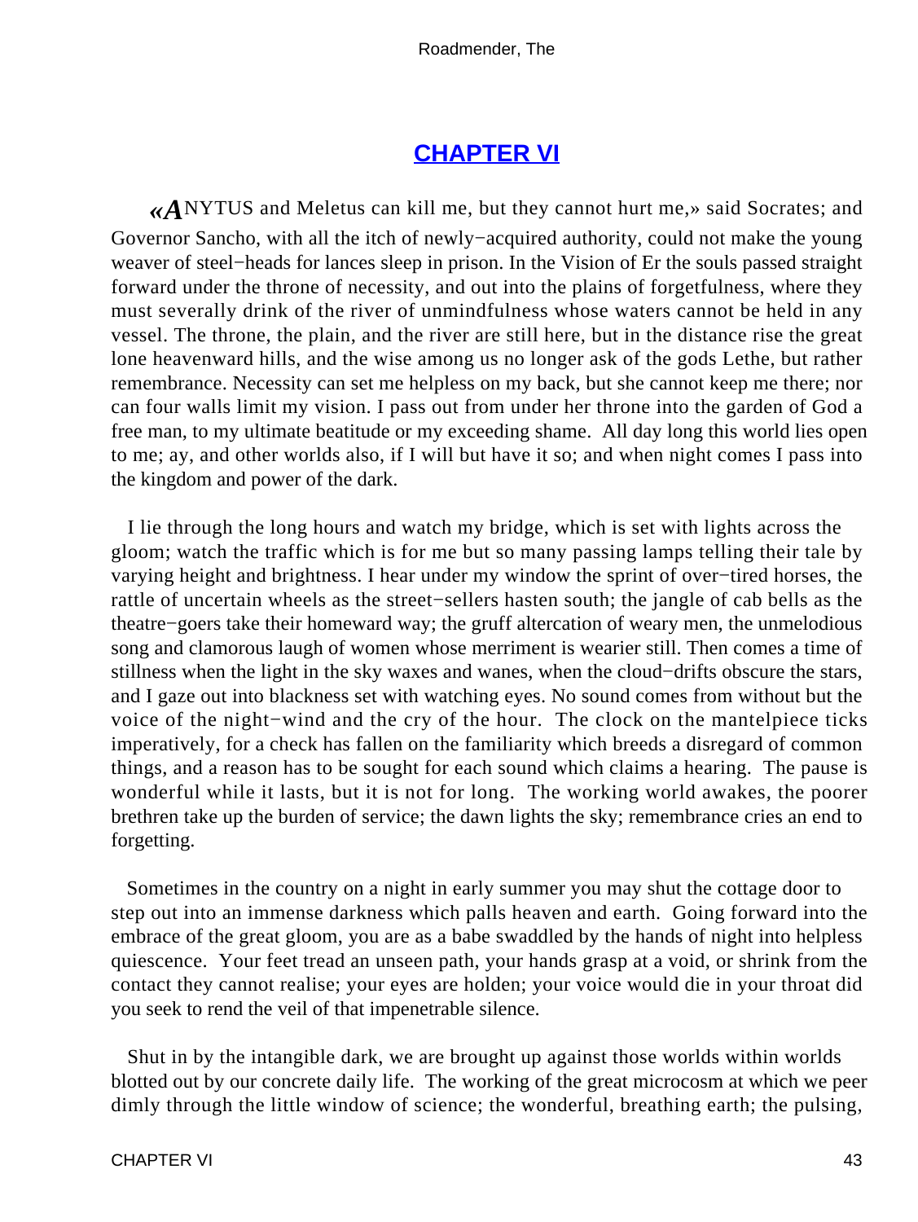## CHAPTER VI

«ANYTUS and Meletus can kill me, but they cannot hurt me,» said Socrates; and Governor Sancho, with all the itch of newly−acquired authority, could not make the young weaver of steel−heads for lances sleep in prison. In the Vision of Er the souls passed straight forward under the throne of necessity, and out into the plains of forgetfulness, where they must severally drink of the river of unmindfulness whose waters cannot be held in any vessel. The throne, the plain, and the river are still here, but in the distance rise the great lone heavenward hills, and the wise among us no longer ask of the gods Lethe, but rather remembrance. Necessity can set me helpless on my back, but she cannot keep me there; nor can four walls limit my vision. I pass out from under her throne into the garden of God a free man, to my ultimate beatitude or my exceeding shame. All day long this world lies open to me; ay, and other worlds also, if I will but have it so; and when night comes I pass into the kingdom and power of the dark.

I lie through the long hours and watch my bridge, which is set with lights across the gloom; watch the traffic which is for me but so many passing lamps telling their tale by varying height and brightness. I hear under my window the sprint of over−tired horses, the rattle of uncertain wheels as the street−sellers hasten south; the jangle of cab bells as the theatre−goers take their homeward way; the gruff altercation of weary men, the unmelodious song and clamorous laugh of women whose merriment is wearier still. Then comes a time of stillness when the light in the sky waxes and wanes, when the cloud−drifts obscure the stars, and I gaze out into blackness set with watching eyes. No sound comes from without but the voice of the night−wind and the cry of the hour. The clock on the mantelpiece ticks imperatively, for a check has fallen on the familiarity which breeds a disregard of common things, and a reason has to be sought for each sound which claims a hearing. The pause is wonderful while it lasts, but it is not for long. The working world awakes, the poorer brethren take up the burden of service; the dawn lights the sky; remembrance cries an end to forgetting.

Sometimes in the country on a night in early summer you may shut the cottage door to step out into an immense darkness which palls heaven and earth. Going forward into the embrace of the great gloom, you are as a babe swaddled by the hands of night into helpless quiescence. Your feet tread an unseen path, your hands grasp at a void, or shrink from the contact they cannot realise; your eyes are holden; your voice would die in your throat did you seek to rend the veil of that impenetrable silence.

Shut in by the intangible dark, we are brought up against those worlds within worlds blotted out by our concrete daily life. The working of the great microcosm at which we peer dimly through the little window of science; the wonderful, breathing earth; the pulsing,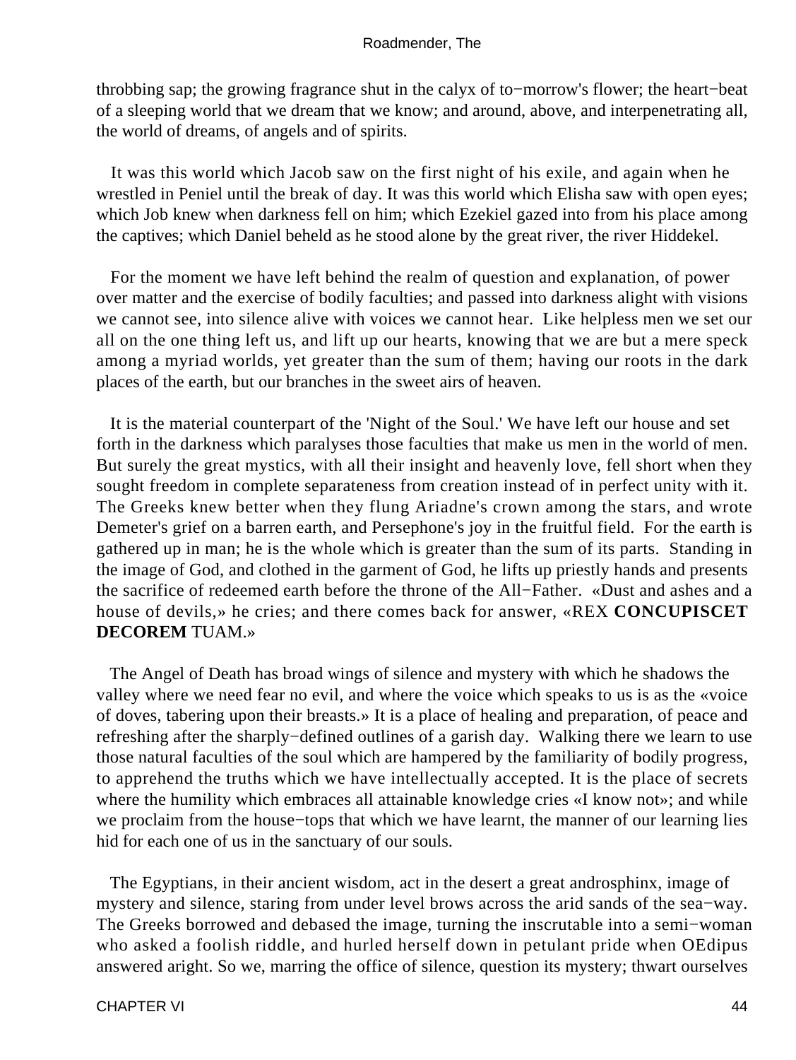throbbing sap; the growing fragrance shut in the calyx of to−morrow's flower; the heart−beat of a sleeping world that we dream that we know; and around, above, and interpenetrating all, the world of dreams, of angels and of spirits.

It was this world which Jacob saw on the first night of his exile, and again when he wrestled in Peniel until the break of day. It was this world which Elisha saw with open eyes; which Job knew when darkness fell on him; which Ezekiel gazed into from his place among the captives; which Daniel beheld as he stood alone by the great river, the river Hiddekel.

For the moment we have left behind the realm of question and explanation, of power over matter and the exercise of bodily faculties; and passed into darkness alight with visions we cannot see, into silence alive with voices we cannot hear. Like helpless men we set our all on the one thing left us, and lift up our hearts, knowing that we are but a mere speck among a myriad worlds, yet greater than the sum of them; having our roots in the dark places of the earth, but our branches in the sweet airs of heaven.

It is the material counterpart of the 'Night of the Soul.' We have left our house and set forth in the darkness which paralyses those faculties that make us men in the world of men. But surely the great mystics, with all their insight and heavenly love, fell short when they sought freedom in complete separateness from creation instead of in perfect unity with it. The Greeks knew better when they flung Ariadne's crown among the stars, and wrote Demeter's grief on a barren earth, and Persephone's joy in the fruitful field. For the earth is gathered up in man; he is the whole which is greater than the sum of its parts. Standing in the image of God, and clothed in the garment of God, he lifts up priestly hands and presents the sacrifice of redeemed earth before the throne of the All−Father. «Dust and ashes and a house of devils,» he cries; and there comes back for answer, «REX **CONCUPISCET DECOREM** TUAM.»

The Angel of Death has broad wings of silence and mystery with which he shadows the valley where we need fear no evil, and where the voice which speaks to us is as the «voice of doves, tabering upon their breasts.» It is a place of healing and preparation, of peace and refreshing after the sharply−defined outlines of a garish day. Walking there we learn to use those natural faculties of the soul which are hampered by the familiarity of bodily progress, to apprehend the truths which we have intellectually accepted. It is the place of secrets where the humility which embraces all attainable knowledge cries «I know not»; and while we proclaim from the house−tops that which we have learnt, the manner of our learning lies hid for each one of us in the sanctuary of our souls.

The Egyptians, in their ancient wisdom, act in the desert a great androsphinx, image of mystery and silence, staring from under level brows across the arid sands of the sea−way. The Greeks borrowed and debased the image, turning the inscrutable into a semi−woman who asked a foolish riddle, and hurled herself down in petulant pride when OEdipus answered aright. So we, marring the office of silence, question its mystery; thwart ourselves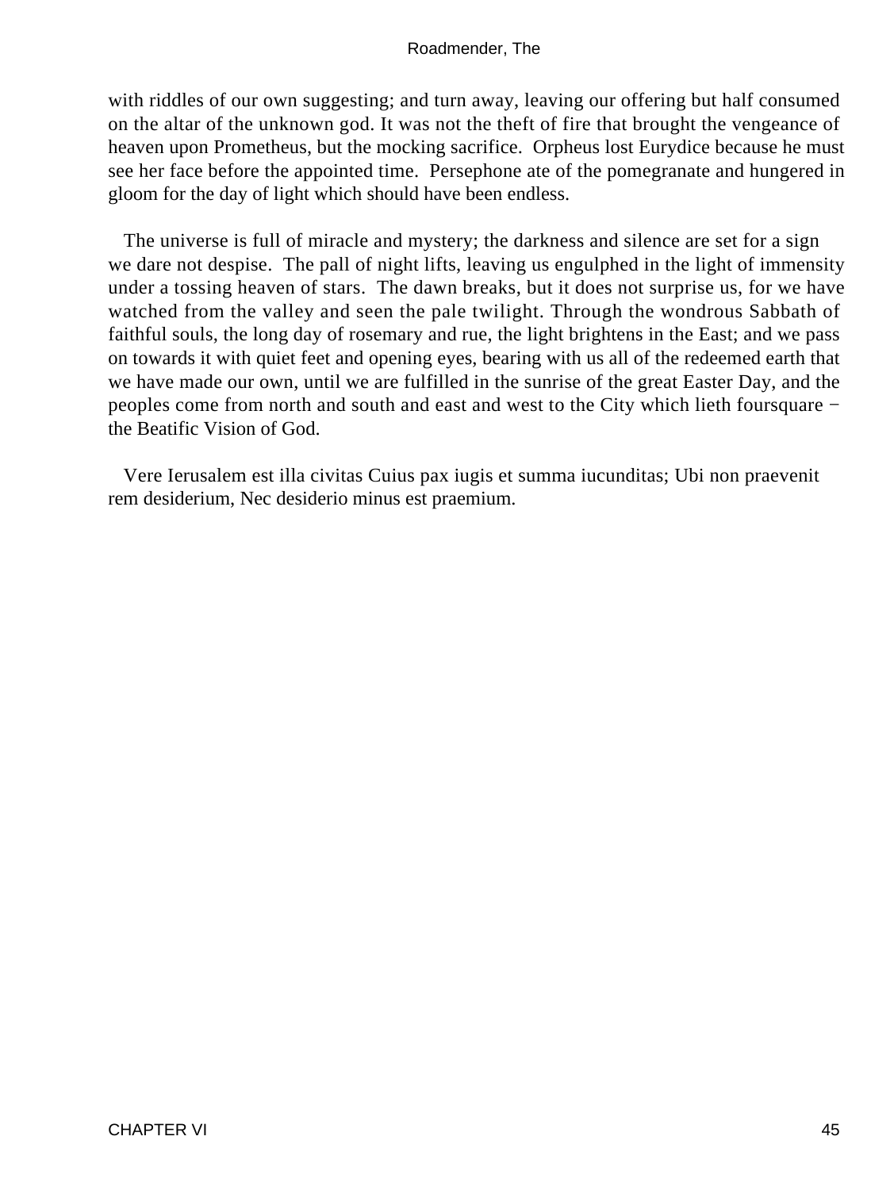with riddles of our own suggesting; and turn away, leaving our offering but half consumed on the altar of the unknown god. It was not the theft of fire that brought the vengeance of heaven upon Prometheus, but the mocking sacrifice. Orpheus lost Eurydice because he must see her face before the appointed time. Persephone ate of the pomegranate and hungered in gloom for the day of light which should have been endless.

The universe is full of miracle and mystery; the darkness and silence are set for a sign we dare not despise. The pall of night lifts, leaving us engulphed in the light of immensity under a tossing heaven of stars. The dawn breaks, but it does not surprise us, for we have watched from the valley and seen the pale twilight. Through the wondrous Sabbath of faithful souls, the long day of rosemary and rue, the light brightens in the East; and we pass on towards it with quiet feet and opening eyes, bearing with us all of the redeemed earth that we have made our own, until we are fulfilled in the sunrise of the great Easter Day, and the peoples come from north and south and east and west to the City which lieth foursquare − the Beatific Vision of God.

Vere Ierusalem est illa civitas Cuius pax iugis et summa iucunditas; Ubi non praevenit rem desiderium, Nec desiderio minus est praemium.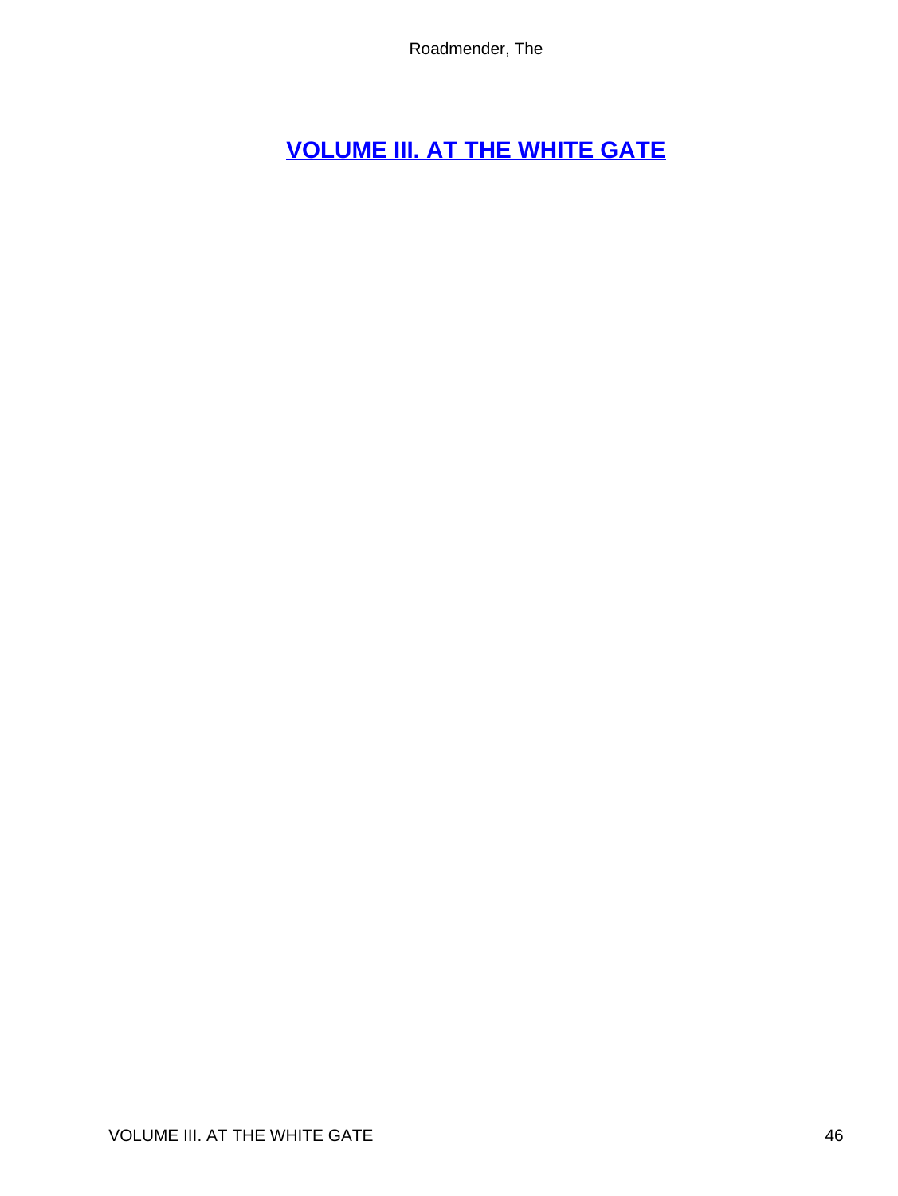## [VOLUME III. AT THE WHITE GATE]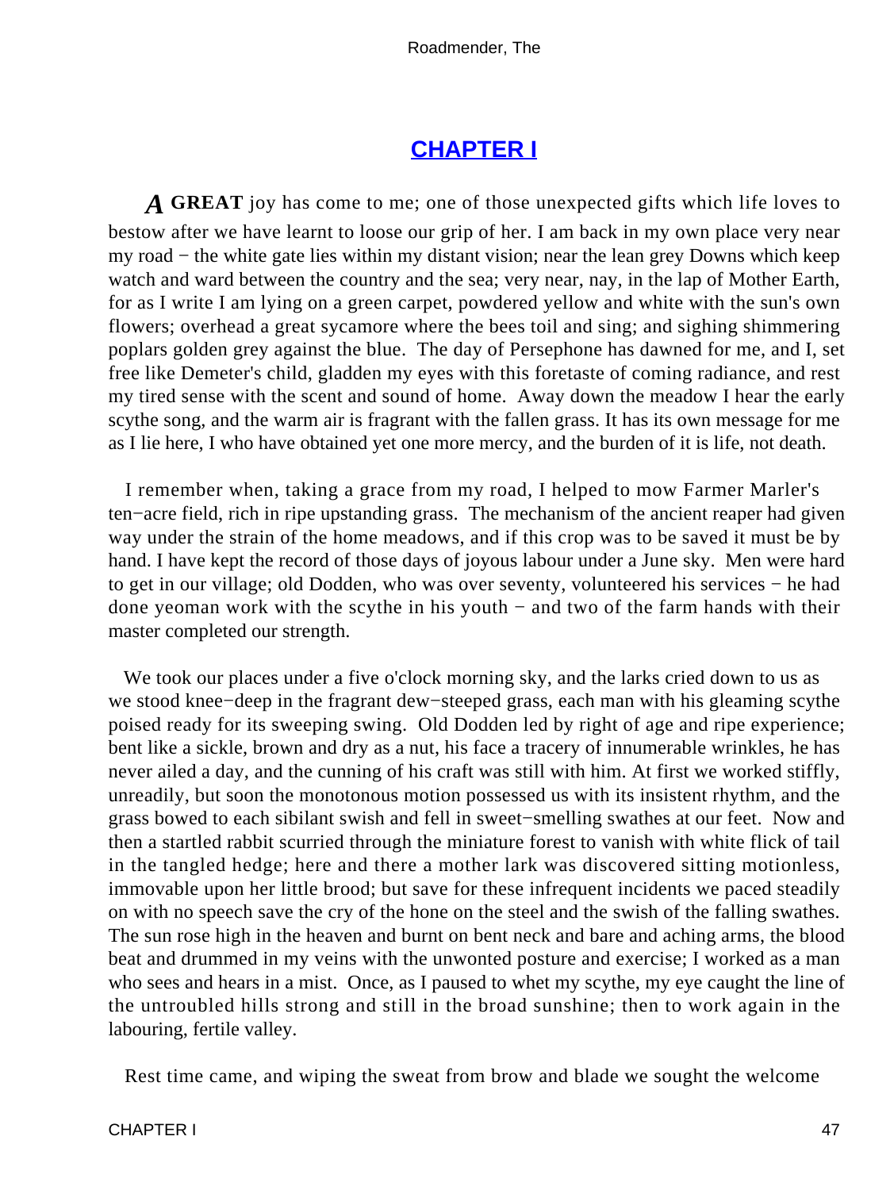## CHAPTER I

*A* **GREAT** joy has come to me; one of those unexpected gifts which life loves to bestow after we have learnt to loose our grip of her. I am back in my own place very near my road − the white gate lies within my distant vision; near the lean grey Downs which keep watch and ward between the country and the sea; very near, nay, in the lap of Mother Earth, for as I write I am lying on a green carpet, powdered yellow and white with the sun's own flowers; overhead a great sycamore where the bees toil and sing; and sighing shimmering poplars golden grey against the blue. The day of Persephone has dawned for me, and I, set free like Demeter's child, gladden my eyes with this foretaste of coming radiance, and rest my tired sense with the scent and sound of home. Away down the meadow I hear the early scythe song, and the warm air is fragrant with the fallen grass. It has its own message for me as I lie here, I who have obtained yet one more mercy, and the burden of it is life, not death.

I remember when, taking a grace from my road, I helped to mow Farmer Marler's ten−acre field, rich in ripe upstanding grass. The mechanism of the ancient reaper had given way under the strain of the home meadows, and if this crop was to be saved it must be by hand. I have kept the record of those days of joyous labour under a June sky. Men were hard to get in our village; old Dodden, who was over seventy, volunteered his services − he had done yeoman work with the scythe in his youth − and two of the farm hands with their master completed our strength.

We took our places under a five o'clock morning sky, and the larks cried down to us as we stood knee−deep in the fragrant dew−steeped grass, each man with his gleaming scythe poised ready for its sweeping swing. Old Dodden led by right of age and ripe experience; bent like a sickle, brown and dry as a nut, his face a tracery of innumerable wrinkles, he has never ailed a day, and the cunning of his craft was still with him. At first we worked stiffly, unreadily, but soon the monotonous motion possessed us with its insistent rhythm, and the grass bowed to each sibilant swish and fell in sweet−smelling swathes at our feet. Now and then a startled rabbit scurried through the miniature forest to vanish with white flick of tail in the tangled hedge; here and there a mother lark was discovered sitting motionless, immovable upon her little brood; but save for these infrequent incidents we paced steadily on with no speech save the cry of the hone on the steel and the swish of the falling swathes. The sun rose high in the heaven and burnt on bent neck and bare and aching arms, the blood beat and drummed in my veins with the unwonted posture and exercise; I worked as a man who sees and hears in a mist. Once, as I paused to whet my scythe, my eye caught the line of the untroubled hills strong and still in the broad sunshine; then to work again in the labouring, fertile valley.

Rest time came, and wiping the sweat from brow and blade we sought the welcome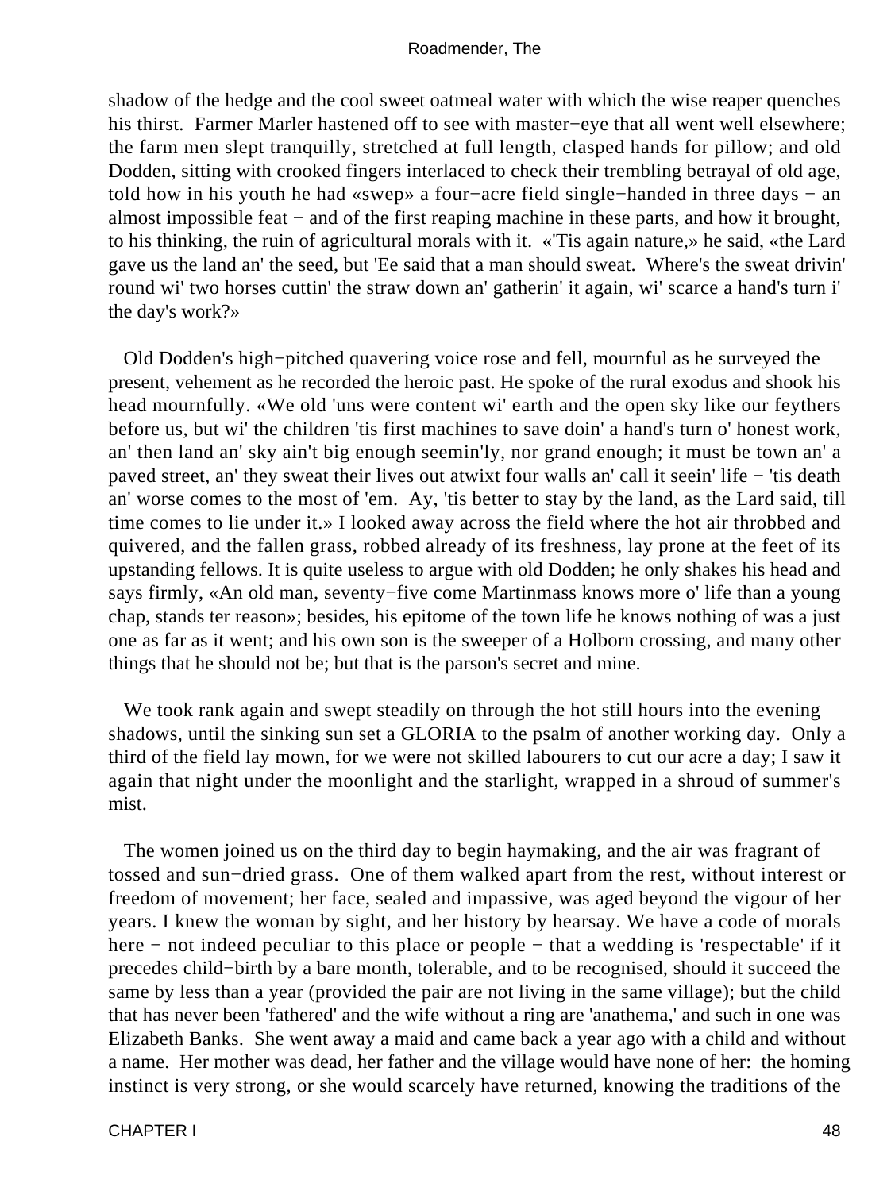shadow of the hedge and the cool sweet oatmeal water with which the wise reaper quenches his thirst. Farmer Marler hastened off to see with master−eye that all went well elsewhere; the farm men slept tranquilly, stretched at full length, clasped hands for pillow; and old Dodden, sitting with crooked fingers interlaced to check their trembling betrayal of old age, told how in his youth he had «swep» a four−acre field single−handed in three days − an almost impossible feat − and of the first reaping machine in these parts, and how it brought, to his thinking, the ruin of agricultural morals with it. «'Tis again nature,» he said, «the Lard gave us the land an' the seed, but 'Ee said that a man should sweat. Where's the sweat drivin' round wi' two horses cuttin' the straw down an' gatherin' it again, wi' scarce a hand's turn i' the day's work?»

Old Dodden's high−pitched quavering voice rose and fell, mournful as he surveyed the present, vehement as he recorded the heroic past. He spoke of the rural exodus and shook his head mournfully. «We old 'uns were content wi' earth and the open sky like our feythers before us, but wi' the children 'tis first machines to save doin' a hand's turn o' honest work, an' then land an' sky ain't big enough seemin'ly, nor grand enough; it must be town an' a paved street, an' they sweat their lives out atwixt four walls an' call it seein' life − 'tis death an' worse comes to the most of 'em. Ay, 'tis better to stay by the land, as the Lard said, till time comes to lie under it.» I looked away across the field where the hot air throbbed and quivered, and the fallen grass, robbed already of its freshness, lay prone at the feet of its upstanding fellows. It is quite useless to argue with old Dodden; he only shakes his head and says firmly, «An old man, seventy−five come Martinmass knows more o' life than a young chap, stands ter reason»; besides, his epitome of the town life he knows nothing of was a just one as far as it went; and his own son is the sweeper of a Holborn crossing, and many other things that he should not be; but that is the parson's secret and mine.

We took rank again and swept steadily on through the hot still hours into the evening shadows, until the sinking sun set a GLORIA to the psalm of another working day. Only a third of the field lay mown, for we were not skilled labourers to cut our acre a day; I saw it again that night under the moonlight and the starlight, wrapped in a shroud of summer's mist.

The women joined us on the third day to begin haymaking, and the air was fragrant of tossed and sun−dried grass. One of them walked apart from the rest, without interest or freedom of movement; her face, sealed and impassive, was aged beyond the vigour of her years. I knew the woman by sight, and her history by hearsay. We have a code of morals here − not indeed peculiar to this place or people − that a wedding is 'respectable' if it precedes child−birth by a bare month, tolerable, and to be recognised, should it succeed the same by less than a year (provided the pair are not living in the same village); but the child that has never been 'fathered' and the wife without a ring are 'anathema,' and such in one was Elizabeth Banks. She went away a maid and came back a year ago with a child and without a name. Her mother was dead, her father and the village would have none of her: the homing instinct is very strong, or she would scarcely have returned, knowing the traditions of the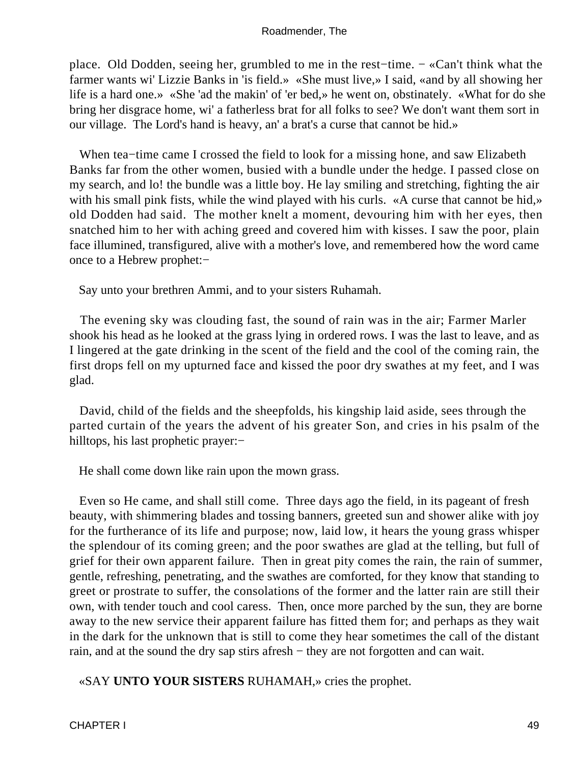place. Old Dodden, seeing her, grumbled to me in the rest−time. − «Can't think what the farmer wants wi' Lizzie Banks in 'is field.» «She must live,» I said, «and by all showing her life is a hard one.» «She 'ad the makin' of 'er bed,» he went on, obstinately. «What for do she bring her disgrace home, wi' a fatherless brat for all folks to see? We don't want them sort in our village. The Lord's hand is heavy, an' a brat's a curse that cannot be hid.»

When tea−time came I crossed the field to look for a missing hone, and saw Elizabeth Banks far from the other women, busied with a bundle under the hedge. I passed close on my search, and lo! the bundle was a little boy. He lay smiling and stretching, fighting the air with his small pink fists, while the wind played with his curls. «A curse that cannot be hid,» old Dodden had said. The mother knelt a moment, devouring him with her eyes, then snatched him to her with aching greed and covered him with kisses. I saw the poor, plain face illumined, transfigured, alive with a mother's love, and remembered how the word came once to a Hebrew prophet:−

Say unto your brethren Ammi, and to your sisters Ruhamah.

The evening sky was clouding fast, the sound of rain was in the air; Farmer Marler shook his head as he looked at the grass lying in ordered rows. I was the last to leave, and as I lingered at the gate drinking in the scent of the field and the cool of the coming rain, the first drops fell on my upturned face and kissed the poor dry swathes at my feet, and I was glad.

David, child of the fields and the sheepfolds, his kingship laid aside, sees through the parted curtain of the years the advent of his greater Son, and cries in his psalm of the hilltops, his last prophetic prayer:−

He shall come down like rain upon the mown grass.

Even so He came, and shall still come. Three days ago the field, in its pageant of fresh beauty, with shimmering blades and tossing banners, greeted sun and shower alike with joy for the furtherance of its life and purpose; now, laid low, it hears the young grass whisper the splendour of its coming green; and the poor swathes are glad at the telling, but full of grief for their own apparent failure. Then in great pity comes the rain, the rain of summer, gentle, refreshing, penetrating, and the swathes are comforted, for they know that standing to greet or prostrate to suffer, the consolations of the former and the latter rain are still their own, with tender touch and cool caress. Then, once more parched by the sun, they are borne away to the new service their apparent failure has fitted them for; and perhaps as they wait in the dark for the unknown that is still to come they hear sometimes the call of the distant rain, and at the sound the dry sap stirs afresh − they are not forgotten and can wait.

«SAY **UNTO YOUR SISTERS** RUHAMAH,» cries the prophet.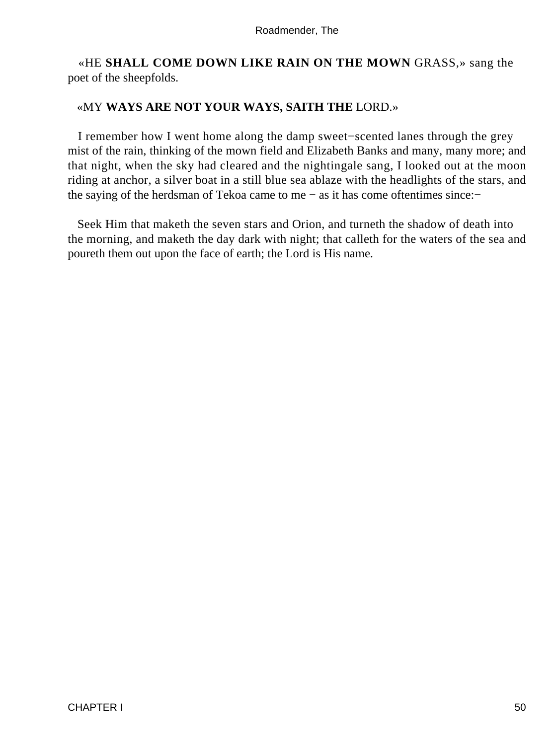«HE **SHALL COME DOWN LIKE RAIN ON THE MOWN** GRASS,» sang the poet of the sheepfolds.

«MY **WAYS ARE NOT YOUR WAYS, SAITH THE** LORD.»

I remember how I went home along the damp sweet−scented lanes through the grey mist of the rain, thinking of the mown field and Elizabeth Banks and many, many more; and that night, when the sky had cleared and the nightingale sang, I looked out at the moon riding at anchor, a silver boat in a still blue sea ablaze with the headlights of the stars, and the saying of the herdsman of Tekoa came to me − as it has come oftentimes since:−

Seek Him that maketh the seven stars and Orion, and turneth the shadow of death into the morning, and maketh the day dark with night; that calleth for the waters of the sea and poureth them out upon the face of earth; the Lord is His name.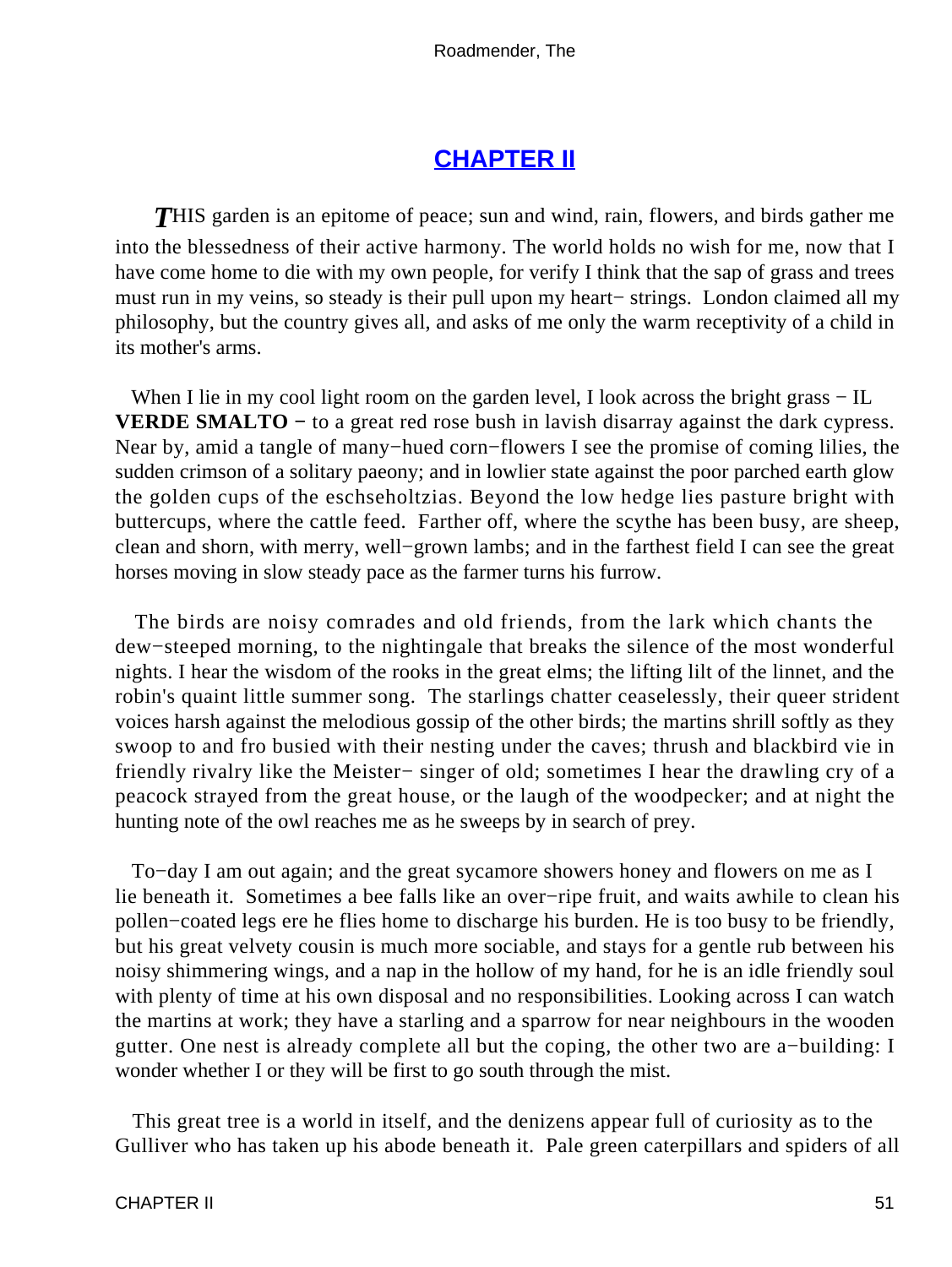## CHAPTER II

*T*HIS garden is an epitome of peace; sun and wind, rain, flowers, and birds gather me into the blessedness of their active harmony. The world holds no wish for me, now that I have come home to die with my own people, for verify I think that the sap of grass and trees must run in my veins, so steady is their pull upon my heart− strings. London claimed all my philosophy, but the country gives all, and asks of me only the warm receptivity of a child in its mother's arms.

When I lie in my cool light room on the garden level, I look across the bright grass − IL **VERDE SMALTO** − to a great red rose bush in lavish disarray against the dark cypress. Near by, amid a tangle of many−hued corn−flowers I see the promise of coming lilies, the sudden crimson of a solitary paeony; and in lowlier state against the poor parched earth glow the golden cups of the eschseholtzias. Beyond the low hedge lies pasture bright with buttercups, where the cattle feed. Farther off, where the scythe has been busy, are sheep, clean and shorn, with merry, well−grown lambs; and in the farthest field I can see the great horses moving in slow steady pace as the farmer turns his furrow.

The birds are noisy comrades and old friends, from the lark which chants the dew−steeped morning, to the nightingale that breaks the silence of the most wonderful nights. I hear the wisdom of the rooks in the great elms; the lifting lilt of the linnet, and the robin's quaint little summer song. The starlings chatter ceaselessly, their queer strident voices harsh against the melodious gossip of the other birds; the martins shrill softly as they swoop to and fro busied with their nesting under the caves; thrush and blackbird vie in friendly rivalry like the Meister− singer of old; sometimes I hear the drawling cry of a peacock strayed from the great house, or the laugh of the woodpecker; and at night the hunting note of the owl reaches me as he sweeps by in search of prey.

To−day I am out again; and the great sycamore showers honey and flowers on me as I lie beneath it. Sometimes a bee falls like an over−ripe fruit, and waits awhile to clean his pollen−coated legs ere he flies home to discharge his burden. He is too busy to be friendly, but his great velvety cousin is much more sociable, and stays for a gentle rub between his noisy shimmering wings, and a nap in the hollow of my hand, for he is an idle friendly soul with plenty of time at his own disposal and no responsibilities. Looking across I can watch the martins at work; they have a starling and a sparrow for near neighbours in the wooden gutter. One nest is already complete all but the coping, the other two are a−building: I wonder whether I or they will be first to go south through the mist.

This great tree is a world in itself, and the denizens appear full of curiosity as to the Gulliver who has taken up his abode beneath it. Pale green caterpillars and spiders of all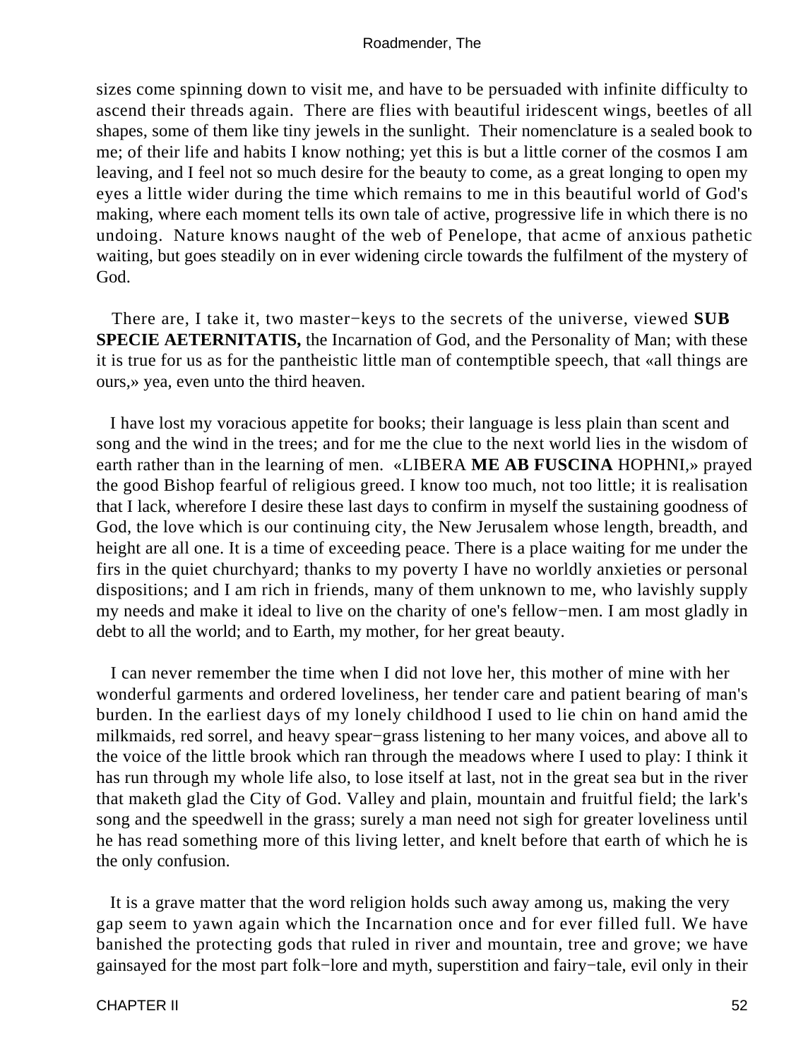sizes come spinning down to visit me, and have to be persuaded with infinite difficulty to ascend their threads again. There are flies with beautiful iridescent wings, beetles of all shapes, some of them like tiny jewels in the sunlight. Their nomenclature is a sealed book to me; of their life and habits I know nothing; yet this is but a little corner of the cosmos I am leaving, and I feel not so much desire for the beauty to come, as a great longing to open my eyes a little wider during the time which remains to me in this beautiful world of God's making, where each moment tells its own tale of active, progressive life in which there is no undoing. Nature knows naught of the web of Penelope, that acme of anxious pathetic waiting, but goes steadily on in ever widening circle towards the fulfilment of the mystery of God.

There are, I take it, two master−keys to the secrets of the universe, viewed **SUB SPECIE AETERNITATIS,** the Incarnation of God, and the Personality of Man; with these it is true for us as for the pantheistic little man of contemptible speech, that «all things are ours,» yea, even unto the third heaven.

I have lost my voracious appetite for books; their language is less plain than scent and song and the wind in the trees; and for me the clue to the next world lies in the wisdom of earth rather than in the learning of men. «LIBERA **ME AB FUSCINA** HOPHNI,» prayed the good Bishop fearful of religious greed. I know too much, not too little; it is realisation that I lack, wherefore I desire these last days to confirm in myself the sustaining goodness of God, the love which is our continuing city, the New Jerusalem whose length, breadth, and height are all one. It is a time of exceeding peace. There is a place waiting for me under the firs in the quiet churchyard; thanks to my poverty I have no worldly anxieties or personal dispositions; and I am rich in friends, many of them unknown to me, who lavishly supply my needs and make it ideal to live on the charity of one's fellow−men. I am most gladly in debt to all the world; and to Earth, my mother, for her great beauty.

I can never remember the time when I did not love her, this mother of mine with her wonderful garments and ordered loveliness, her tender care and patient bearing of man's burden. In the earliest days of my lonely childhood I used to lie chin on hand amid the milkmaids, red sorrel, and heavy spear−grass listening to her many voices, and above all to the voice of the little brook which ran through the meadows where I used to play: I think it has run through my whole life also, to lose itself at last, not in the great sea but in the river that maketh glad the City of God. Valley and plain, mountain and fruitful field; the lark's song and the speedwell in the grass; surely a man need not sigh for greater loveliness until he has read something more of this living letter, and knelt before that earth of which he is the only confusion.

It is a grave matter that the word religion holds such away among us, making the very gap seem to yawn again which the Incarnation once and for ever filled full. We have banished the protecting gods that ruled in river and mountain, tree and grove; we have gainsayed for the most part folk−lore and myth, superstition and fairy−tale, evil only in their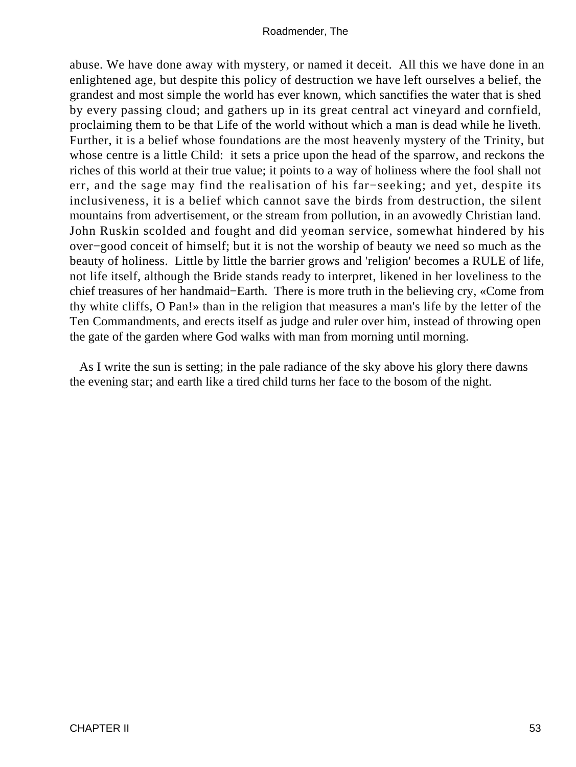abuse. We have done away with mystery, or named it deceit. All this we have done in an enlightened age, but despite this policy of destruction we have left ourselves a belief, the grandest and most simple the world has ever known, which sanctifies the water that is shed by every passing cloud; and gathers up in its great central act vineyard and cornfield, proclaiming them to be that Life of the world without which a man is dead while he liveth. Further, it is a belief whose foundations are the most heavenly mystery of the Trinity, but whose centre is a little Child: it sets a price upon the head of the sparrow, and reckons the riches of this world at their true value; it points to a way of holiness where the fool shall not err, and the sage may find the realisation of his far−seeking; and yet, despite its inclusiveness, it is a belief which cannot save the birds from destruction, the silent mountains from advertisement, or the stream from pollution, in an avowedly Christian land. John Ruskin scolded and fought and did yeoman service, somewhat hindered by his over−good conceit of himself; but it is not the worship of beauty we need so much as the beauty of holiness. Little by little the barrier grows and 'religion' becomes a RULE of life, not life itself, although the Bride stands ready to interpret, likened in her loveliness to the chief treasures of her handmaid−Earth. There is more truth in the believing cry, «Come from thy white cliffs, O Pan!» than in the religion that measures a man's life by the letter of the Ten Commandments, and erects itself as judge and ruler over him, instead of throwing open the gate of the garden where God walks with man from morning until morning.

As I write the sun is setting; in the pale radiance of the sky above his glory there dawns the evening star; and earth like a tired child turns her face to the bosom of the night.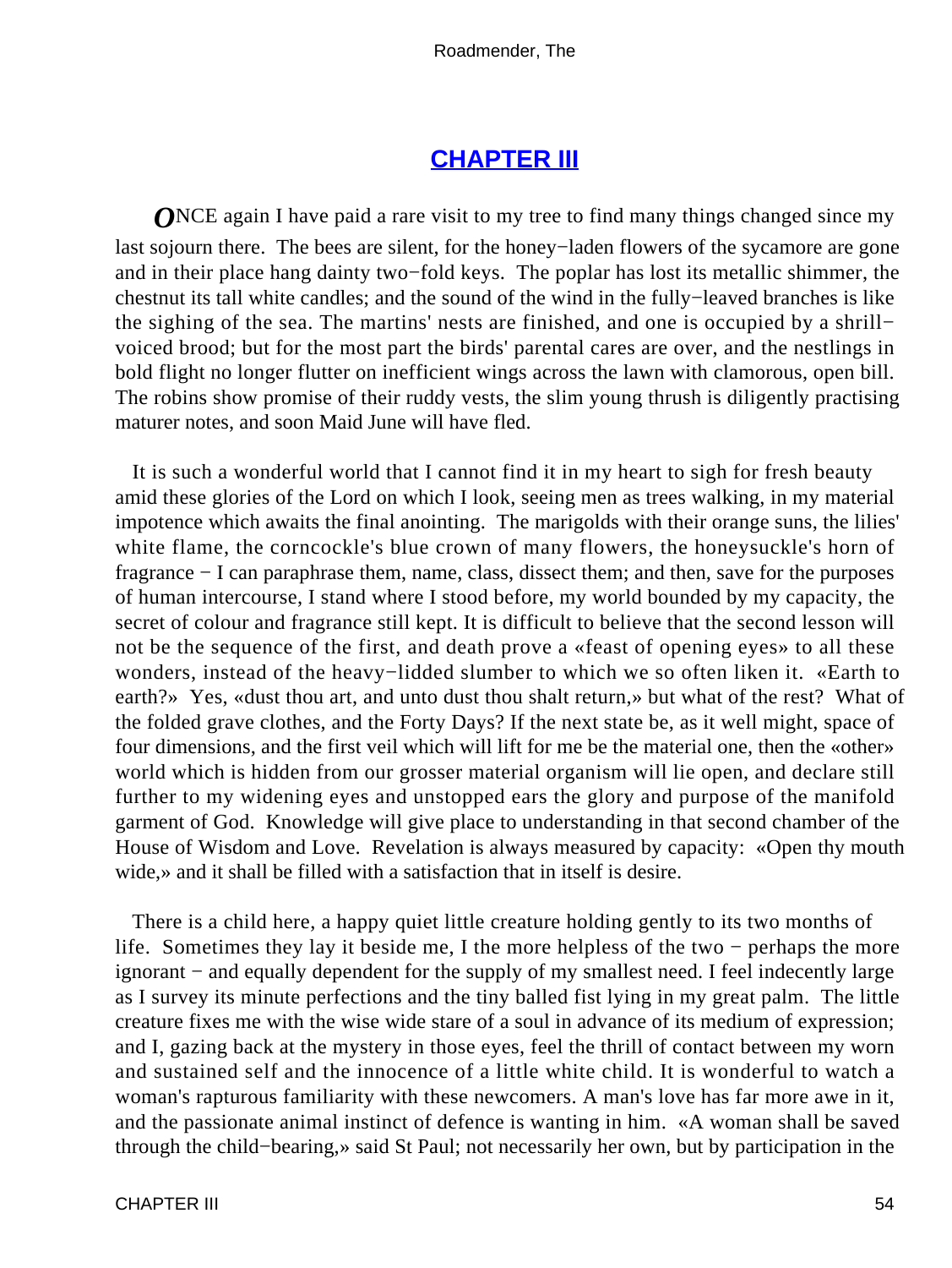# CHAPTER III

*O*NCE again I have paid a rare visit to my tree to find many things changed since my last sojourn there. The bees are silent, for the honey−laden flowers of the sycamore are gone and in their place hang dainty two−fold keys. The poplar has lost its metallic shimmer, the chestnut its tall white candles; and the sound of the wind in the fully−leaved branches is like the sighing of the sea. The martins' nests are finished, and one is occupied by a shrill−voiced brood; but for the most part the birds' parental cares are over, and the nestlings in bold flight no longer flutter on inefficient wings across the lawn with clamorous, open bill. The robins show promise of their ruddy vests, the slim young thrush is diligently practising maturer notes, and soon Maid June will have fled.

It is such a wonderful world that I cannot find it in my heart to sigh for fresh beauty amid these glories of the Lord on which I look, seeing men as trees walking, in my material impotence which awaits the final anointing. The marigolds with their orange suns, the lilies' white flame, the corncockle's blue crown of many flowers, the honeysuckle's horn of fragrance − I can paraphrase them, name, class, dissect them; and then, save for the purposes of human intercourse, I stand where I stood before, my world bounded by my capacity, the secret of colour and fragrance still kept. It is difficult to believe that the second lesson will not be the sequence of the first, and death prove a «feast of opening eyes» to all these wonders, instead of the heavy−lidded slumber to which we so often liken it. «Earth to earth?» Yes, «dust thou art, and unto dust thou shalt return,» but what of the rest? What of the folded grave clothes, and the Forty Days? If the next state be, as it well might, space of four dimensions, and the first veil which will lift for me be the material one, then the «other» world which is hidden from our grosser material organism will lie open, and declare still further to my widening eyes and unstopped ears the glory and purpose of the manifold garment of God. Knowledge will give place to understanding in that second chamber of the House of Wisdom and Love. Revelation is always measured by capacity: «Open thy mouth wide,» and it shall be filled with a satisfaction that in itself is desire.

There is a child here, a happy quiet little creature holding gently to its two months of life. Sometimes they lay it beside me, I the more helpless of the two − perhaps the more ignorant − and equally dependent for the supply of my smallest need. I feel indecently large as I survey its minute perfections and the tiny balled fist lying in my great palm. The little creature fixes me with the wise wide stare of a soul in advance of its medium of expression; and I, gazing back at the mystery in those eyes, feel the thrill of contact between my worn and sustained self and the innocence of a little white child. It is wonderful to watch a woman's rapturous familiarity with these newcomers. A man's love has far more awe in it, and the passionate animal instinct of defence is wanting in him. «A woman shall be saved through the child−bearing,» said St Paul; not necessarily her own, but by participation in the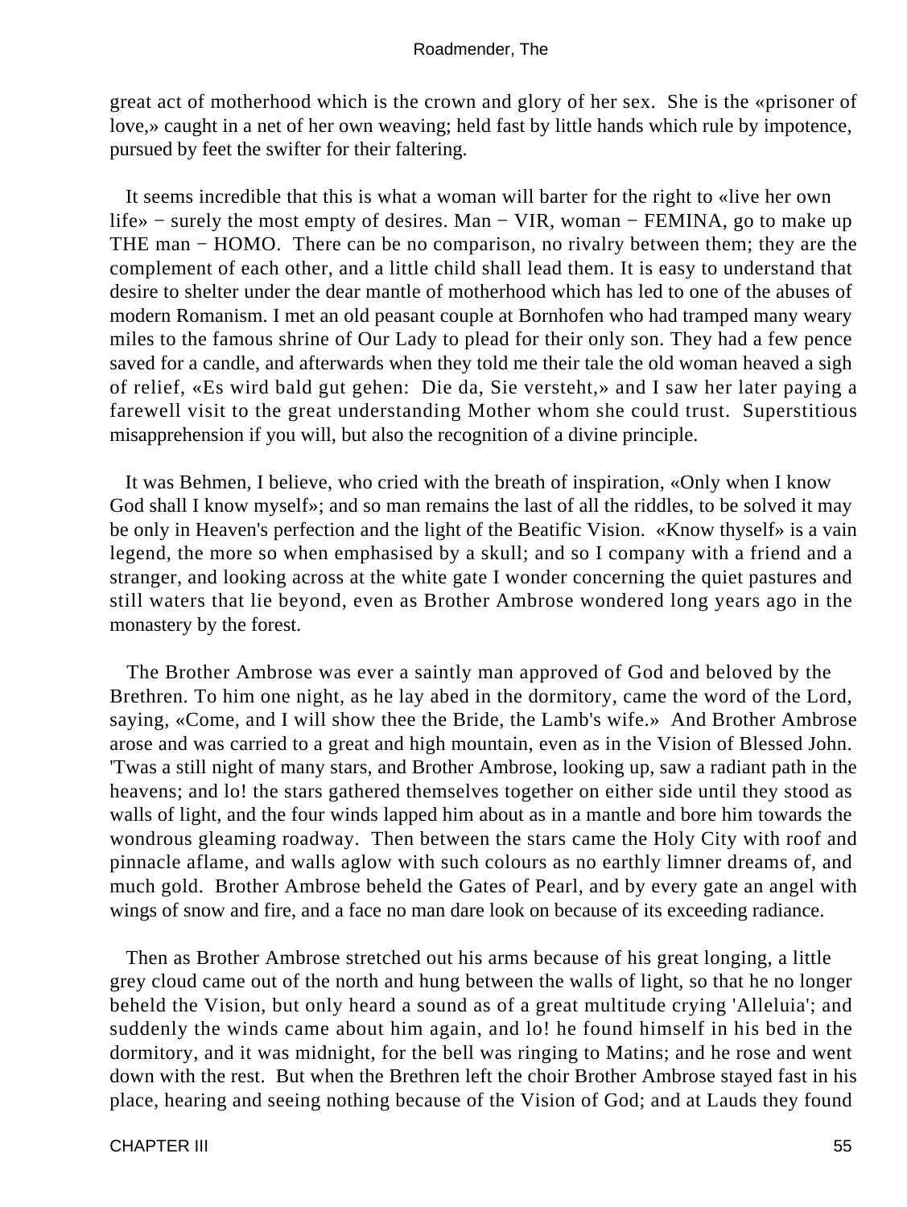great act of motherhood which is the crown and glory of her sex. She is the «prisoner of love,» caught in a net of her own weaving; held fast by little hands which rule by impotence, pursued by feet the swifter for their faltering.

It seems incredible that this is what a woman will barter for the right to «live her own life» − surely the most empty of desires. Man − VIR, woman − FEMINA, go to make up THE man − HOMO. There can be no comparison, no rivalry between them; they are the complement of each other, and a little child shall lead them. It is easy to understand that desire to shelter under the dear mantle of motherhood which has led to one of the abuses of modern Romanism. I met an old peasant couple at Bornhofen who had tramped many weary miles to the famous shrine of Our Lady to plead for their only son. They had a few pence saved for a candle, and afterwards when they told me their tale the old woman heaved a sigh of relief, «Es wird bald gut gehen: Die da, Sie versteht,» and I saw her later paying a farewell visit to the great understanding Mother whom she could trust. Superstitious misapprehension if you will, but also the recognition of a divine principle.

It was Behmen, I believe, who cried with the breath of inspiration, «Only when I know God shall I know myself»; and so man remains the last of all the riddles, to be solved it may be only in Heaven's perfection and the light of the Beatific Vision. «Know thyself» is a vain legend, the more so when emphasised by a skull; and so I company with a friend and a stranger, and looking across at the white gate I wonder concerning the quiet pastures and still waters that lie beyond, even as Brother Ambrose wondered long years ago in the monastery by the forest.

The Brother Ambrose was ever a saintly man approved of God and beloved by the Brethren. To him one night, as he lay abed in the dormitory, came the word of the Lord, saying, «Come, and I will show thee the Bride, the Lamb's wife.» And Brother Ambrose arose and was carried to a great and high mountain, even as in the Vision of Blessed John. 'Twas a still night of many stars, and Brother Ambrose, looking up, saw a radiant path in the heavens; and lo! the stars gathered themselves together on either side until they stood as walls of light, and the four winds lapped him about as in a mantle and bore him towards the wondrous gleaming roadway. Then between the stars came the Holy City with roof and pinnacle aflame, and walls aglow with such colours as no earthly limner dreams of, and much gold. Brother Ambrose beheld the Gates of Pearl, and by every gate an angel with wings of snow and fire, and a face no man dare look on because of its exceeding radiance.

Then as Brother Ambrose stretched out his arms because of his great longing, a little grey cloud came out of the north and hung between the walls of light, so that he no longer beheld the Vision, but only heard a sound as of a great multitude crying 'Alleluia'; and suddenly the winds came about him again, and lo! he found himself in his bed in the dormitory, and it was midnight, for the bell was ringing to Matins; and he rose and went down with the rest. But when the Brethren left the choir Brother Ambrose stayed fast in his place, hearing and seeing nothing because of the Vision of God; and at Lauds they found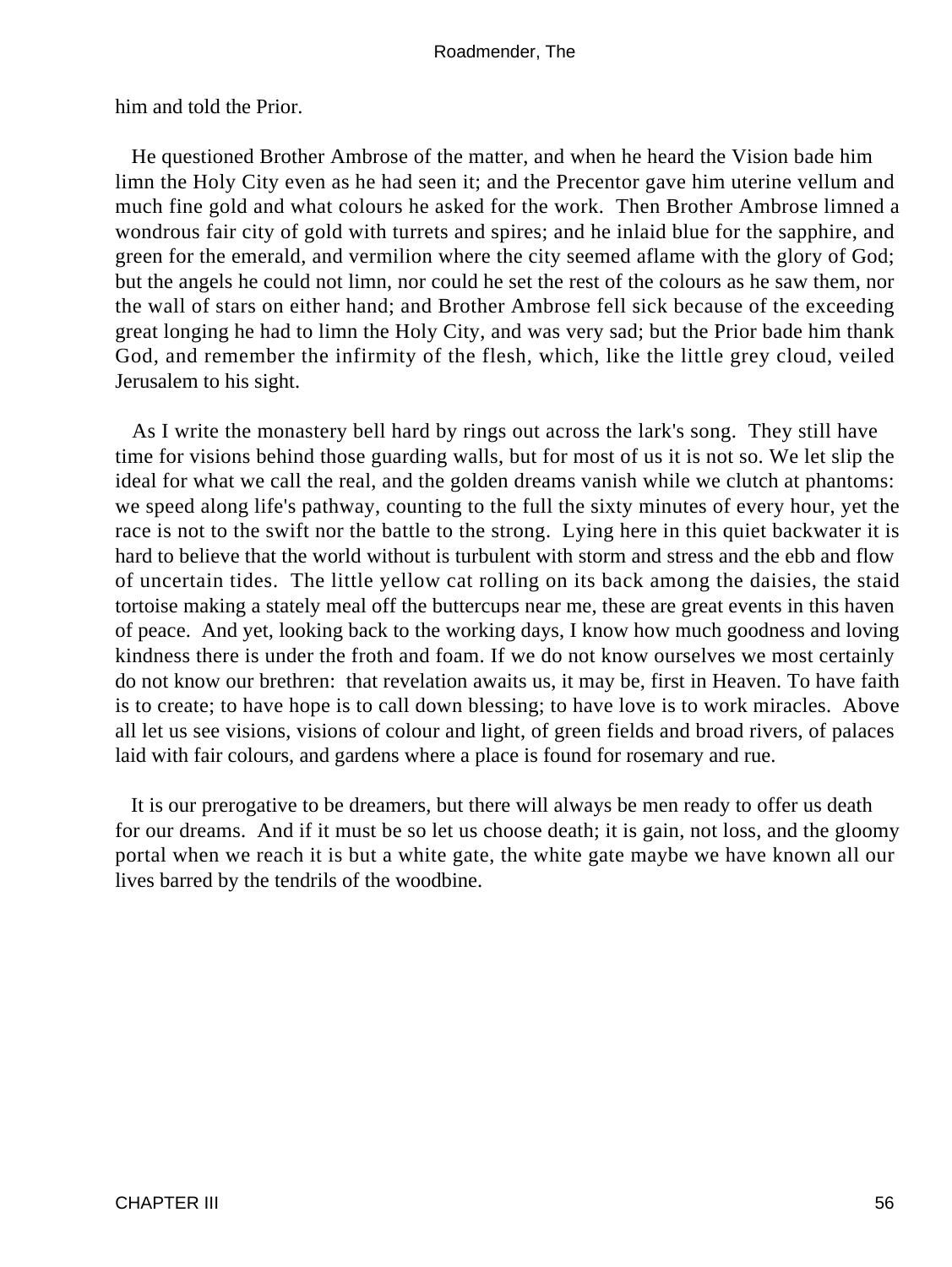him and told the Prior.

He questioned Brother Ambrose of the matter, and when he heard the Vision bade him limn the Holy City even as he had seen it; and the Precentor gave him uterine vellum and much fine gold and what colours he asked for the work. Then Brother Ambrose limned a wondrous fair city of gold with turrets and spires; and he inlaid blue for the sapphire, and green for the emerald, and vermilion where the city seemed aflame with the glory of God; but the angels he could not limn, nor could he set the rest of the colours as he saw them, nor the wall of stars on either hand; and Brother Ambrose fell sick because of the exceeding great longing he had to limn the Holy City, and was very sad; but the Prior bade him thank God, and remember the infirmity of the flesh, which, like the little grey cloud, veiled Jerusalem to his sight.

As I write the monastery bell hard by rings out across the lark's song. They still have time for visions behind those guarding walls, but for most of us it is not so. We let slip the ideal for what we call the real, and the golden dreams vanish while we clutch at phantoms: we speed along life's pathway, counting to the full the sixty minutes of every hour, yet the race is not to the swift nor the battle to the strong. Lying here in this quiet backwater it is hard to believe that the world without is turbulent with storm and stress and the ebb and flow of uncertain tides. The little yellow cat rolling on its back among the daisies, the staid tortoise making a stately meal off the buttercups near me, these are great events in this haven of peace. And yet, looking back to the working days, I know how much goodness and loving kindness there is under the froth and foam. If we do not know ourselves we most certainly do not know our brethren: that revelation awaits us, it may be, first in Heaven. To have faith is to create; to have hope is to call down blessing; to have love is to work miracles. Above all let us see visions, visions of colour and light, of green fields and broad rivers, of palaces laid with fair colours, and gardens where a place is found for rosemary and rue.

It is our prerogative to be dreamers, but there will always be men ready to offer us death for our dreams. And if it must be so let us choose death; it is gain, not loss, and the gloomy portal when we reach it is but a white gate, the white gate maybe we have known all our lives barred by the tendrils of the woodbine.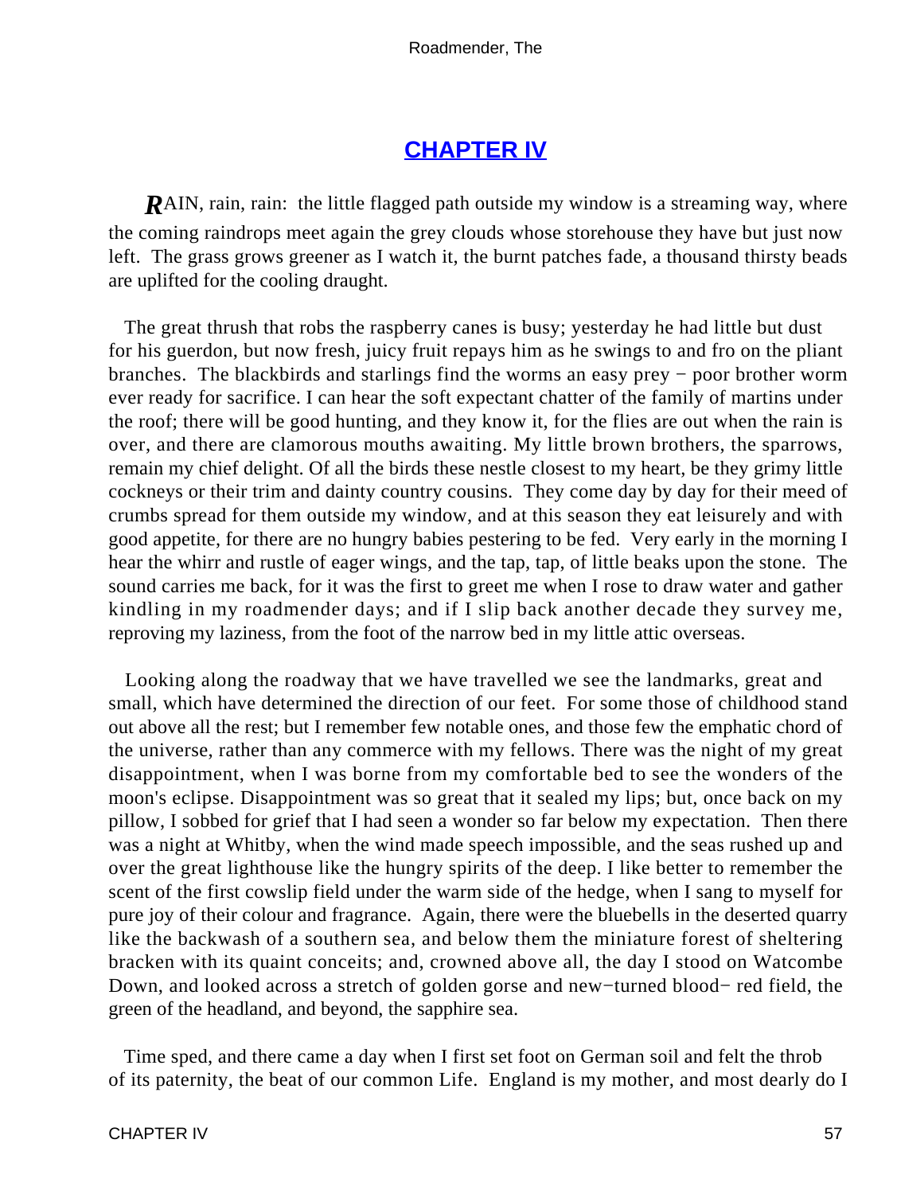# CHAPTER IV

***R***AIN, rain, rain: the little flagged path outside my window is a streaming way, where the coming raindrops meet again the grey clouds whose storehouse they have but just now left. The grass grows greener as I watch it, the burnt patches fade, a thousand thirsty beads are uplifted for the cooling draught.

The great thrush that robs the raspberry canes is busy; yesterday he had little but dust for his guerdon, but now fresh, juicy fruit repays him as he swings to and fro on the pliant branches. The blackbirds and starlings find the worms an easy prey − poor brother worm ever ready for sacrifice. I can hear the soft expectant chatter of the family of martins under the roof; there will be good hunting, and they know it, for the flies are out when the rain is over, and there are clamorous mouths awaiting. My little brown brothers, the sparrows, remain my chief delight. Of all the birds these nestle closest to my heart, be they grimy little cockneys or their trim and dainty country cousins. They come day by day for their meed of crumbs spread for them outside my window, and at this season they eat leisurely and with good appetite, for there are no hungry babies pestering to be fed. Very early in the morning I hear the whirr and rustle of eager wings, and the tap, tap, of little beaks upon the stone. The sound carries me back, for it was the first to greet me when I rose to draw water and gather kindling in my roadmender days; and if I slip back another decade they survey me, reproving my laziness, from the foot of the narrow bed in my little attic overseas.

Looking along the roadway that we have travelled we see the landmarks, great and small, which have determined the direction of our feet. For some those of childhood stand out above all the rest; but I remember few notable ones, and those few the emphatic chord of the universe, rather than any commerce with my fellows. There was the night of my great disappointment, when I was borne from my comfortable bed to see the wonders of the moon's eclipse. Disappointment was so great that it sealed my lips; but, once back on my pillow, I sobbed for grief that I had seen a wonder so far below my expectation. Then there was a night at Whitby, when the wind made speech impossible, and the seas rushed up and over the great lighthouse like the hungry spirits of the deep. I like better to remember the scent of the first cowslip field under the warm side of the hedge, when I sang to myself for pure joy of their colour and fragrance. Again, there were the bluebells in the deserted quarry like the backwash of a southern sea, and below them the miniature forest of sheltering bracken with its quaint conceits; and, crowned above all, the day I stood on Watcombe Down, and looked across a stretch of golden gorse and new−turned blood− red field, the green of the headland, and beyond, the sapphire sea.

Time sped, and there came a day when I first set foot on German soil and felt the throb of its paternity, the beat of our common Life. England is my mother, and most dearly do I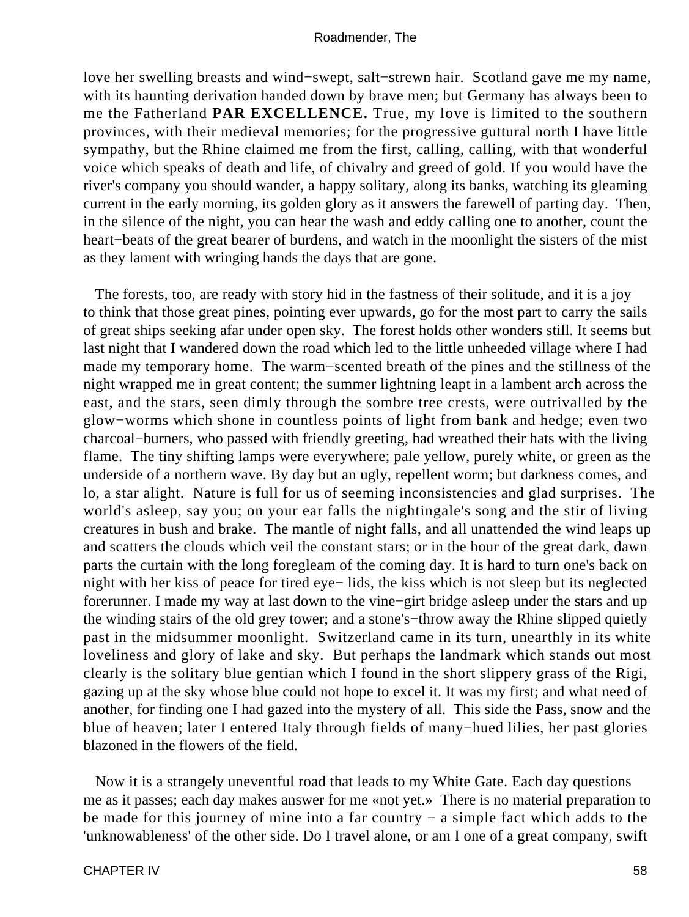love her swelling breasts and wind−swept, salt−strewn hair. Scotland gave me my name, with its haunting derivation handed down by brave men; but Germany has always been to me the Fatherland **PAR EXCELLENCE.** True, my love is limited to the southern provinces, with their medieval memories; for the progressive guttural north I have little sympathy, but the Rhine claimed me from the first, calling, calling, with that wonderful voice which speaks of death and life, of chivalry and greed of gold. If you would have the river's company you should wander, a happy solitary, along its banks, watching its gleaming current in the early morning, its golden glory as it answers the farewell of parting day. Then, in the silence of the night, you can hear the wash and eddy calling one to another, count the heart−beats of the great bearer of burdens, and watch in the moonlight the sisters of the mist as they lament with wringing hands the days that are gone.

The forests, too, are ready with story hid in the fastness of their solitude, and it is a joy to think that those great pines, pointing ever upwards, go for the most part to carry the sails of great ships seeking afar under open sky. The forest holds other wonders still. It seems but last night that I wandered down the road which led to the little unheeded village where I had made my temporary home. The warm−scented breath of the pines and the stillness of the night wrapped me in great content; the summer lightning leapt in a lambent arch across the east, and the stars, seen dimly through the sombre tree crests, were outrivalled by the glow−worms which shone in countless points of light from bank and hedge; even two charcoal−burners, who passed with friendly greeting, had wreathed their hats with the living flame. The tiny shifting lamps were everywhere; pale yellow, purely white, or green as the underside of a northern wave. By day but an ugly, repellent worm; but darkness comes, and lo, a star alight. Nature is full for us of seeming inconsistencies and glad surprises. The world's asleep, say you; on your ear falls the nightingale's song and the stir of living creatures in bush and brake. The mantle of night falls, and all unattended the wind leaps up and scatters the clouds which veil the constant stars; or in the hour of the great dark, dawn parts the curtain with the long foregleam of the coming day. It is hard to turn one's back on night with her kiss of peace for tired eye− lids, the kiss which is not sleep but its neglected forerunner. I made my way at last down to the vine−girt bridge asleep under the stars and up the winding stairs of the old grey tower; and a stone's−throw away the Rhine slipped quietly past in the midsummer moonlight. Switzerland came in its turn, unearthly in its white loveliness and glory of lake and sky. But perhaps the landmark which stands out most clearly is the solitary blue gentian which I found in the short slippery grass of the Rigi, gazing up at the sky whose blue could not hope to excel it. It was my first; and what need of another, for finding one I had gazed into the mystery of all. This side the Pass, snow and the blue of heaven; later I entered Italy through fields of many−hued lilies, her past glories blazoned in the flowers of the field.

Now it is a strangely uneventful road that leads to my White Gate. Each day questions me as it passes; each day makes answer for me «not yet.» There is no material preparation to be made for this journey of mine into a far country − a simple fact which adds to the 'unknowableness' of the other side. Do I travel alone, or am I one of a great company, swift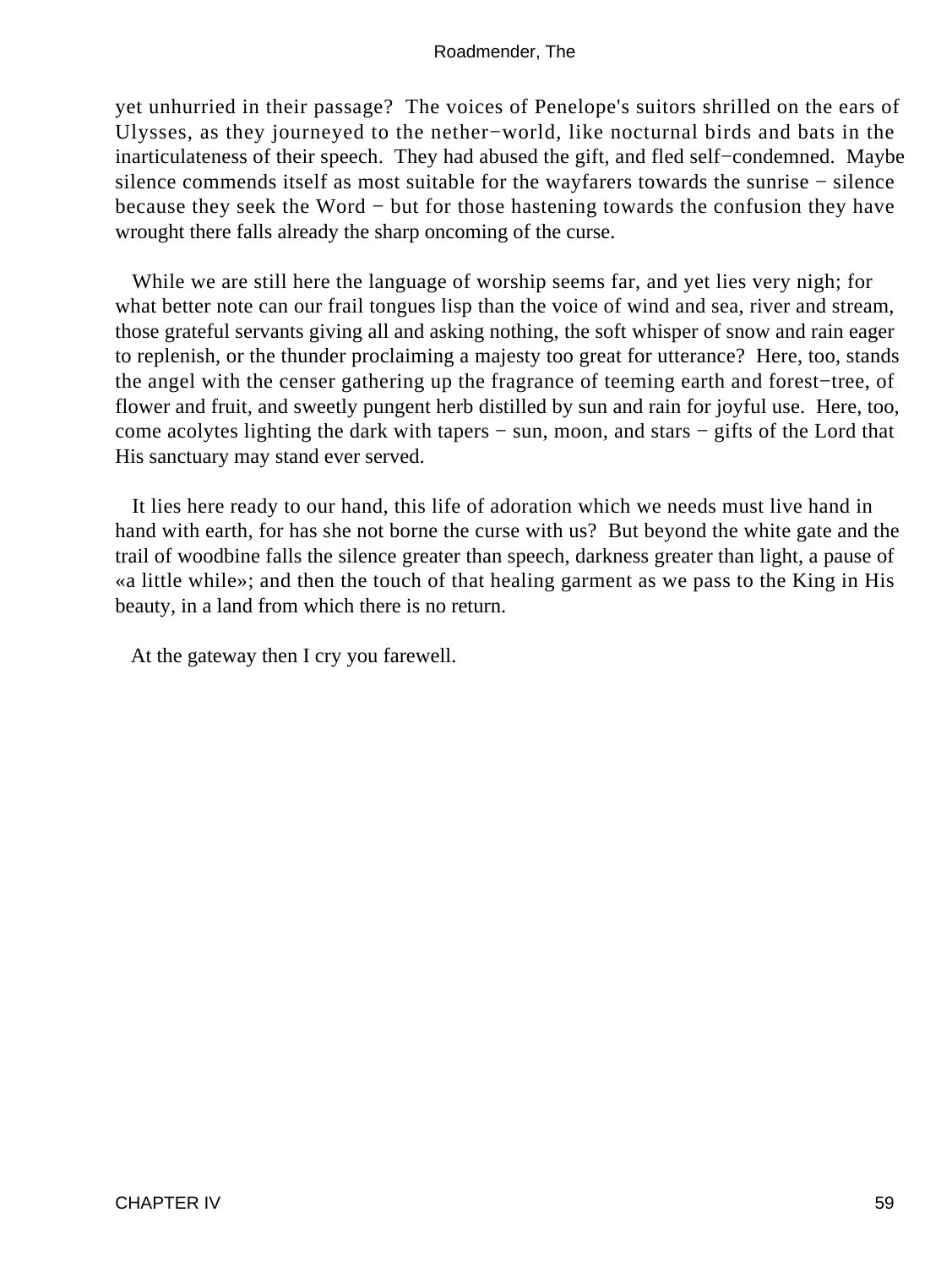yet unhurried in their passage? The voices of Penelope's suitors shrilled on the ears of Ulysses, as they journeyed to the nether−world, like nocturnal birds and bats in the inarticulateness of their speech. They had abused the gift, and fled self−condemned. Maybe silence commends itself as most suitable for the wayfarers towards the sunrise − silence because they seek the Word − but for those hastening towards the confusion they have wrought there falls already the sharp oncoming of the curse.

While we are still here the language of worship seems far, and yet lies very nigh; for what better note can our frail tongues lisp than the voice of wind and sea, river and stream, those grateful servants giving all and asking nothing, the soft whisper of snow and rain eager to replenish, or the thunder proclaiming a majesty too great for utterance? Here, too, stands the angel with the censer gathering up the fragrance of teeming earth and forest−tree, of flower and fruit, and sweetly pungent herb distilled by sun and rain for joyful use. Here, too, come acolytes lighting the dark with tapers − sun, moon, and stars − gifts of the Lord that His sanctuary may stand ever served.

It lies here ready to our hand, this life of adoration which we needs must live hand in hand with earth, for has she not borne the curse with us? But beyond the white gate and the trail of woodbine falls the silence greater than speech, darkness greater than light, a pause of «a little while»; and then the touch of that healing garment as we pass to the King in His beauty, in a land from which there is no return.

At the gateway then I cry you farewell.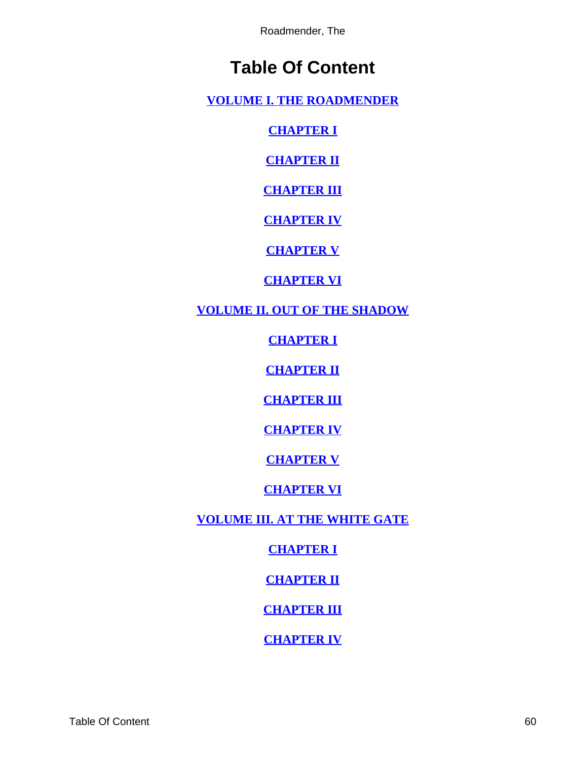# Table Of Content

**VOLUME I. THE ROADMENDER**

**CHAPTER I**

**CHAPTER II**

**CHAPTER III**

**CHAPTER IV**

**CHAPTER V**

**CHAPTER VI**

**VOLUME II. OUT OF THE SHADOW**

**CHAPTER I**

**CHAPTER II**

**CHAPTER III**

**CHAPTER IV**

**CHAPTER V**

**CHAPTER VI**

**VOLUME III. AT THE WHITE GATE**

**CHAPTER I**

**CHAPTER II**

**CHAPTER III**

**CHAPTER IV**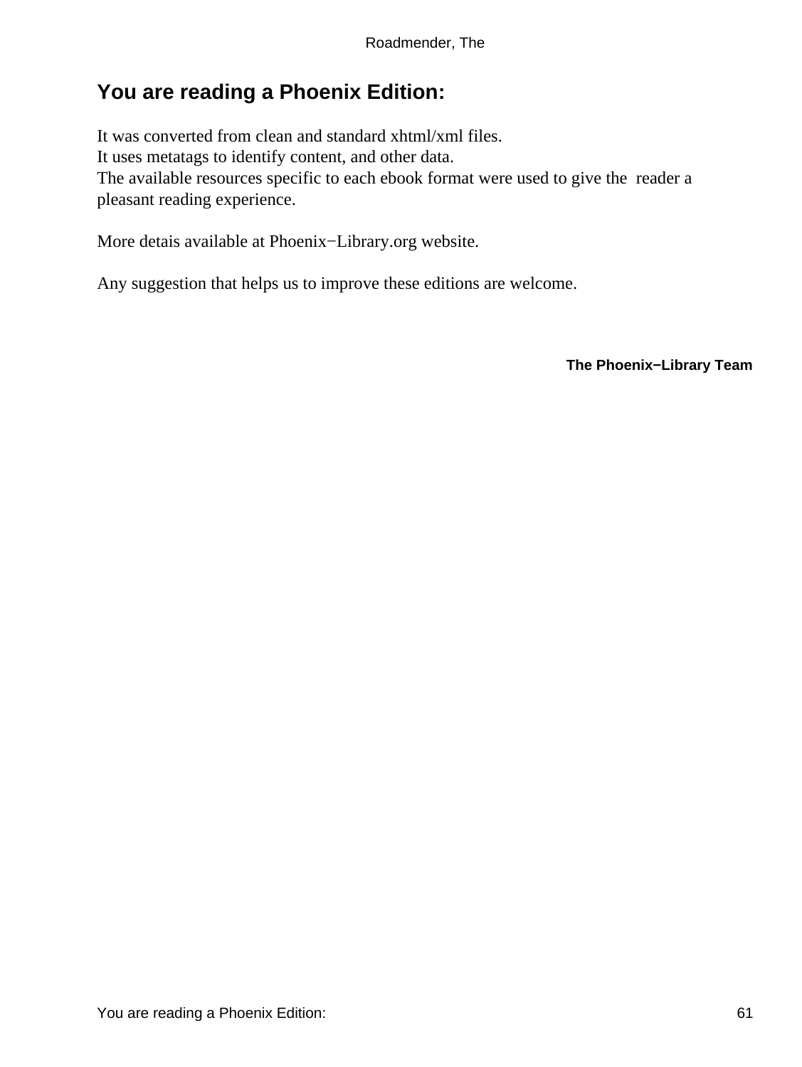## You are reading a Phoenix Edition:

It was converted from clean and standard xhtml/xml files.
It uses metatags to identify content, and other data.
The available resources specific to each ebook format were used to give the reader a pleasant reading experience.

More detais available at Phoenix−Library.org website.

Any suggestion that helps us to improve these editions are welcome.

**The Phoenix−Library Team**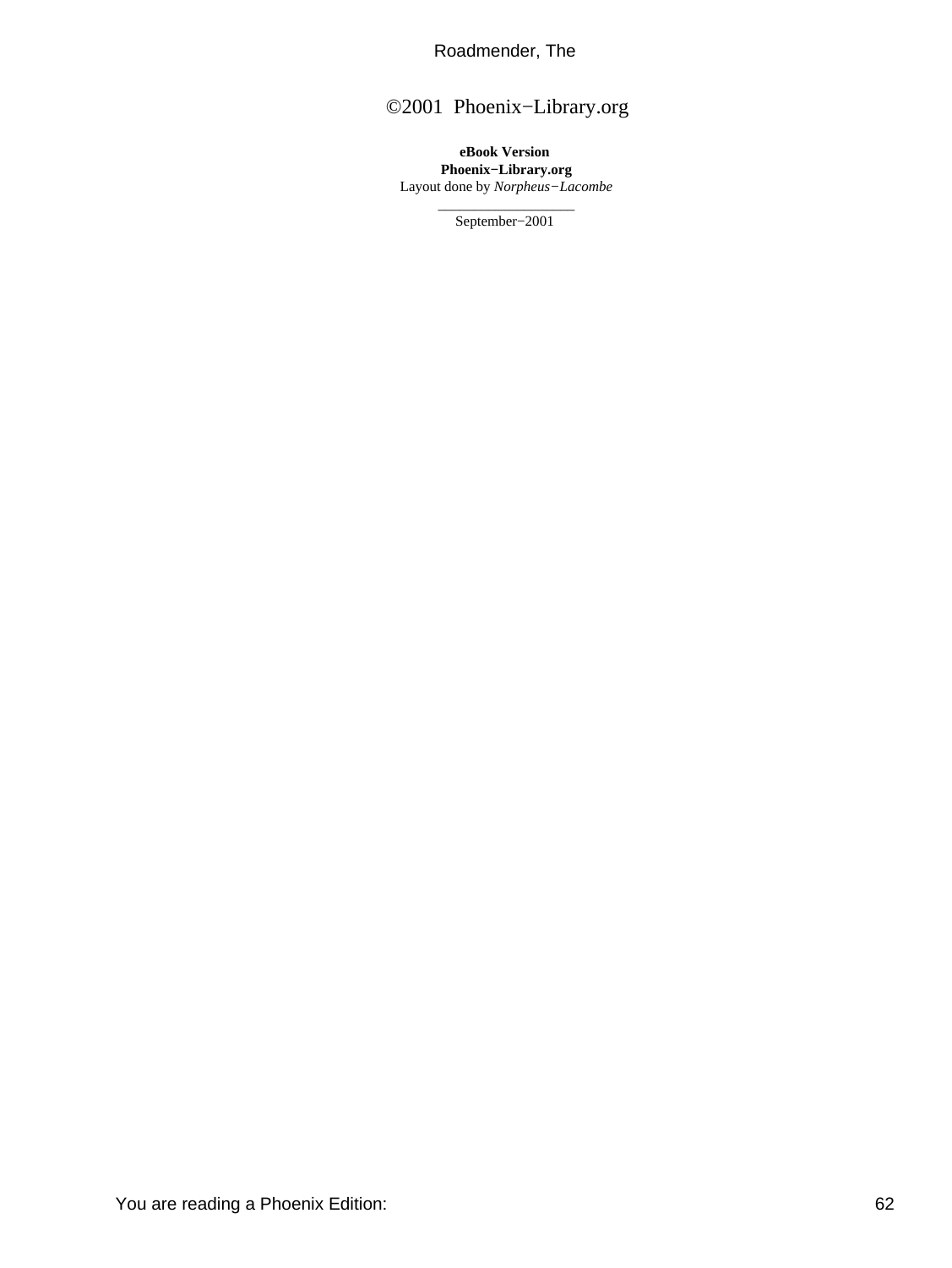©2001 Phoenix−Library.org

**eBook Version**
**Phoenix−Library.org**
Layout done by *Norpheus−Lacombe*

\_\_\_\_\_\_\_\_\_\_\_\_\_\_\_\_\_\_\_\_
September−2001